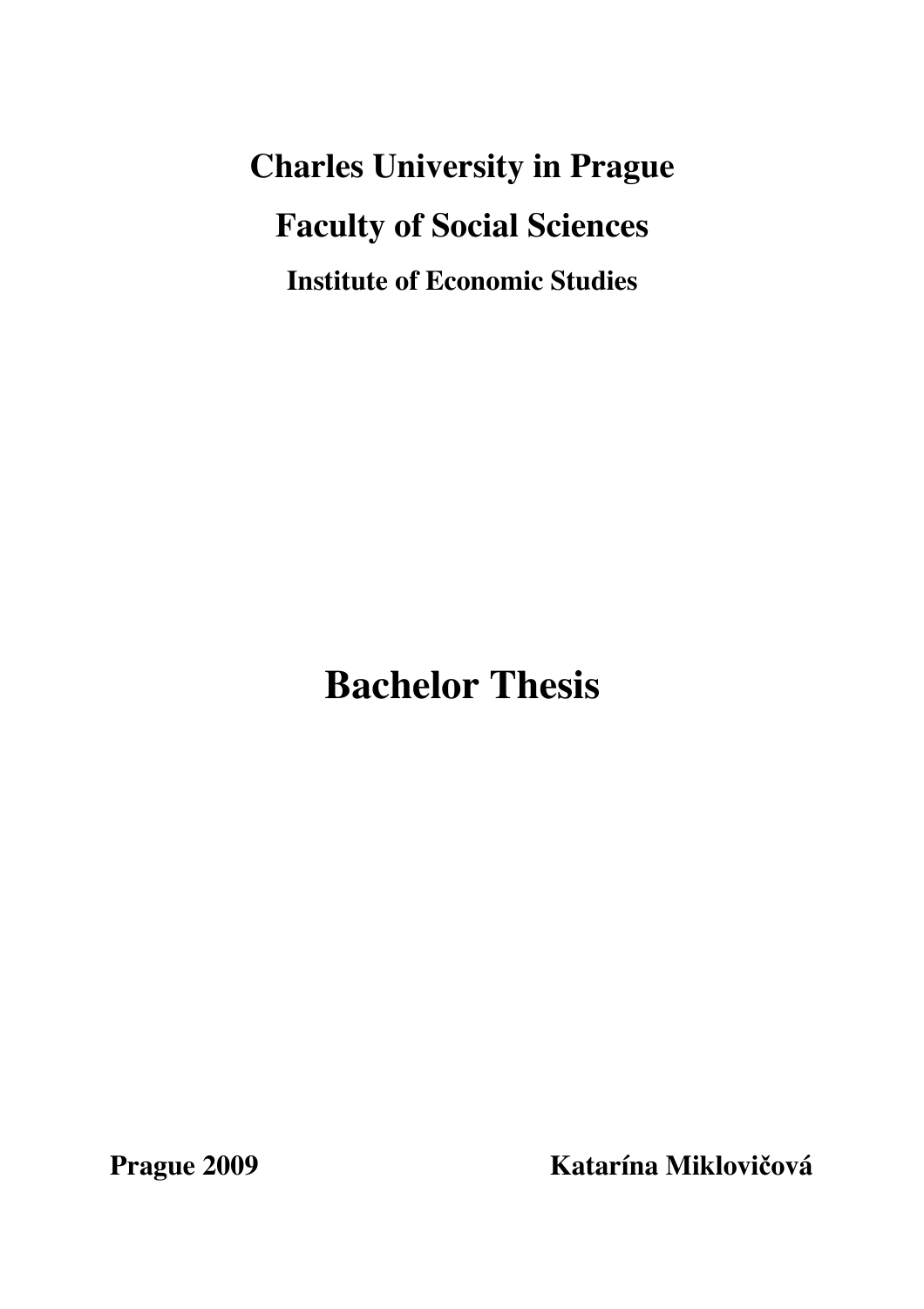**Charles University in Prague**

**Faculty of Social Sciences**

**Institute of Economic Studies**

# Bachelor Thesis

**Prague 2009** **Katarína Miklovičová**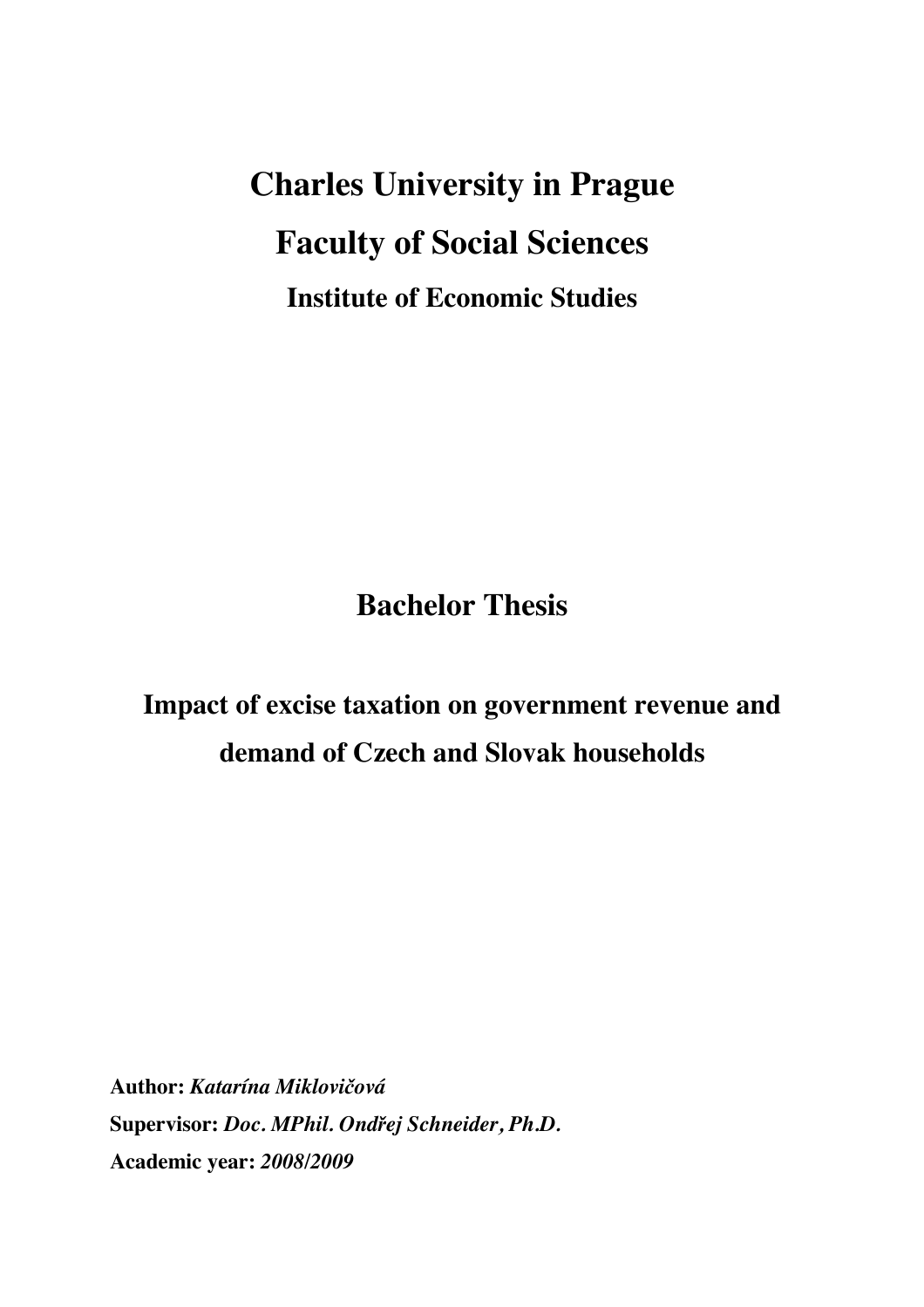# Charles University in Prague

# Faculty of Social Sciences

## Institute of Economic Studies

# Bachelor Thesis

## Impact of excise taxation on government revenue and demand of Czech and Slovak households

**Author:** *Katarína Miklovičová*

**Supervisor:** *Doc. MPhil. Ondřej Schneider, Ph.D.*

**Academic year:** *2008/2009*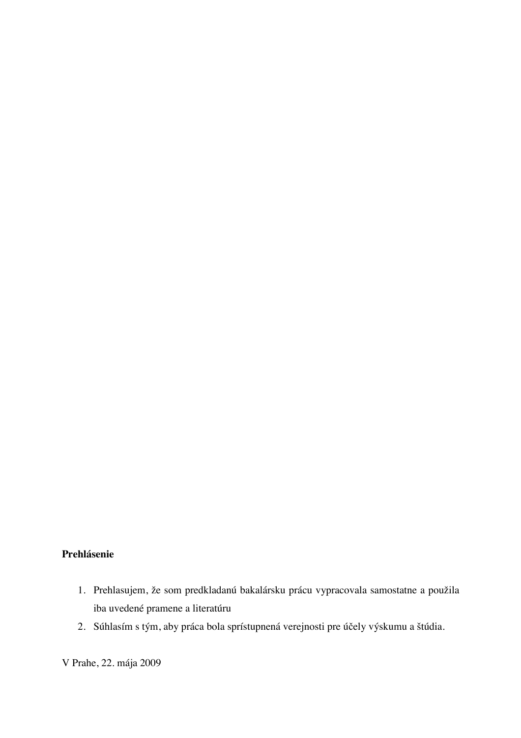**Prehlásenie**

1. Prehlasujem, že som predkladanú bakalársku prácu vypracovala samostatne a použila iba uvedené pramene a literatúru
2. Súhlasím s tým, aby práca bola sprístupnená verejnosti pre účely výskumu a štúdia.

V Prahe, 22. mája 2009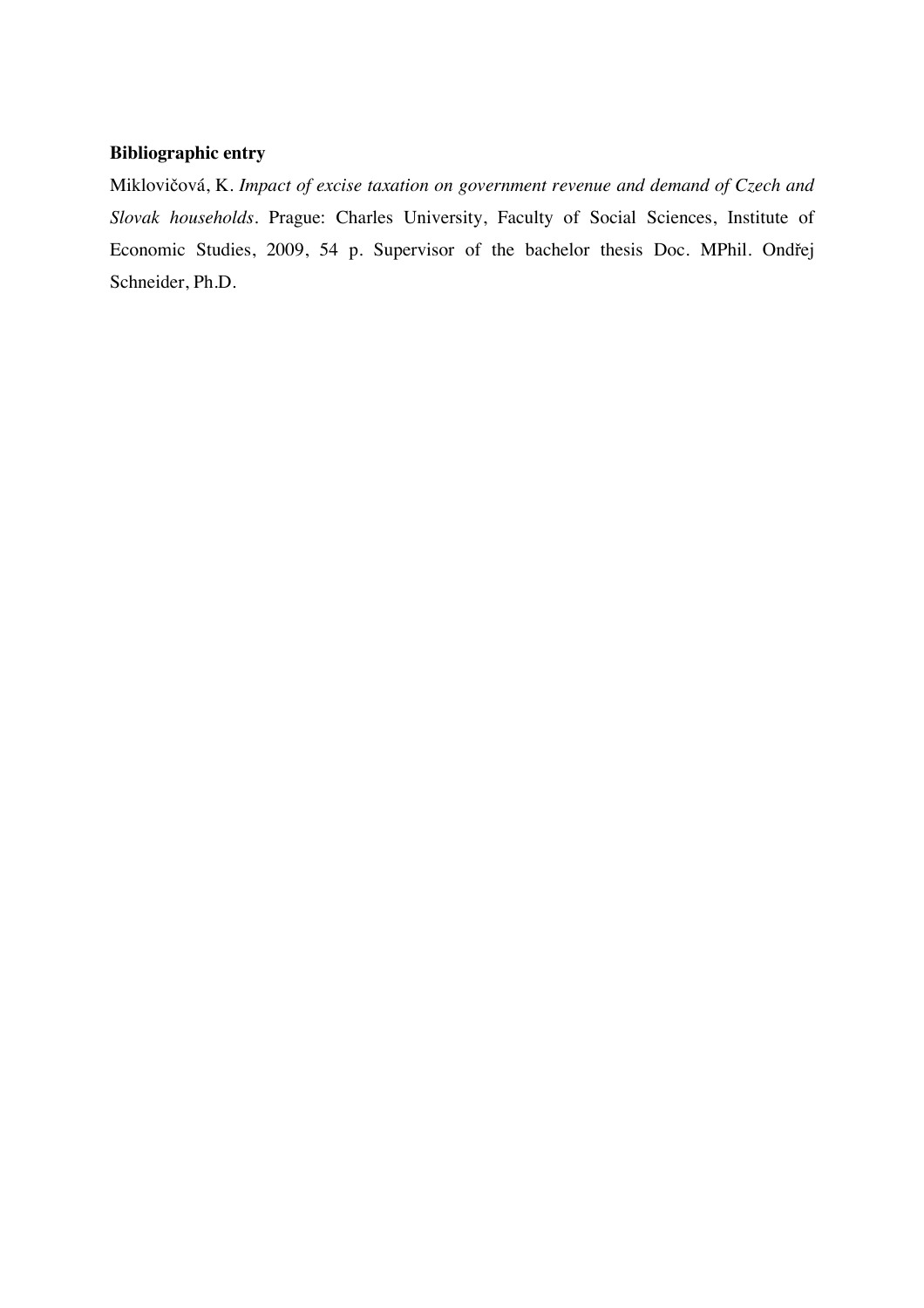**Bibliographic entry**

Miklovičová, K. *Impact of excise taxation on government revenue and demand of Czech and Slovak households*. Prague: Charles University, Faculty of Social Sciences, Institute of Economic Studies, 2009, 54 p. Supervisor of the bachelor thesis Doc. MPhil. Ondřej Schneider, Ph.D.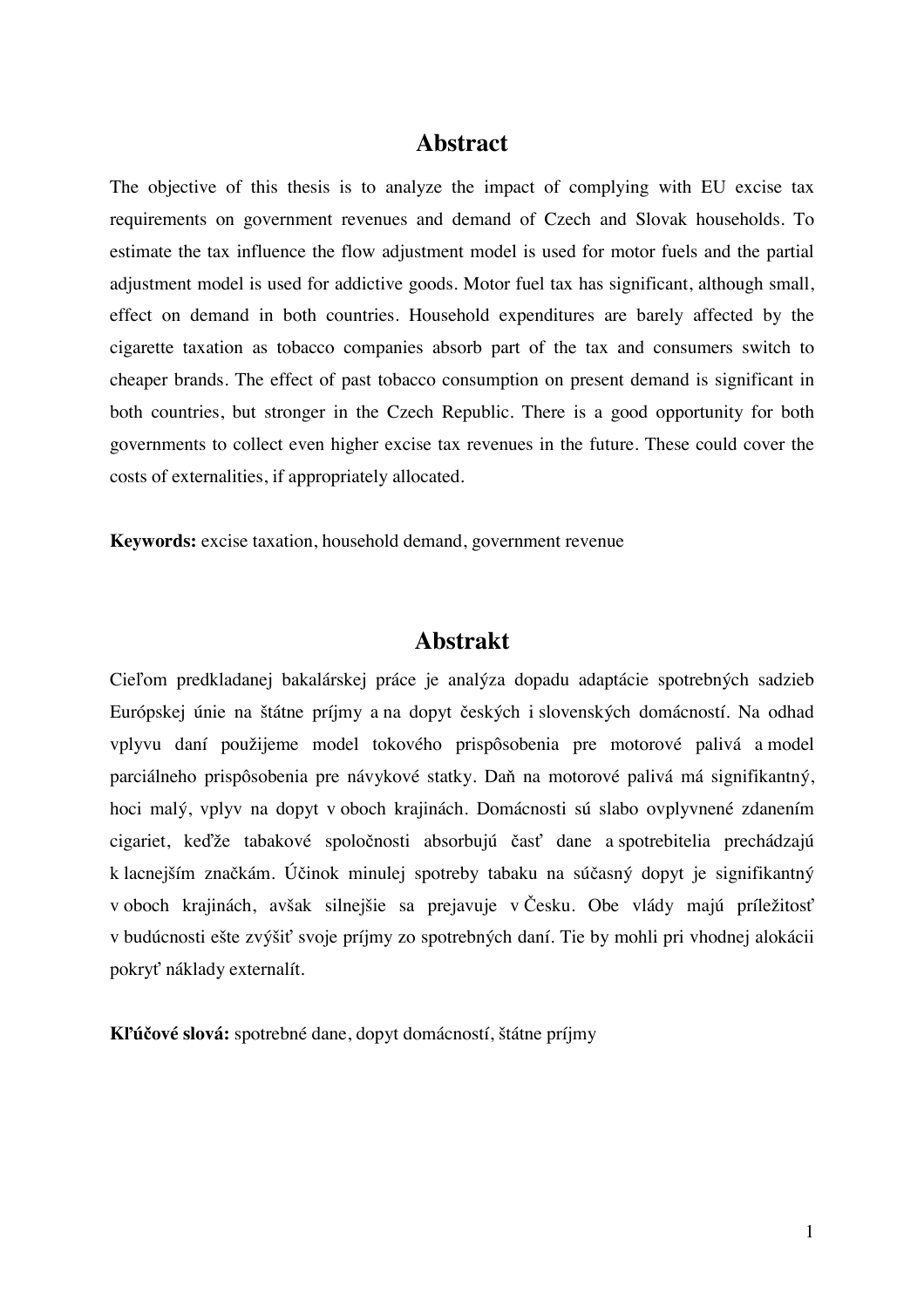## Abstract

The objective of this thesis is to analyze the impact of complying with EU excise tax requirements on government revenues and demand of Czech and Slovak households. To estimate the tax influence the flow adjustment model is used for motor fuels and the partial adjustment model is used for addictive goods. Motor fuel tax has significant, although small, effect on demand in both countries. Household expenditures are barely affected by the cigarette taxation as tobacco companies absorb part of the tax and consumers switch to cheaper brands. The effect of past tobacco consumption on present demand is significant in both countries, but stronger in the Czech Republic. There is a good opportunity for both governments to collect even higher excise tax revenues in the future. These could cover the costs of externalities, if appropriately allocated.

**Keywords:** excise taxation, household demand, government revenue

## Abstrakt

Cieľom predkladanej bakalárskej práce je analýza dopadu adaptácie spotrebných sadzieb Európskej únie na štátne príjmy a na dopyt českých i slovenských domácností. Na odhad vplyvu daní použijeme model tokového prispôsobenia pre motorové palivá a model parciálneho prispôsobenia pre návykové statky. Daň na motorové palivá má signifikantný, hoci malý, vplyv na dopyt v oboch krajinách. Domácnosti sú slabo ovplyvnené zdanením cigariet, keďže tabakové spoločnosti absorbujú časť dane a spotrebitelia prechádzajú k lacnejším značkám. Účinok minulej spotreby tabaku na súčasný dopyt je signifikantný v oboch krajinách, avšak silnejšie sa prejavuje v Česku. Obe vlády majú príležitosť v budúcnosti ešte zvýšiť svoje príjmy zo spotrebných daní. Tie by mohli pri vhodnej alokácii pokryť náklady externalít.

**Kľúčové slová:** spotrebné dane, dopyt domácností, štátne príjmy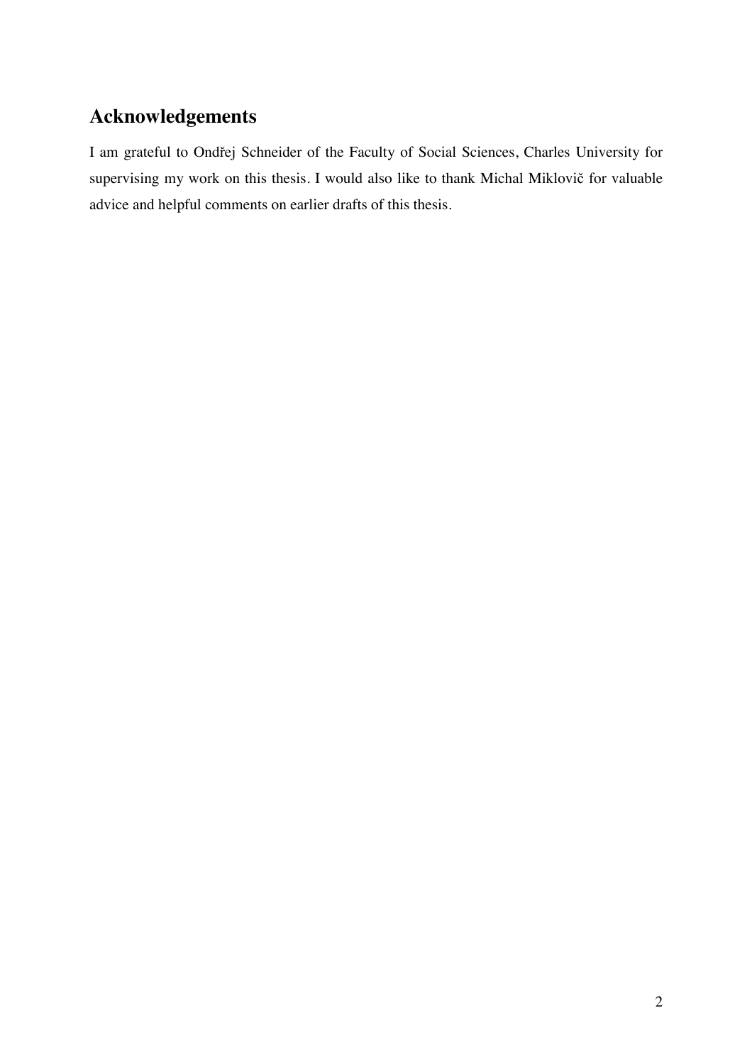## Acknowledgements

I am grateful to Ondřej Schneider of the Faculty of Social Sciences, Charles University for supervising my work on this thesis. I would also like to thank Michal Miklovič for valuable advice and helpful comments on earlier drafts of this thesis.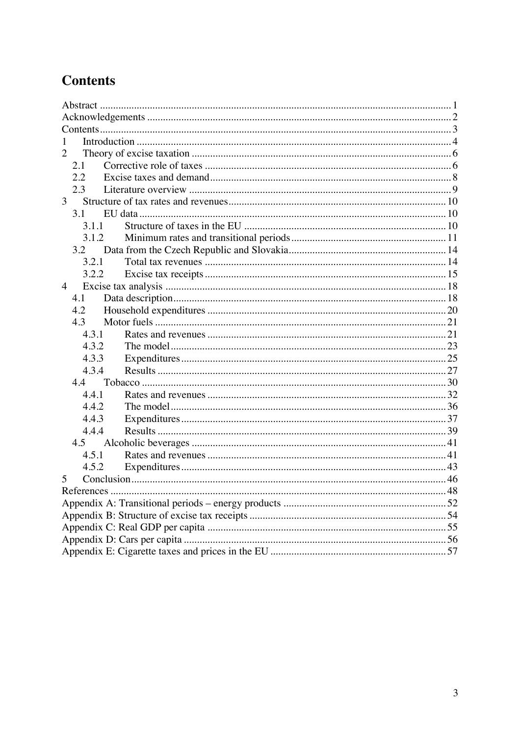# Contents

Abstract ..... 1
Acknowledgements ..... 2
Contents ..... 3
1 Introduction ..... 4
2 Theory of excise taxation ..... 6
  2.1 Corrective role of taxes ..... 6
  2.2 Excise taxes and demand ..... 8
  2.3 Literature overview ..... 9
3 Structure of tax rates and revenues ..... 10
  3.1 EU data ..... 10
    3.1.1 Structure of taxes in the EU ..... 10
    3.1.2 Minimum rates and transitional periods ..... 11
  3.2 Data from the Czech Republic and Slovakia ..... 14
    3.2.1 Total tax revenues ..... 14
    3.2.2 Excise tax receipts ..... 15
4 Excise tax analysis ..... 18
  4.1 Data description ..... 18
  4.2 Household expenditures ..... 20
  4.3 Motor fuels ..... 21
    4.3.1 Rates and revenues ..... 21
    4.3.2 The model ..... 23
    4.3.3 Expenditures ..... 25
    4.3.4 Results ..... 27
  4.4 Tobacco ..... 30
    4.4.1 Rates and revenues ..... 32
    4.4.2 The model ..... 36
    4.4.3 Expenditures ..... 37
    4.4.4 Results ..... 39
  4.5 Alcoholic beverages ..... 41
    4.5.1 Rates and revenues ..... 41
    4.5.2 Expenditures ..... 43
5 Conclusion ..... 46
References ..... 48
Appendix A: Transitional periods – energy products ..... 52
Appendix B: Structure of excise tax receipts ..... 54
Appendix C: Real GDP per capita ..... 55
Appendix D: Cars per capita ..... 56
Appendix E: Cigarette taxes and prices in the EU ..... 57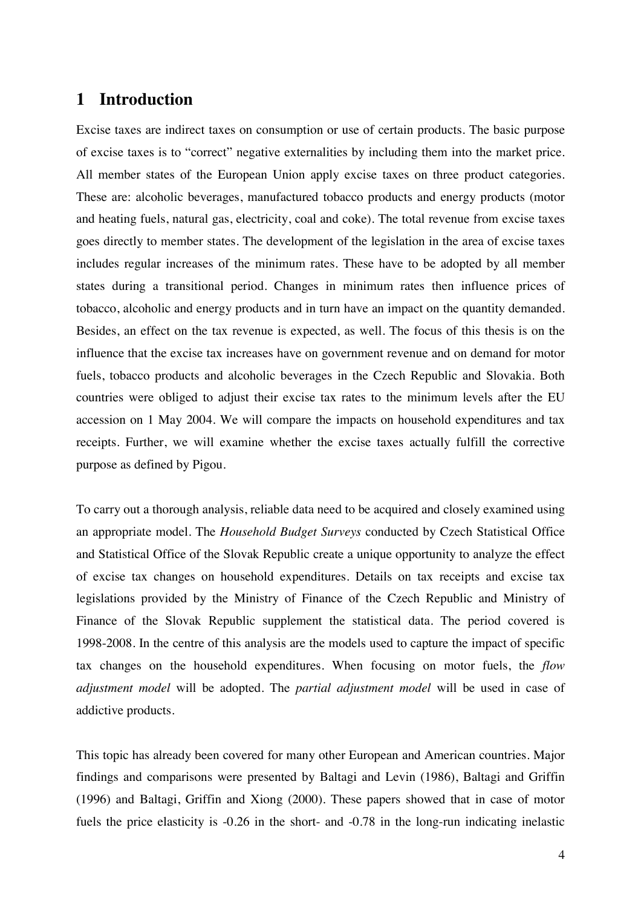# 1 Introduction

Excise taxes are indirect taxes on consumption or use of certain products. The basic purpose of excise taxes is to "correct" negative externalities by including them into the market price. All member states of the European Union apply excise taxes on three product categories. These are: alcoholic beverages, manufactured tobacco products and energy products (motor and heating fuels, natural gas, electricity, coal and coke). The total revenue from excise taxes goes directly to member states. The development of the legislation in the area of excise taxes includes regular increases of the minimum rates. These have to be adopted by all member states during a transitional period. Changes in minimum rates then influence prices of tobacco, alcoholic and energy products and in turn have an impact on the quantity demanded. Besides, an effect on the tax revenue is expected, as well. The focus of this thesis is on the influence that the excise tax increases have on government revenue and on demand for motor fuels, tobacco products and alcoholic beverages in the Czech Republic and Slovakia. Both countries were obliged to adjust their excise tax rates to the minimum levels after the EU accession on 1 May 2004. We will compare the impacts on household expenditures and tax receipts. Further, we will examine whether the excise taxes actually fulfill the corrective purpose as defined by Pigou.

To carry out a thorough analysis, reliable data need to be acquired and closely examined using an appropriate model. The *Household Budget Surveys* conducted by Czech Statistical Office and Statistical Office of the Slovak Republic create a unique opportunity to analyze the effect of excise tax changes on household expenditures. Details on tax receipts and excise tax legislations provided by the Ministry of Finance of the Czech Republic and Ministry of Finance of the Slovak Republic supplement the statistical data. The period covered is 1998-2008. In the centre of this analysis are the models used to capture the impact of specific tax changes on the household expenditures. When focusing on motor fuels, the *flow adjustment model* will be adopted. The *partial adjustment model* will be used in case of addictive products.

This topic has already been covered for many other European and American countries. Major findings and comparisons were presented by Baltagi and Levin (1986), Baltagi and Griffin (1996) and Baltagi, Griffin and Xiong (2000). These papers showed that in case of motor fuels the price elasticity is -0.26 in the short- and -0.78 in the long-run indicating inelastic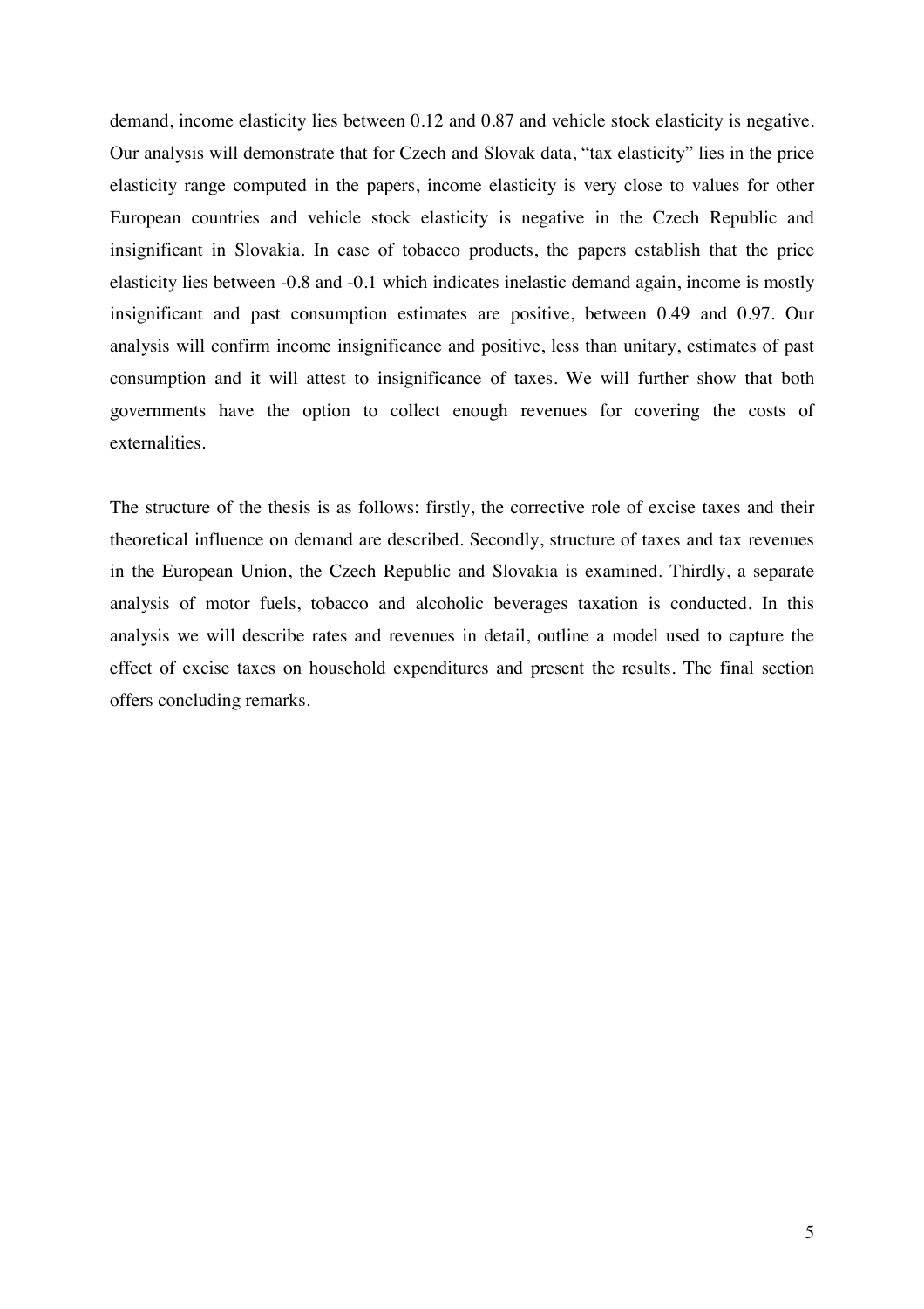demand, income elasticity lies between 0.12 and 0.87 and vehicle stock elasticity is negative. Our analysis will demonstrate that for Czech and Slovak data, "tax elasticity" lies in the price elasticity range computed in the papers, income elasticity is very close to values for other European countries and vehicle stock elasticity is negative in the Czech Republic and insignificant in Slovakia. In case of tobacco products, the papers establish that the price elasticity lies between -0.8 and -0.1 which indicates inelastic demand again, income is mostly insignificant and past consumption estimates are positive, between 0.49 and 0.97. Our analysis will confirm income insignificance and positive, less than unitary, estimates of past consumption and it will attest to insignificance of taxes. We will further show that both governments have the option to collect enough revenues for covering the costs of externalities.

The structure of the thesis is as follows: firstly, the corrective role of excise taxes and their theoretical influence on demand are described. Secondly, structure of taxes and tax revenues in the European Union, the Czech Republic and Slovakia is examined. Thirdly, a separate analysis of motor fuels, tobacco and alcoholic beverages taxation is conducted. In this analysis we will describe rates and revenues in detail, outline a model used to capture the effect of excise taxes on household expenditures and present the results. The final section offers concluding remarks.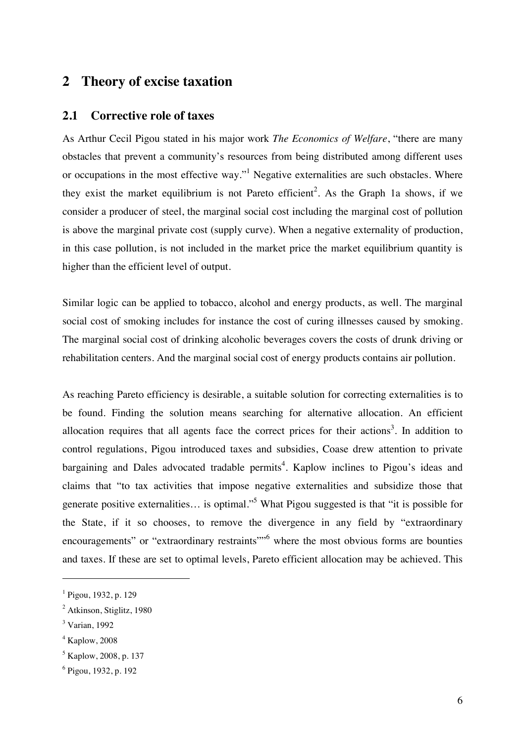## 2 Theory of excise taxation

### 2.1 Corrective role of taxes

As Arthur Cecil Pigou stated in his major work *The Economics of Welfare*, "there are many obstacles that prevent a community's resources from being distributed among different uses or occupations in the most effective way."[1] Negative externalities are such obstacles. Where they exist the market equilibrium is not Pareto efficient[2]. As the Graph 1a shows, if we consider a producer of steel, the marginal social cost including the marginal cost of pollution is above the marginal private cost (supply curve). When a negative externality of production, in this case pollution, is not included in the market price the market equilibrium quantity is higher than the efficient level of output.

Similar logic can be applied to tobacco, alcohol and energy products, as well. The marginal social cost of smoking includes for instance the cost of curing illnesses caused by smoking. The marginal social cost of drinking alcoholic beverages covers the costs of drunk driving or rehabilitation centers. And the marginal social cost of energy products contains air pollution.

As reaching Pareto efficiency is desirable, a suitable solution for correcting externalities is to be found. Finding the solution means searching for alternative allocation. An efficient allocation requires that all agents face the correct prices for their actions[3]. In addition to control regulations, Pigou introduced taxes and subsidies, Coase drew attention to private bargaining and Dales advocated tradable permits[4]. Kaplow inclines to Pigou's ideas and claims that "to tax activities that impose negative externalities and subsidize those that generate positive externalities… is optimal."[5] What Pigou suggested is that "it is possible for the State, if it so chooses, to remove the divergence in any field by "extraordinary encouragements" or "extraordinary restraints""[6] where the most obvious forms are bounties and taxes. If these are set to optimal levels, Pareto efficient allocation may be achieved. This

---

[1] Pigou, 1932, p. 129

[2] Atkinson, Stiglitz, 1980

[3] Varian, 1992

[4] Kaplow, 2008

[5] Kaplow, 2008, p. 137

[6] Pigou, 1932, p. 192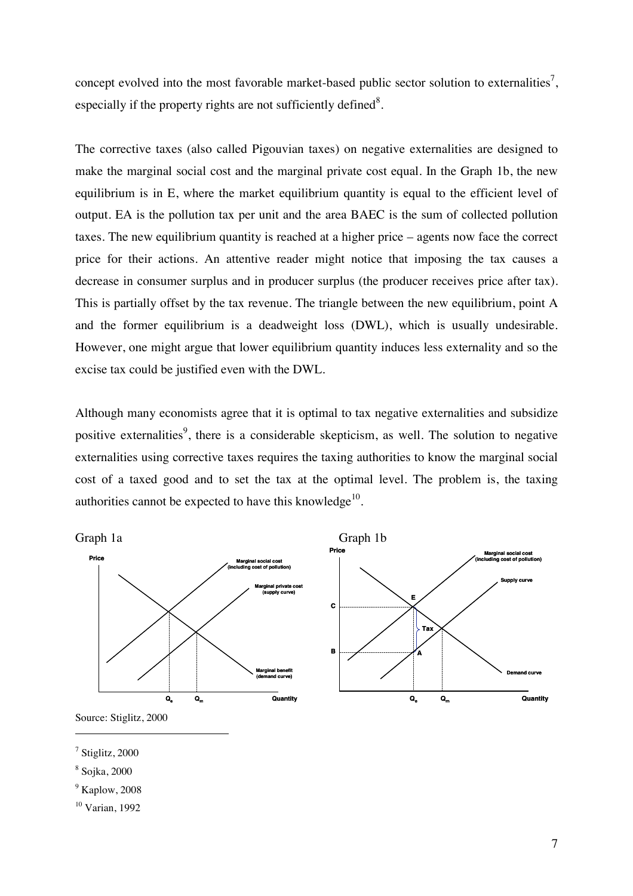concept evolved into the most favorable market-based public sector solution to externalities[7], especially if the property rights are not sufficiently defined[8].

The corrective taxes (also called Pigouvian taxes) on negative externalities are designed to make the marginal social cost and the marginal private cost equal. In the Graph 1b, the new equilibrium is in E, where the market equilibrium quantity is equal to the efficient level of output. EA is the pollution tax per unit and the area BAEC is the sum of collected pollution taxes. The new equilibrium quantity is reached at a higher price – agents now face the correct price for their actions. An attentive reader might notice that imposing the tax causes a decrease in consumer surplus and in producer surplus (the producer receives price after tax). This is partially offset by the tax revenue. The triangle between the new equilibrium, point A and the former equilibrium is a deadweight loss (DWL), which is usually undesirable. However, one might argue that lower equilibrium quantity induces less externality and so the excise tax could be justified even with the DWL.

Although many economists agree that it is optimal to tax negative externalities and subsidize positive externalities[9], there is a considerable skepticism, as well. The solution to negative externalities using corrective taxes requires the taxing authorities to know the marginal social cost of a taxed good and to set the tax at the optimal level. The problem is, the taxing authorities cannot be expected to have this knowledge[10].

Graph 1a

Graph 1b

Source: Stiglitz, 2000

[7] Stiglitz, 2000

[8] Sojka, 2000

[9] Kaplow, 2008

[10] Varian, 1992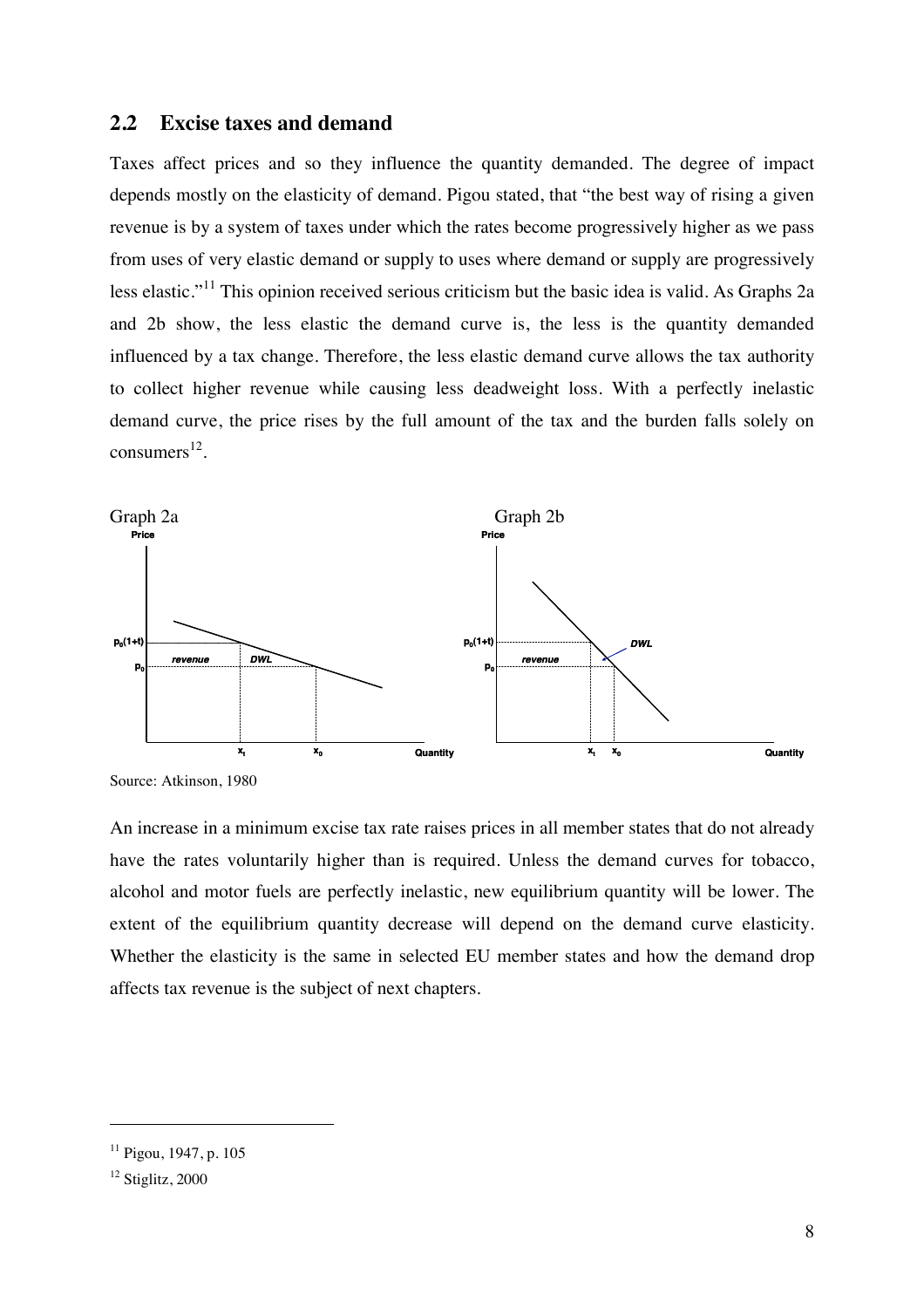## 2.2 Excise taxes and demand

Taxes affect prices and so they influence the quantity demanded. The degree of impact depends mostly on the elasticity of demand. Pigou stated, that "the best way of rising a given revenue is by a system of taxes under which the rates become progressively higher as we pass from uses of very elastic demand or supply to uses where demand or supply are progressively less elastic."[11] This opinion received serious criticism but the basic idea is valid. As Graphs 2a and 2b show, the less elastic the demand curve is, the less is the quantity demanded influenced by a tax change. Therefore, the less elastic demand curve allows the tax authority to collect higher revenue while causing less deadweight loss. With a perfectly inelastic demand curve, the price rises by the full amount of the tax and the burden falls solely on consumers[12].

Graph 2a

Graph 2b

Source: Atkinson, 1980

An increase in a minimum excise tax rate raises prices in all member states that do not already have the rates voluntarily higher than is required. Unless the demand curves for tobacco, alcohol and motor fuels are perfectly inelastic, new equilibrium quantity will be lower. The extent of the equilibrium quantity decrease will depend on the demand curve elasticity. Whether the elasticity is the same in selected EU member states and how the demand drop affects tax revenue is the subject of next chapters.

[11] Pigou, 1947, p. 105

[12] Stiglitz, 2000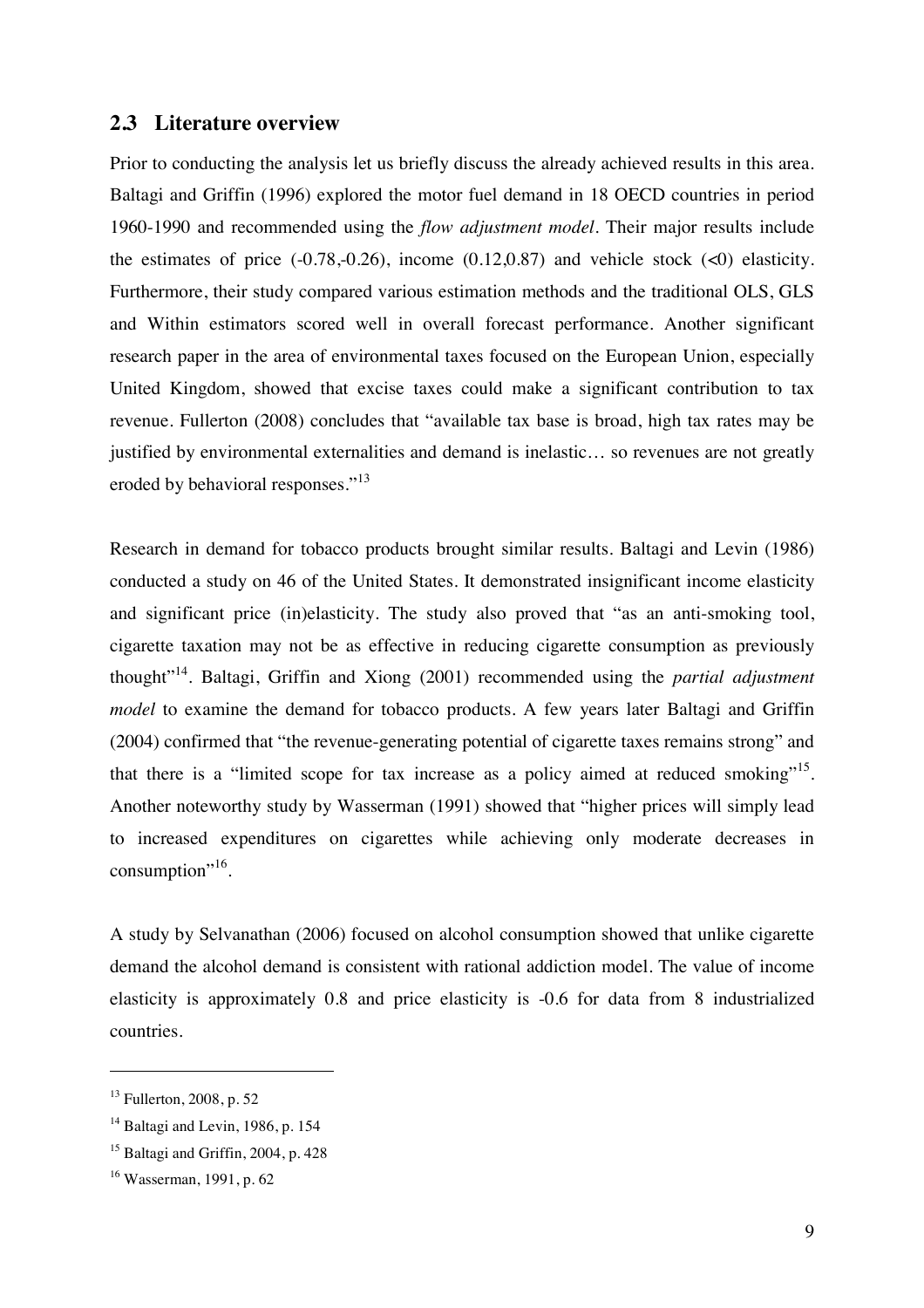## 2.3 Literature overview

Prior to conducting the analysis let us briefly discuss the already achieved results in this area. Baltagi and Griffin (1996) explored the motor fuel demand in 18 OECD countries in period 1960-1990 and recommended using the *flow adjustment model*. Their major results include the estimates of price (-0.78,-0.26), income (0.12,0.87) and vehicle stock (<0) elasticity. Furthermore, their study compared various estimation methods and the traditional OLS, GLS and Within estimators scored well in overall forecast performance. Another significant research paper in the area of environmental taxes focused on the European Union, especially United Kingdom, showed that excise taxes could make a significant contribution to tax revenue. Fullerton (2008) concludes that "available tax base is broad, high tax rates may be justified by environmental externalities and demand is inelastic… so revenues are not greatly eroded by behavioral responses."[13]

Research in demand for tobacco products brought similar results. Baltagi and Levin (1986) conducted a study on 46 of the United States. It demonstrated insignificant income elasticity and significant price (in)elasticity. The study also proved that "as an anti-smoking tool, cigarette taxation may not be as effective in reducing cigarette consumption as previously thought"[14]. Baltagi, Griffin and Xiong (2001) recommended using the *partial adjustment model* to examine the demand for tobacco products. A few years later Baltagi and Griffin (2004) confirmed that "the revenue-generating potential of cigarette taxes remains strong" and that there is a "limited scope for tax increase as a policy aimed at reduced smoking"[15]. Another noteworthy study by Wasserman (1991) showed that "higher prices will simply lead to increased expenditures on cigarettes while achieving only moderate decreases in consumption"[16].

A study by Selvanathan (2006) focused on alcohol consumption showed that unlike cigarette demand the alcohol demand is consistent with rational addiction model. The value of income elasticity is approximately 0.8 and price elasticity is -0.6 for data from 8 industrialized countries.

---

[13] Fullerton, 2008, p. 52

[14] Baltagi and Levin, 1986, p. 154

[15] Baltagi and Griffin, 2004, p. 428

[16] Wasserman, 1991, p. 62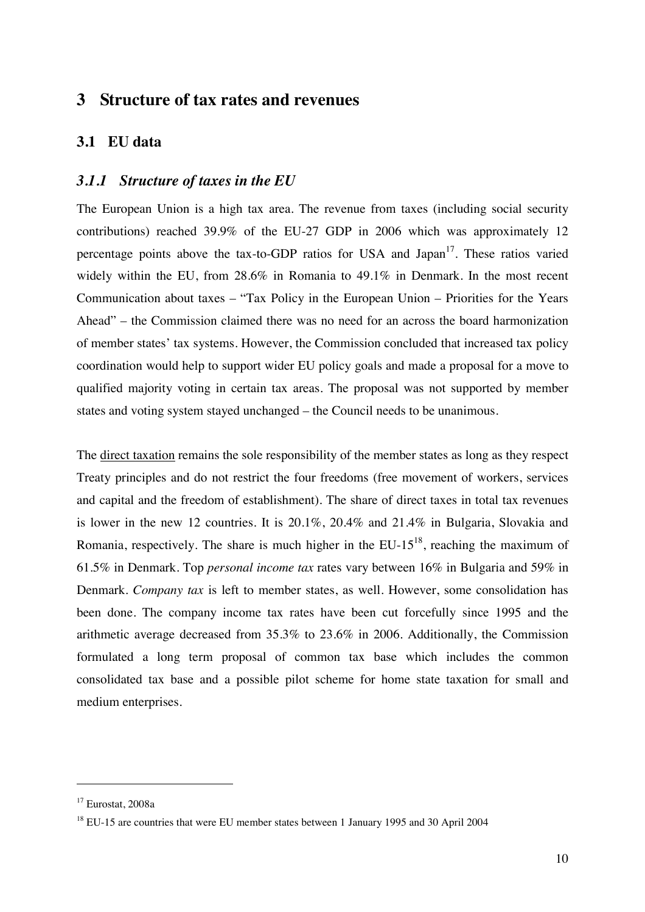# 3 Structure of tax rates and revenues

## 3.1 EU data

### *3.1.1 Structure of taxes in the EU*

The European Union is a high tax area. The revenue from taxes (including social security contributions) reached 39.9% of the EU-27 GDP in 2006 which was approximately 12 percentage points above the tax-to-GDP ratios for USA and Japan[17]. These ratios varied widely within the EU, from 28.6% in Romania to 49.1% in Denmark. In the most recent Communication about taxes – "Tax Policy in the European Union – Priorities for the Years Ahead" – the Commission claimed there was no need for an across the board harmonization of member states' tax systems. However, the Commission concluded that increased tax policy coordination would help to support wider EU policy goals and made a proposal for a move to qualified majority voting in certain tax areas. The proposal was not supported by member states and voting system stayed unchanged – the Council needs to be unanimous.

The direct taxation remains the sole responsibility of the member states as long as they respect Treaty principles and do not restrict the four freedoms (free movement of workers, services and capital and the freedom of establishment). The share of direct taxes in total tax revenues is lower in the new 12 countries. It is 20.1%, 20.4% and 21.4% in Bulgaria, Slovakia and Romania, respectively. The share is much higher in the EU-15[18], reaching the maximum of 61.5% in Denmark. Top *personal income tax* rates vary between 16% in Bulgaria and 59% in Denmark. *Company tax* is left to member states, as well. However, some consolidation has been done. The company income tax rates have been cut forcefully since 1995 and the arithmetic average decreased from 35.3% to 23.6% in 2006. Additionally, the Commission formulated a long term proposal of common tax base which includes the common consolidated tax base and a possible pilot scheme for home state taxation for small and medium enterprises.

---

[17] Eurostat, 2008a

[18] EU-15 are countries that were EU member states between 1 January 1995 and 30 April 2004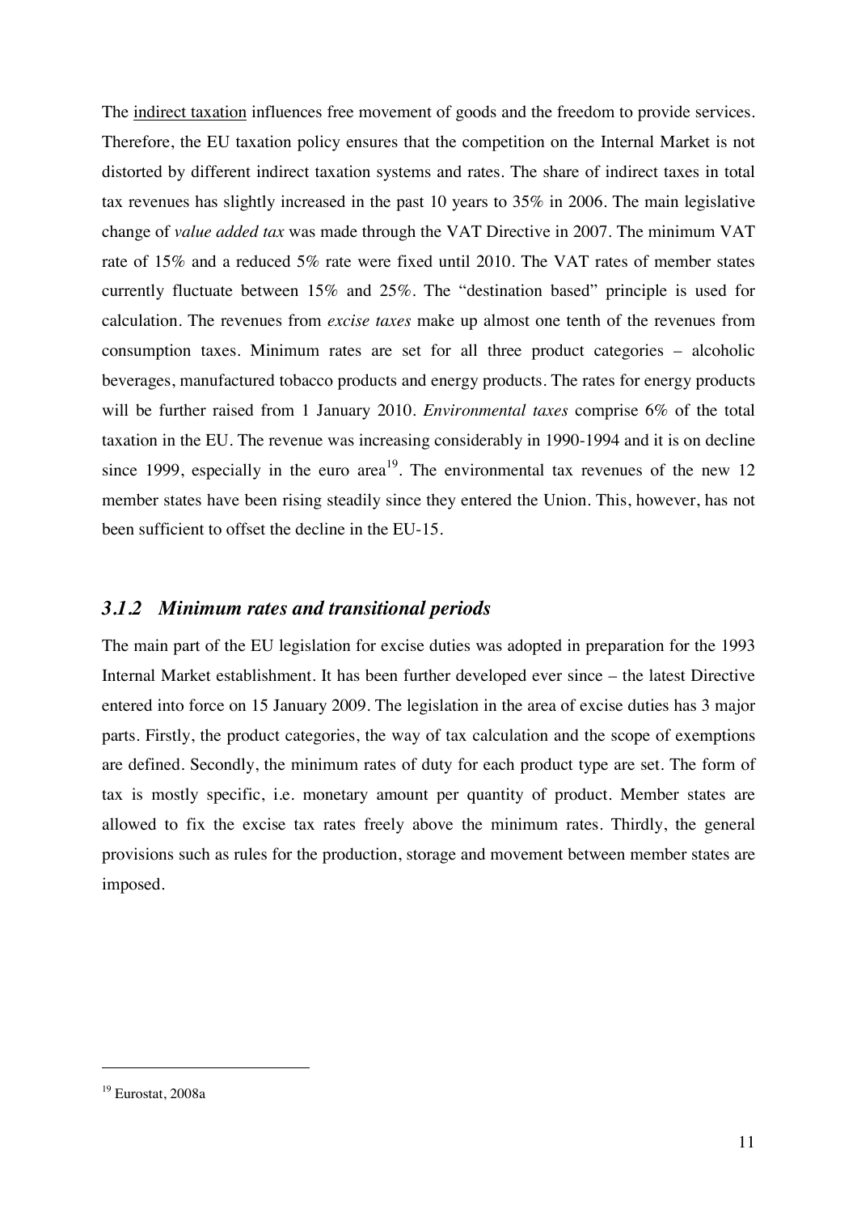The indirect taxation influences free movement of goods and the freedom to provide services. Therefore, the EU taxation policy ensures that the competition on the Internal Market is not distorted by different indirect taxation systems and rates. The share of indirect taxes in total tax revenues has slightly increased in the past 10 years to 35% in 2006. The main legislative change of *value added tax* was made through the VAT Directive in 2007. The minimum VAT rate of 15% and a reduced 5% rate were fixed until 2010. The VAT rates of member states currently fluctuate between 15% and 25%. The "destination based" principle is used for calculation. The revenues from *excise taxes* make up almost one tenth of the revenues from consumption taxes. Minimum rates are set for all three product categories – alcoholic beverages, manufactured tobacco products and energy products. The rates for energy products will be further raised from 1 January 2010. *Environmental taxes* comprise 6% of the total taxation in the EU. The revenue was increasing considerably in 1990-1994 and it is on decline since 1999, especially in the euro area[19]. The environmental tax revenues of the new 12 member states have been rising steadily since they entered the Union. This, however, has not been sufficient to offset the decline in the EU-15.

### *3.1.2 Minimum rates and transitional periods*

The main part of the EU legislation for excise duties was adopted in preparation for the 1993 Internal Market establishment. It has been further developed ever since – the latest Directive entered into force on 15 January 2009. The legislation in the area of excise duties has 3 major parts. Firstly, the product categories, the way of tax calculation and the scope of exemptions are defined. Secondly, the minimum rates of duty for each product type are set. The form of tax is mostly specific, i.e. monetary amount per quantity of product. Member states are allowed to fix the excise tax rates freely above the minimum rates. Thirdly, the general provisions such as rules for the production, storage and movement between member states are imposed.

---

[19] Eurostat, 2008a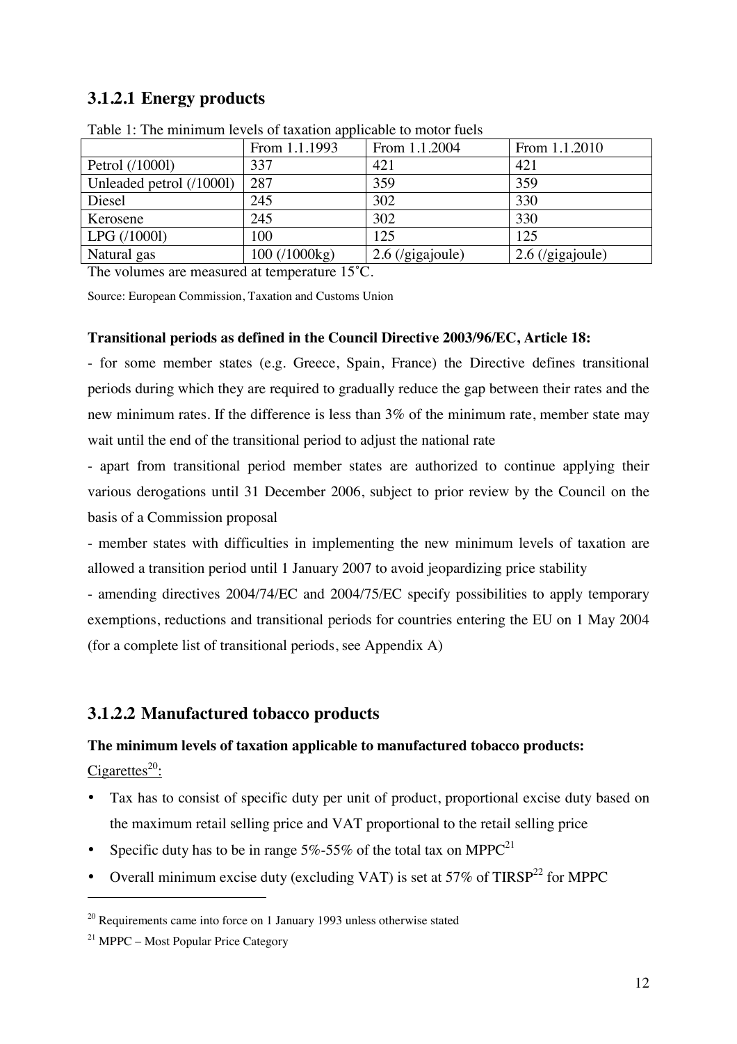### 3.1.2.1 Energy products

Table 1: The minimum levels of taxation applicable to motor fuels

| | From 1.1.1993 | From 1.1.2004 | From 1.1.2010 |
|---|---|---|---|
| Petrol (/1000l) | 337 | 421 | 421 |
| Unleaded petrol (/1000l) | 287 | 359 | 359 |
| Diesel | 245 | 302 | 330 |
| Kerosene | 245 | 302 | 330 |
| LPG (/1000l) | 100 | 125 | 125 |
| Natural gas | 100 (/1000kg) | 2.6 (/gigajoule) | 2.6 (/gigajoule) |

The volumes are measured at temperature 15˚C.

Source: European Commission, Taxation and Customs Union

**Transitional periods as defined in the Council Directive 2003/96/EC, Article 18:**

- for some member states (e.g. Greece, Spain, France) the Directive defines transitional periods during which they are required to gradually reduce the gap between their rates and the new minimum rates. If the difference is less than 3% of the minimum rate, member state may wait until the end of the transitional period to adjust the national rate
- apart from transitional period member states are authorized to continue applying their various derogations until 31 December 2006, subject to prior review by the Council on the basis of a Commission proposal
- member states with difficulties in implementing the new minimum levels of taxation are allowed a transition period until 1 January 2007 to avoid jeopardizing price stability
- amending directives 2004/74/EC and 2004/75/EC specify possibilities to apply temporary exemptions, reductions and transitional periods for countries entering the EU on 1 May 2004 (for a complete list of transitional periods, see Appendix A)

### 3.1.2.2 Manufactured tobacco products

**The minimum levels of taxation applicable to manufactured tobacco products:**

Cigarettes[20]:

- Tax has to consist of specific duty per unit of product, proportional excise duty based on the maximum retail selling price and VAT proportional to the retail selling price
- Specific duty has to be in range 5%-55% of the total tax on MPPC[21]
- Overall minimum excise duty (excluding VAT) is set at 57% of TIRSP[22] for MPPC

[20] Requirements came into force on 1 January 1993 unless otherwise stated

[21] MPPC – Most Popular Price Category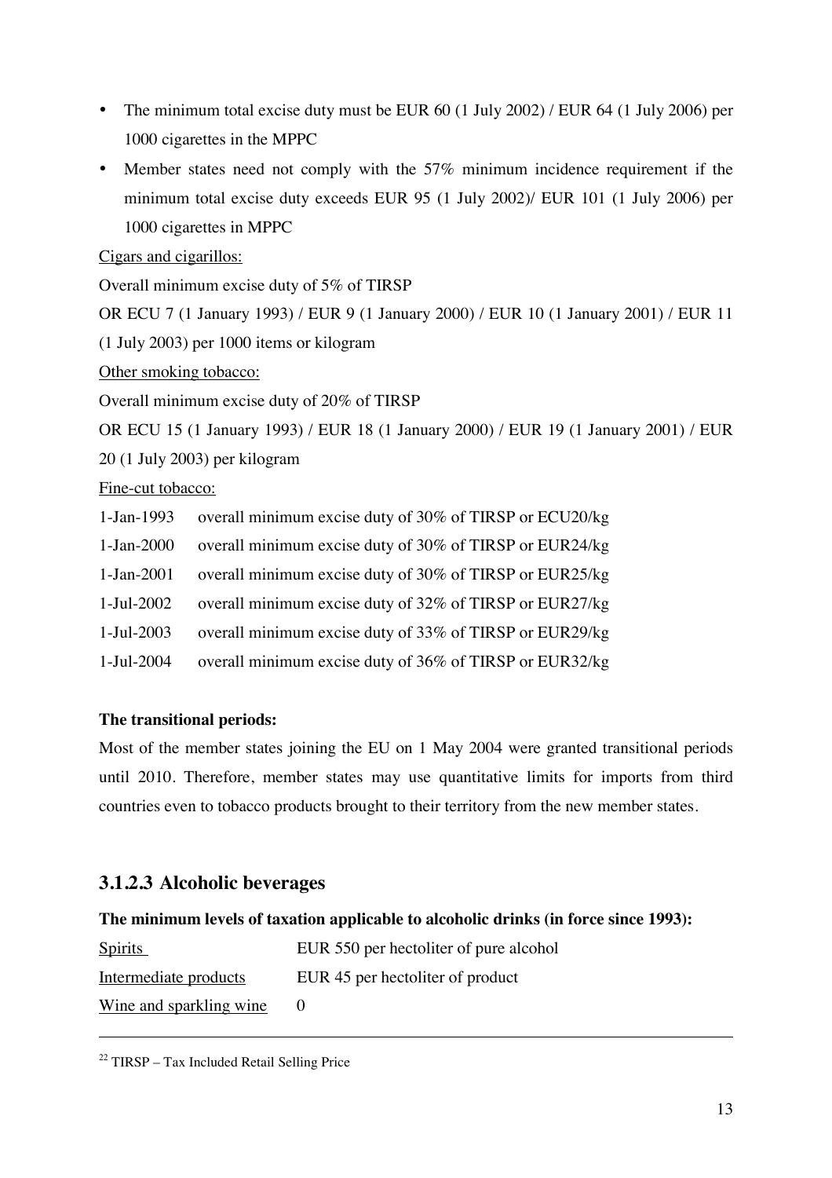- The minimum total excise duty must be EUR 60 (1 July 2002) / EUR 64 (1 July 2006) per 1000 cigarettes in the MPPC
- Member states need not comply with the 57% minimum incidence requirement if the minimum total excise duty exceeds EUR 95 (1 July 2002)/ EUR 101 (1 July 2006) per 1000 cigarettes in MPPC

Cigars and cigarillos:

Overall minimum excise duty of 5% of TIRSP

OR ECU 7 (1 January 1993) / EUR 9 (1 January 2000) / EUR 10 (1 January 2001) / EUR 11 (1 July 2003) per 1000 items or kilogram

Other smoking tobacco:

Overall minimum excise duty of 20% of TIRSP

OR ECU 15 (1 January 1993) / EUR 18 (1 January 2000) / EUR 19 (1 January 2001) / EUR 20 (1 July 2003) per kilogram

Fine-cut tobacco:

| | |
|---|---|
| 1-Jan-1993 | overall minimum excise duty of 30% of TIRSP or ECU20/kg |
| 1-Jan-2000 | overall minimum excise duty of 30% of TIRSP or EUR24/kg |
| 1-Jan-2001 | overall minimum excise duty of 30% of TIRSP or EUR25/kg |
| 1-Jul-2002 | overall minimum excise duty of 32% of TIRSP or EUR27/kg |
| 1-Jul-2003 | overall minimum excise duty of 33% of TIRSP or EUR29/kg |
| 1-Jul-2004 | overall minimum excise duty of 36% of TIRSP or EUR32/kg |

**The transitional periods:**

Most of the member states joining the EU on 1 May 2004 were granted transitional periods until 2010. Therefore, member states may use quantitative limits for imports from third countries even to tobacco products brought to their territory from the new member states.

### 3.1.2.3 Alcoholic beverages

**The minimum levels of taxation applicable to alcoholic drinks (in force since 1993):**

| | |
|---|---|
| Spirits | EUR 550 per hectoliter of pure alcohol |
| Intermediate products | EUR 45 per hectoliter of product |
| Wine and sparkling wine | 0 |

[22] TIRSP – Tax Included Retail Selling Price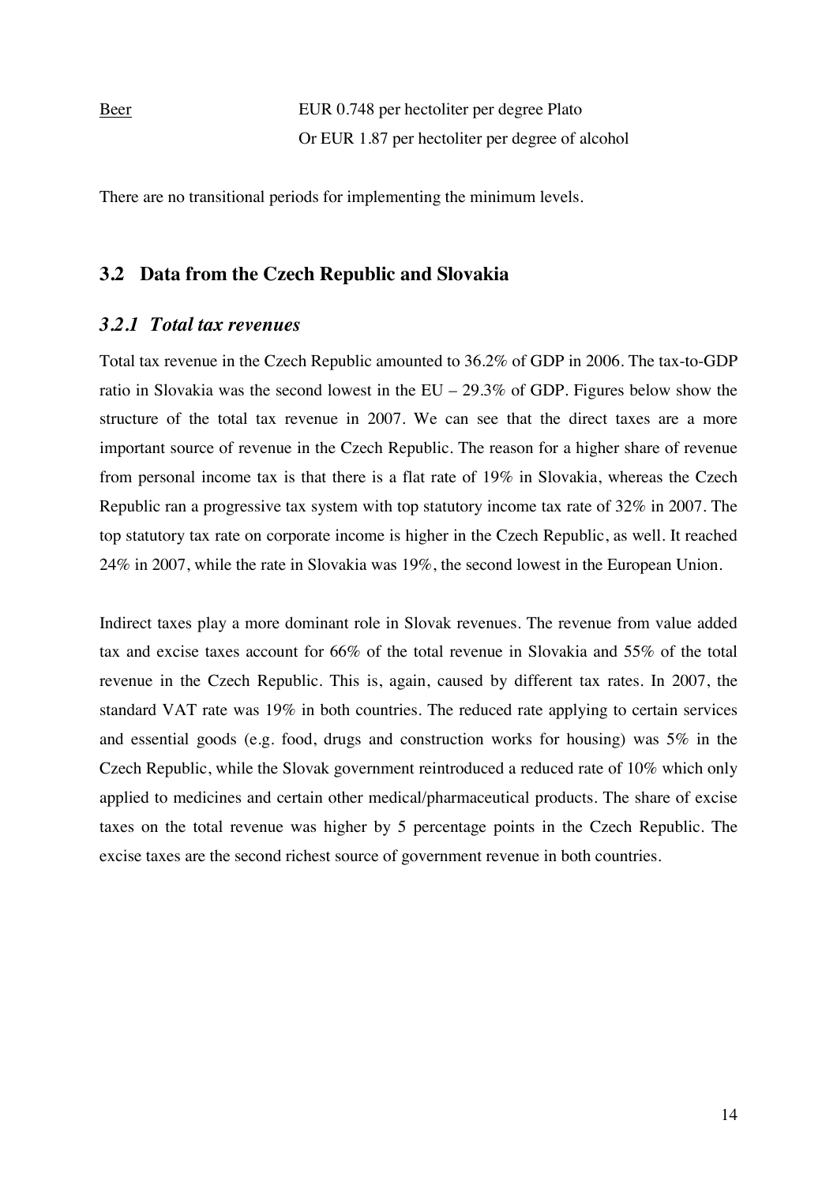<u>Beer</u> EUR 0.748 per hectoliter per degree Plato
Or EUR 1.87 per hectoliter per degree of alcohol

There are no transitional periods for implementing the minimum levels.

## 3.2 Data from the Czech Republic and Slovakia

### *3.2.1 Total tax revenues*

Total tax revenue in the Czech Republic amounted to 36.2% of GDP in 2006. The tax-to-GDP ratio in Slovakia was the second lowest in the EU – 29.3% of GDP. Figures below show the structure of the total tax revenue in 2007. We can see that the direct taxes are a more important source of revenue in the Czech Republic. The reason for a higher share of revenue from personal income tax is that there is a flat rate of 19% in Slovakia, whereas the Czech Republic ran a progressive tax system with top statutory income tax rate of 32% in 2007. The top statutory tax rate on corporate income is higher in the Czech Republic, as well. It reached 24% in 2007, while the rate in Slovakia was 19%, the second lowest in the European Union.

Indirect taxes play a more dominant role in Slovak revenues. The revenue from value added tax and excise taxes account for 66% of the total revenue in Slovakia and 55% of the total revenue in the Czech Republic. This is, again, caused by different tax rates. In 2007, the standard VAT rate was 19% in both countries. The reduced rate applying to certain services and essential goods (e.g. food, drugs and construction works for housing) was 5% in the Czech Republic, while the Slovak government reintroduced a reduced rate of 10% which only applied to medicines and certain other medical/pharmaceutical products. The share of excise taxes on the total revenue was higher by 5 percentage points in the Czech Republic. The excise taxes are the second richest source of government revenue in both countries.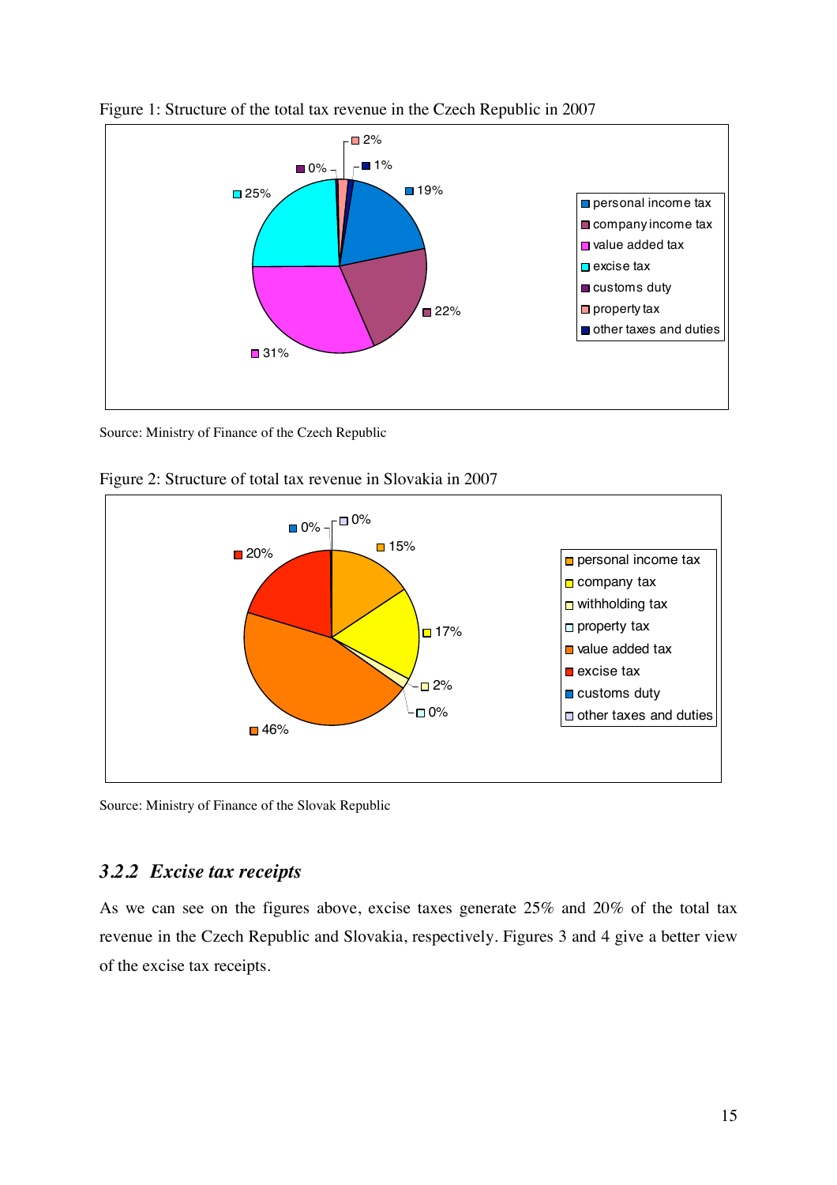Figure 1: Structure of the total tax revenue in the Czech Republic in 2007

Source: Ministry of Finance of the Czech Republic

Figure 2: Structure of total tax revenue in Slovakia in 2007

Source: Ministry of Finance of the Slovak Republic

### 3.2.2 *Excise tax receipts*

As we can see on the figures above, excise taxes generate 25% and 20% of the total tax revenue in the Czech Republic and Slovakia, respectively. Figures 3 and 4 give a better view of the excise tax receipts.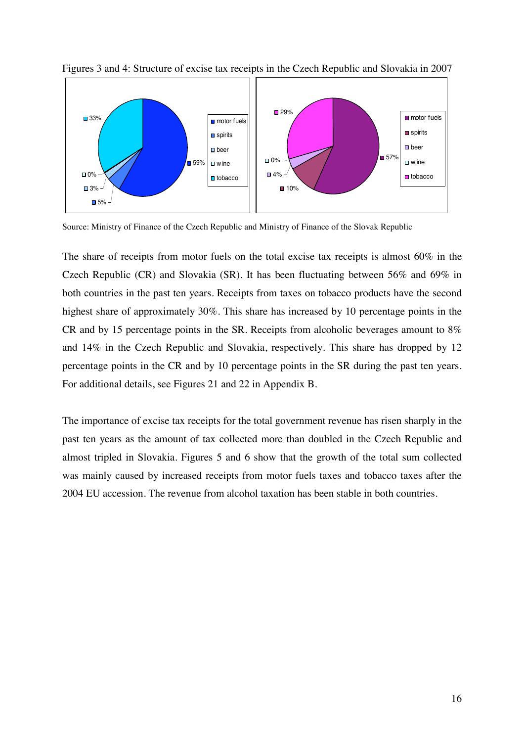Figures 3 and 4: Structure of excise tax receipts in the Czech Republic and Slovakia in 2007

Source: Ministry of Finance of the Czech Republic and Ministry of Finance of the Slovak Republic

The share of receipts from motor fuels on the total excise tax receipts is almost 60% in the Czech Republic (CR) and Slovakia (SR). It has been fluctuating between 56% and 69% in both countries in the past ten years. Receipts from taxes on tobacco products have the second highest share of approximately 30%. This share has increased by 10 percentage points in the CR and by 15 percentage points in the SR. Receipts from alcoholic beverages amount to 8% and 14% in the Czech Republic and Slovakia, respectively. This share has dropped by 12 percentage points in the CR and by 10 percentage points in the SR during the past ten years. For additional details, see Figures 21 and 22 in Appendix B.

The importance of excise tax receipts for the total government revenue has risen sharply in the past ten years as the amount of tax collected more than doubled in the Czech Republic and almost tripled in Slovakia. Figures 5 and 6 show that the growth of the total sum collected was mainly caused by increased receipts from motor fuels taxes and tobacco taxes after the 2004 EU accession. The revenue from alcohol taxation has been stable in both countries.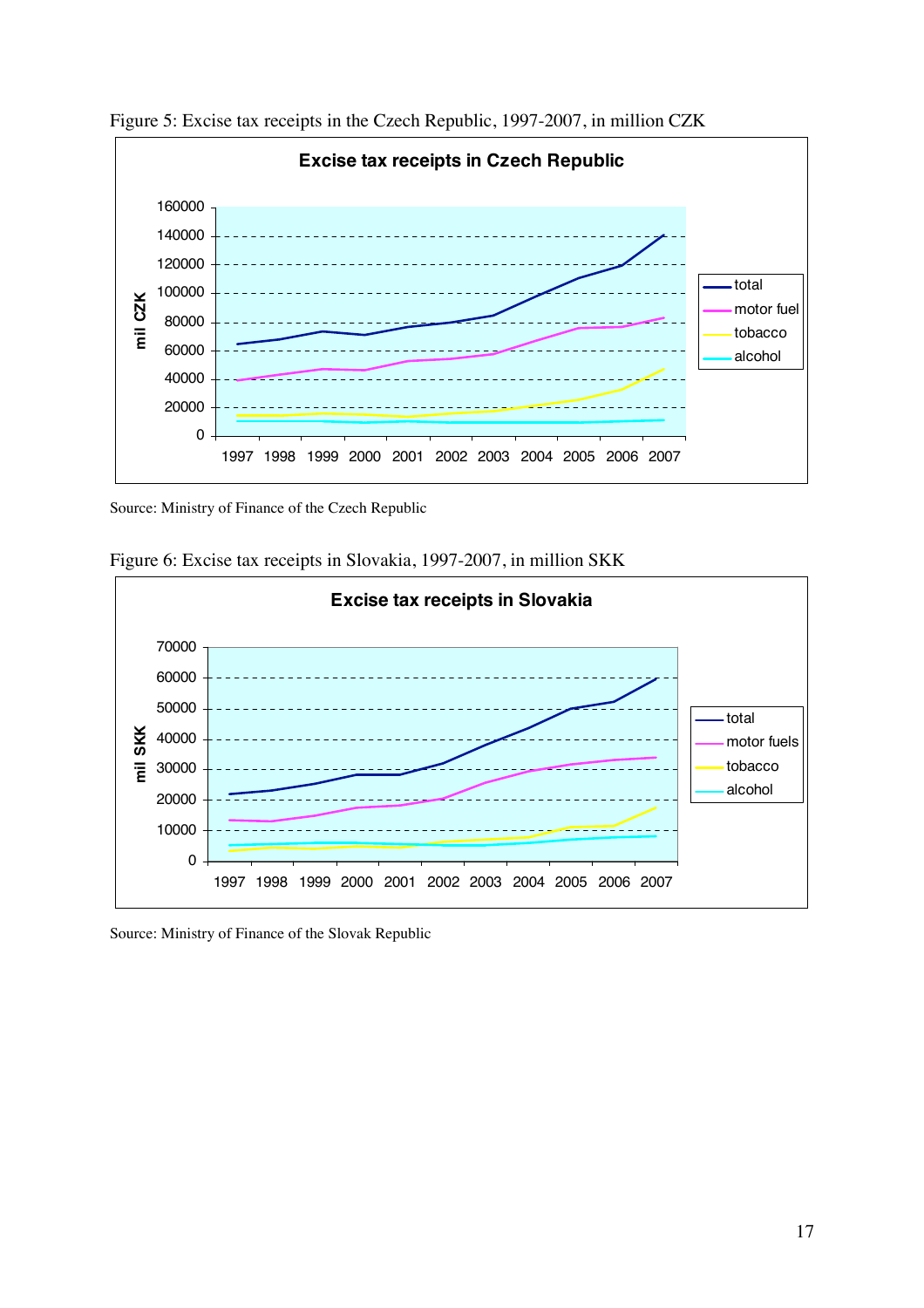Figure 5: Excise tax receipts in the Czech Republic, 1997-2007, in million CZK

Source: Ministry of Finance of the Czech Republic

Figure 6: Excise tax receipts in Slovakia, 1997-2007, in million SKK

Source: Ministry of Finance of the Slovak Republic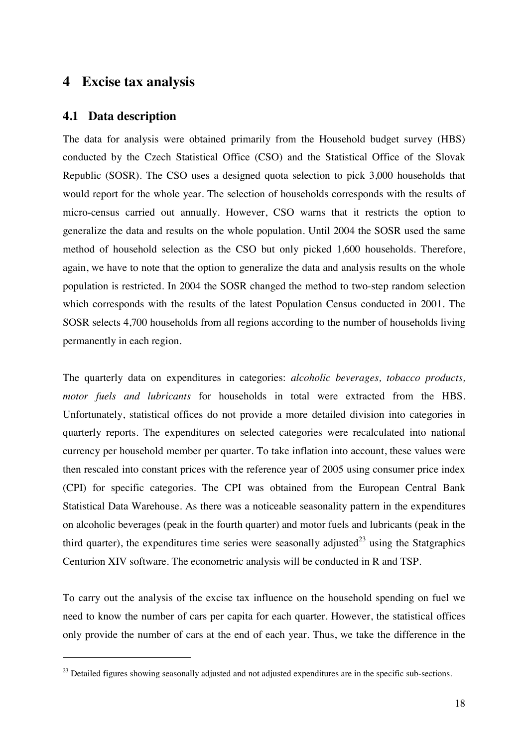# 4 Excise tax analysis

## 4.1 Data description

The data for analysis were obtained primarily from the Household budget survey (HBS) conducted by the Czech Statistical Office (CSO) and the Statistical Office of the Slovak Republic (SOSR). The CSO uses a designed quota selection to pick 3,000 households that would report for the whole year. The selection of households corresponds with the results of micro-census carried out annually. However, CSO warns that it restricts the option to generalize the data and results on the whole population. Until 2004 the SOSR used the same method of household selection as the CSO but only picked 1,600 households. Therefore, again, we have to note that the option to generalize the data and analysis results on the whole population is restricted. In 2004 the SOSR changed the method to two-step random selection which corresponds with the results of the latest Population Census conducted in 2001. The SOSR selects 4,700 households from all regions according to the number of households living permanently in each region.

The quarterly data on expenditures in categories: *alcoholic beverages, tobacco products, motor fuels and lubricants* for households in total were extracted from the HBS. Unfortunately, statistical offices do not provide a more detailed division into categories in quarterly reports. The expenditures on selected categories were recalculated into national currency per household member per quarter. To take inflation into account, these values were then rescaled into constant prices with the reference year of 2005 using consumer price index (CPI) for specific categories. The CPI was obtained from the European Central Bank Statistical Data Warehouse. As there was a noticeable seasonality pattern in the expenditures on alcoholic beverages (peak in the fourth quarter) and motor fuels and lubricants (peak in the third quarter), the expenditures time series were seasonally adjusted[23] using the Statgraphics Centurion XIV software. The econometric analysis will be conducted in R and TSP.

To carry out the analysis of the excise tax influence on the household spending on fuel we need to know the number of cars per capita for each quarter. However, the statistical offices only provide the number of cars at the end of each year. Thus, we take the difference in the

[23] Detailed figures showing seasonally adjusted and not adjusted expenditures are in the specific sub-sections.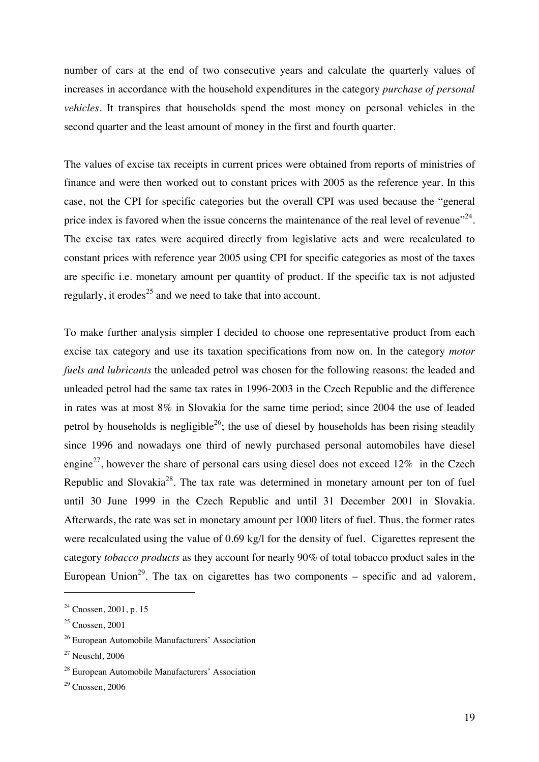number of cars at the end of two consecutive years and calculate the quarterly values of increases in accordance with the household expenditures in the category *purchase of personal vehicles*. It transpires that households spend the most money on personal vehicles in the second quarter and the least amount of money in the first and fourth quarter.

The values of excise tax receipts in current prices were obtained from reports of ministries of finance and were then worked out to constant prices with 2005 as the reference year. In this case, not the CPI for specific categories but the overall CPI was used because the "general price index is favored when the issue concerns the maintenance of the real level of revenue"[24]. The excise tax rates were acquired directly from legislative acts and were recalculated to constant prices with reference year 2005 using CPI for specific categories as most of the taxes are specific i.e. monetary amount per quantity of product. If the specific tax is not adjusted regularly, it erodes[25] and we need to take that into account.

To make further analysis simpler I decided to choose one representative product from each excise tax category and use its taxation specifications from now on. In the category *motor fuels and lubricants* the unleaded petrol was chosen for the following reasons: the leaded and unleaded petrol had the same tax rates in 1996-2003 in the Czech Republic and the difference in rates was at most 8% in Slovakia for the same time period; since 2004 the use of leaded petrol by households is negligible[26]; the use of diesel by households has been rising steadily since 1996 and nowadays one third of newly purchased personal automobiles have diesel engine[27], however the share of personal cars using diesel does not exceed 12% in the Czech Republic and Slovakia[28]. The tax rate was determined in monetary amount per ton of fuel until 30 June 1999 in the Czech Republic and until 31 December 2001 in Slovakia. Afterwards, the rate was set in monetary amount per 1000 liters of fuel. Thus, the former rates were recalculated using the value of 0.69 kg/l for the density of fuel. Cigarettes represent the category *tobacco products* as they account for nearly 90% of total tobacco product sales in the European Union[29]. The tax on cigarettes has two components – specific and ad valorem,

---

[24] Cnossen, 2001, p. 15

[25] Cnossen, 2001

[26] European Automobile Manufacturers' Association

[27] Neuschl, 2006

[28] European Automobile Manufacturers' Association

[29] Cnossen, 2006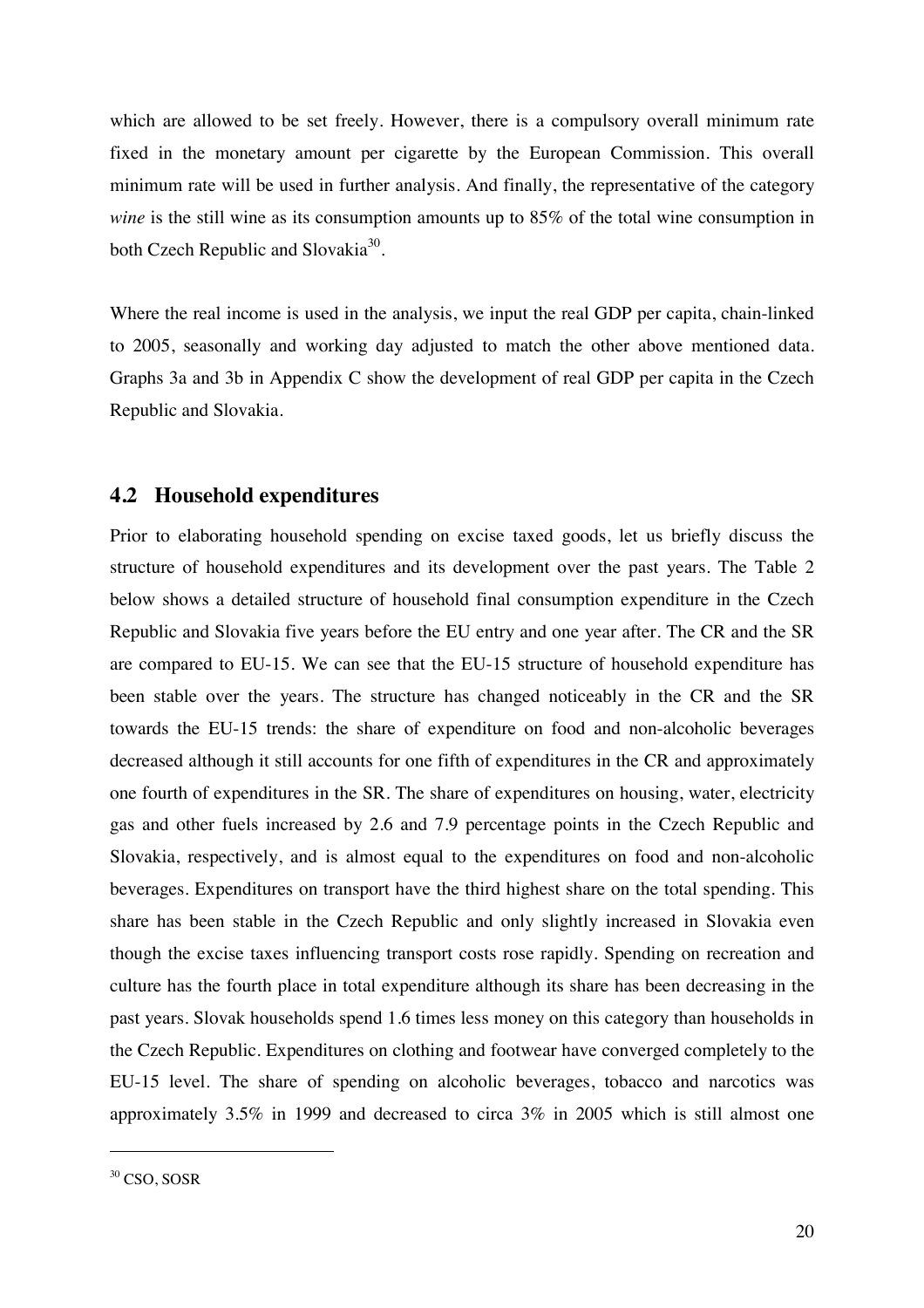which are allowed to be set freely. However, there is a compulsory overall minimum rate fixed in the monetary amount per cigarette by the European Commission. This overall minimum rate will be used in further analysis. And finally, the representative of the category *wine* is the still wine as its consumption amounts up to 85% of the total wine consumption in both Czech Republic and Slovakia[30].

Where the real income is used in the analysis, we input the real GDP per capita, chain-linked to 2005, seasonally and working day adjusted to match the other above mentioned data. Graphs 3a and 3b in Appendix C show the development of real GDP per capita in the Czech Republic and Slovakia.

## 4.2 Household expenditures

Prior to elaborating household spending on excise taxed goods, let us briefly discuss the structure of household expenditures and its development over the past years. The Table 2 below shows a detailed structure of household final consumption expenditure in the Czech Republic and Slovakia five years before the EU entry and one year after. The CR and the SR are compared to EU-15. We can see that the EU-15 structure of household expenditure has been stable over the years. The structure has changed noticeably in the CR and the SR towards the EU-15 trends: the share of expenditure on food and non-alcoholic beverages decreased although it still accounts for one fifth of expenditures in the CR and approximately one fourth of expenditures in the SR. The share of expenditures on housing, water, electricity gas and other fuels increased by 2.6 and 7.9 percentage points in the Czech Republic and Slovakia, respectively, and is almost equal to the expenditures on food and non-alcoholic beverages. Expenditures on transport have the third highest share on the total spending. This share has been stable in the Czech Republic and only slightly increased in Slovakia even though the excise taxes influencing transport costs rose rapidly. Spending on recreation and culture has the fourth place in total expenditure although its share has been decreasing in the past years. Slovak households spend 1.6 times less money on this category than households in the Czech Republic. Expenditures on clothing and footwear have converged completely to the EU-15 level. The share of spending on alcoholic beverages, tobacco and narcotics was approximately 3.5% in 1999 and decreased to circa 3% in 2005 which is still almost one

[30] CSO, SOSR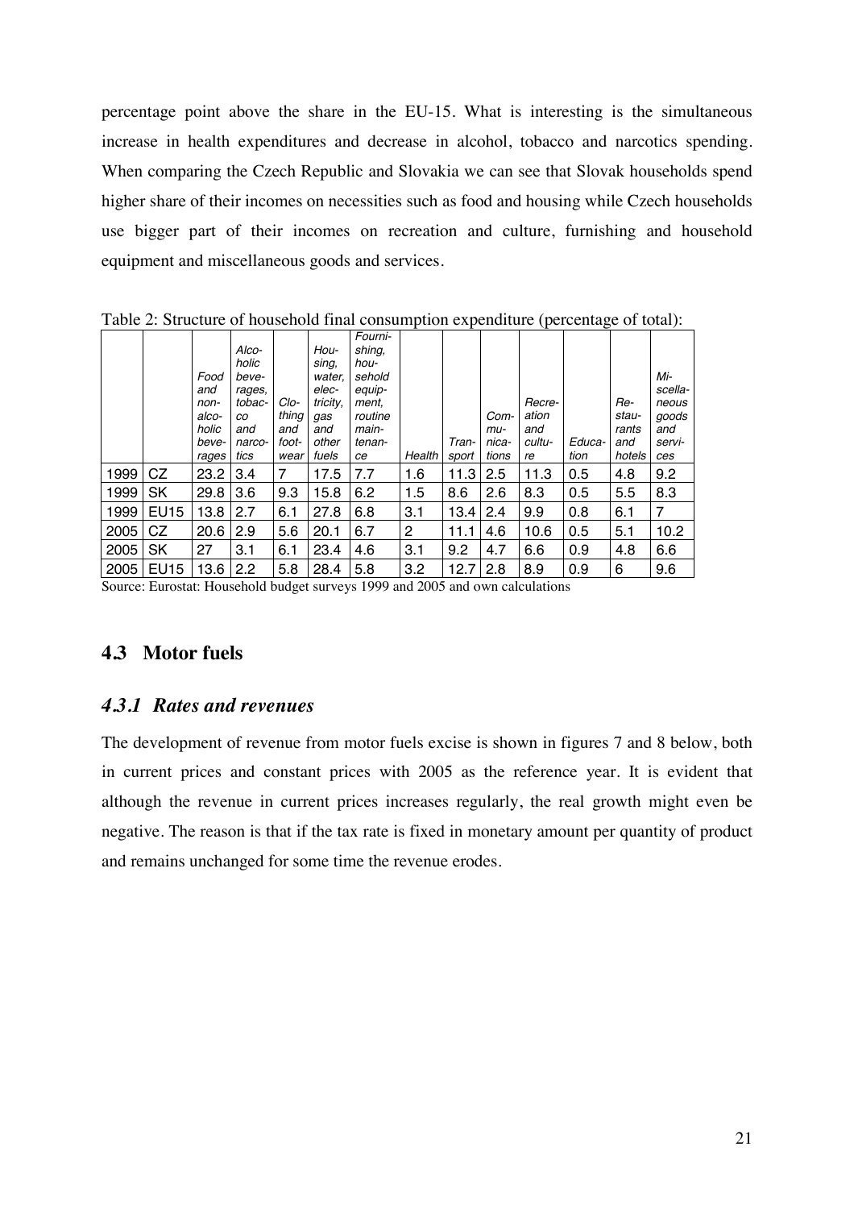percentage point above the share in the EU-15. What is interesting is the simultaneous increase in health expenditures and decrease in alcohol, tobacco and narcotics spending. When comparing the Czech Republic and Slovakia we can see that Slovak households spend higher share of their incomes on necessities such as food and housing while Czech households use bigger part of their incomes on recreation and culture, furnishing and household equipment and miscellaneous goods and services.

Table 2: Structure of household final consumption expenditure (percentage of total):

| | | *Food and non-alcoholic beverages* | *Alcoholic beverages, tobacco and narcotics* | *Clothing and footwear* | *Housing, water, electricity, gas and other fuels* | *Fournishing, household equipment, routine maintenance* | *Health* | *Transport* | *Communications* | *Recreation and culture* | *Education* | *Restaurants and hotels* | *Miscellaneous goods and services* |
|---|---|---|---|---|---|---|---|---|---|---|---|---|---|
| 1999 | CZ | 23.2 | 3.4 | 7 | 17.5 | 7.7 | 1.6 | 11.3 | 2.5 | 11.3 | 0.5 | 4.8 | 9.2 |
| 1999 | SK | 29.8 | 3.6 | 9.3 | 15.8 | 6.2 | 1.5 | 8.6 | 2.6 | 8.3 | 0.5 | 5.5 | 8.3 |
| 1999 | EU15 | 13.8 | 2.7 | 6.1 | 27.8 | 6.8 | 3.1 | 13.4 | 2.4 | 9.9 | 0.8 | 6.1 | 7 |
| 2005 | CZ | 20.6 | 2.9 | 5.6 | 20.1 | 6.7 | 2 | 11.1 | 4.6 | 10.6 | 0.5 | 5.1 | 10.2 |
| 2005 | SK | 27 | 3.1 | 6.1 | 23.4 | 4.6 | 3.1 | 9.2 | 4.7 | 6.6 | 0.9 | 4.8 | 6.6 |
| 2005 | EU15 | 13.6 | 2.2 | 5.8 | 28.4 | 5.8 | 3.2 | 12.7 | 2.8 | 8.9 | 0.9 | 6 | 9.6 |

Source: Eurostat: Household budget surveys 1999 and 2005 and own calculations

## 4.3 Motor fuels

### *4.3.1 Rates and revenues*

The development of revenue from motor fuels excise is shown in figures 7 and 8 below, both in current prices and constant prices with 2005 as the reference year. It is evident that although the revenue in current prices increases regularly, the real growth might even be negative. The reason is that if the tax rate is fixed in monetary amount per quantity of product and remains unchanged for some time the revenue erodes.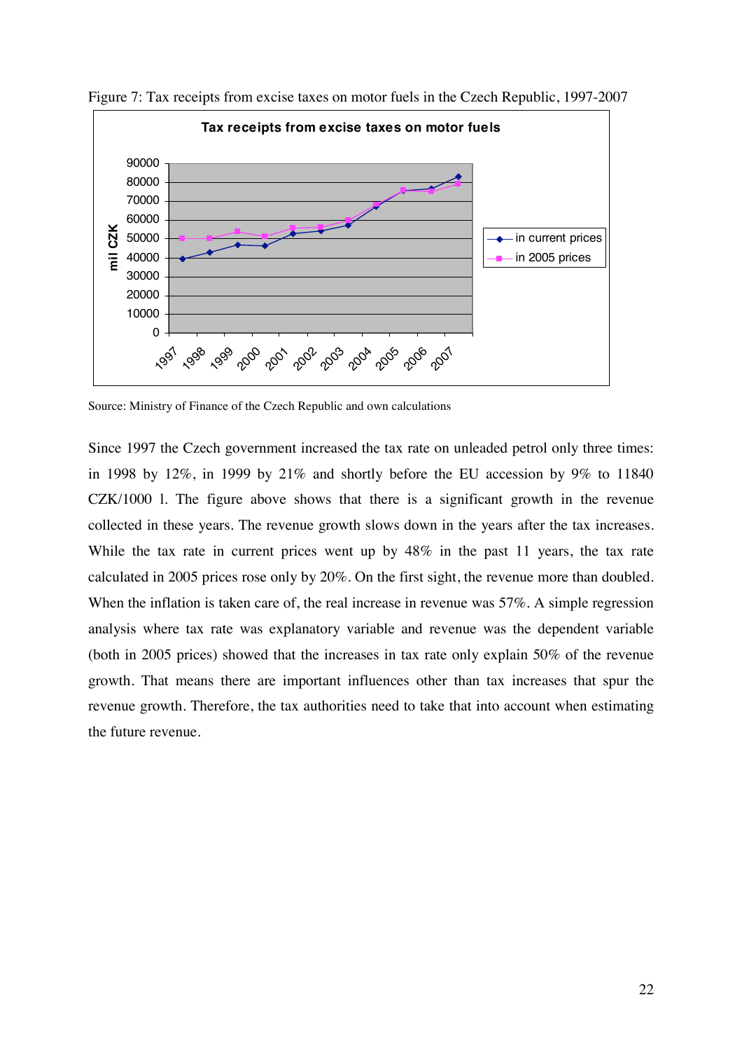Figure 7: Tax receipts from excise taxes on motor fuels in the Czech Republic, 1997-2007

Source: Ministry of Finance of the Czech Republic and own calculations

Since 1997 the Czech government increased the tax rate on unleaded petrol only three times: in 1998 by 12%, in 1999 by 21% and shortly before the EU accession by 9% to 11840 CZK/1000 l. The figure above shows that there is a significant growth in the revenue collected in these years. The revenue growth slows down in the years after the tax increases. While the tax rate in current prices went up by 48% in the past 11 years, the tax rate calculated in 2005 prices rose only by 20%. On the first sight, the revenue more than doubled. When the inflation is taken care of, the real increase in revenue was 57%. A simple regression analysis where tax rate was explanatory variable and revenue was the dependent variable (both in 2005 prices) showed that the increases in tax rate only explain 50% of the revenue growth. That means there are important influences other than tax increases that spur the revenue growth. Therefore, the tax authorities need to take that into account when estimating the future revenue.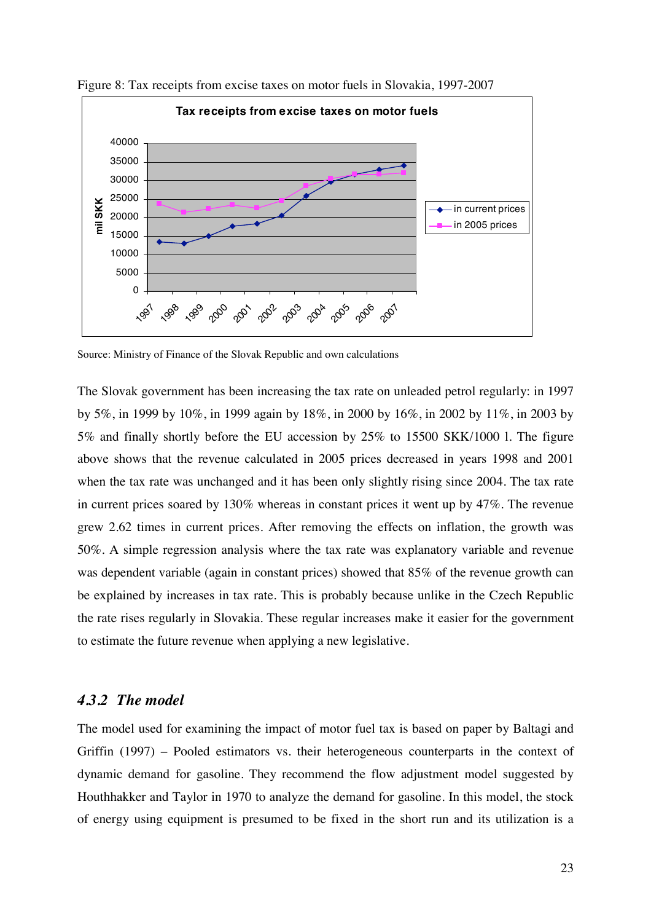Figure 8: Tax receipts from excise taxes on motor fuels in Slovakia, 1997-2007

Source: Ministry of Finance of the Slovak Republic and own calculations

The Slovak government has been increasing the tax rate on unleaded petrol regularly: in 1997 by 5%, in 1999 by 10%, in 1999 again by 18%, in 2000 by 16%, in 2002 by 11%, in 2003 by 5% and finally shortly before the EU accession by 25% to 15500 SKK/1000 l. The figure above shows that the revenue calculated in 2005 prices decreased in years 1998 and 2001 when the tax rate was unchanged and it has been only slightly rising since 2004. The tax rate in current prices soared by 130% whereas in constant prices it went up by 47%. The revenue grew 2.62 times in current prices. After removing the effects on inflation, the growth was 50%. A simple regression analysis where the tax rate was explanatory variable and revenue was dependent variable (again in constant prices) showed that 85% of the revenue growth can be explained by increases in tax rate. This is probably because unlike in the Czech Republic the rate rises regularly in Slovakia. These regular increases make it easier for the government to estimate the future revenue when applying a new legislative.

### *4.3.2 The model*

The model used for examining the impact of motor fuel tax is based on paper by Baltagi and Griffin (1997) – Pooled estimators vs. their heterogeneous counterparts in the context of dynamic demand for gasoline. They recommend the flow adjustment model suggested by Houthhakker and Taylor in 1970 to analyze the demand for gasoline. In this model, the stock of energy using equipment is presumed to be fixed in the short run and its utilization is a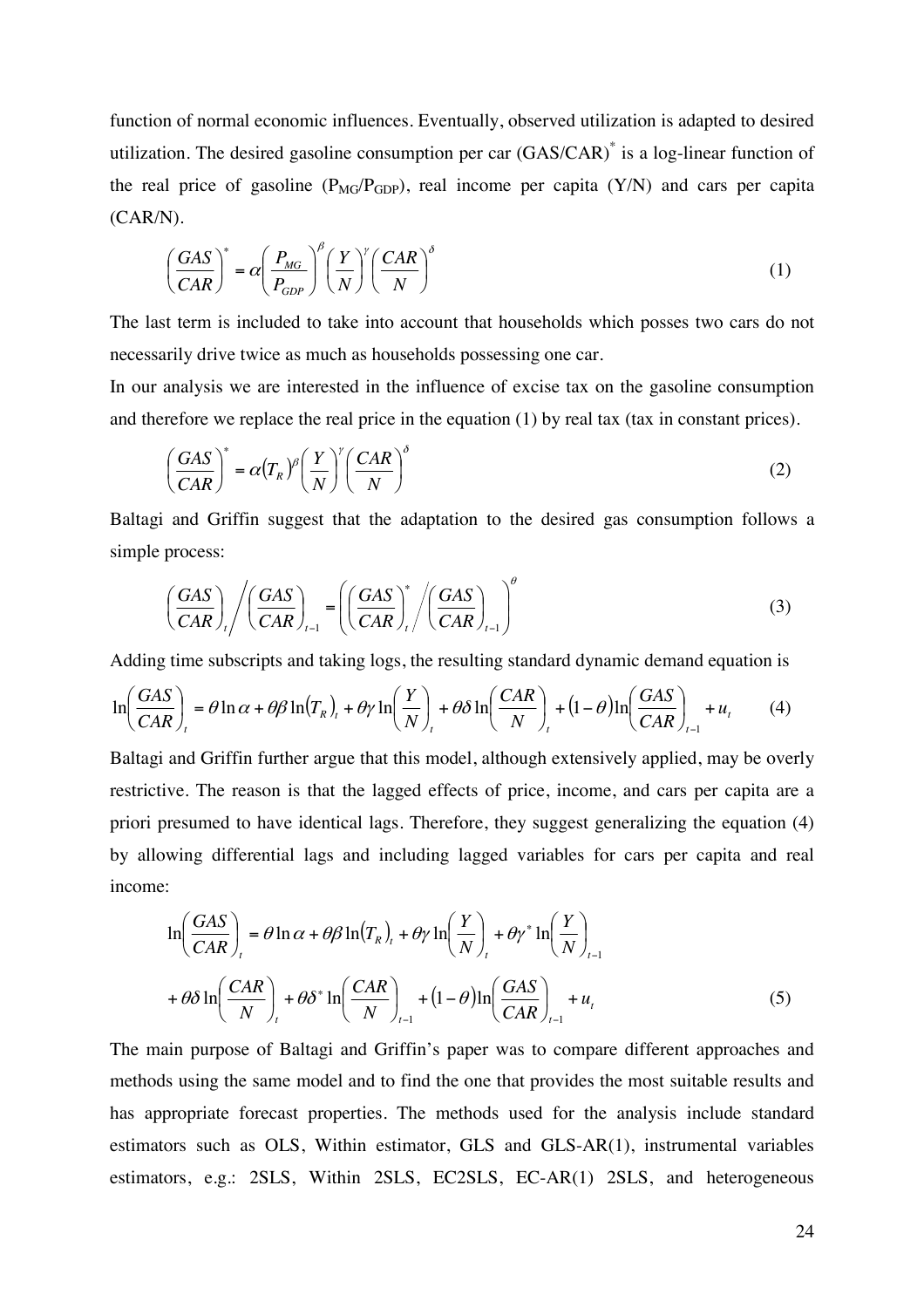function of normal economic influences. Eventually, observed utilization is adapted to desired utilization. The desired gasoline consumption per car $(GAS/CAR)^*$ is a log-linear function of the real price of gasoline $(P_{MG}/P_{GDP})$, real income per capita $(Y/N)$ and cars per capita $(CAR/N)$.

$$\left(\frac{GAS}{CAR}\right)^* = \alpha\left(\frac{P_{MG}}{P_{GDP}}\right)^{\beta}\left(\frac{Y}{N}\right)^{\gamma}\left(\frac{CAR}{N}\right)^{\delta} \tag{1}$$

The last term is included to take into account that households which posses two cars do not necessarily drive twice as much as households possessing one car.

In our analysis we are interested in the influence of excise tax on the gasoline consumption and therefore we replace the real price in the equation (1) by real tax (tax in constant prices).

$$\left(\frac{GAS}{CAR}\right)^* = \alpha\left(T_R\right)^{\beta}\left(\frac{Y}{N}\right)^{\gamma}\left(\frac{CAR}{N}\right)^{\delta} \tag{2}$$

Baltagi and Griffin suggest that the adaptation to the desired gas consumption follows a simple process:

$$\left(\frac{GAS}{CAR}\right)_t \Big/ \left(\frac{GAS}{CAR}\right)_{t-1} = \left(\left(\frac{GAS}{CAR}\right)_t^* \Big/ \left(\frac{GAS}{CAR}\right)_{t-1}\right)^{\theta} \tag{3}$$

Adding time subscripts and taking logs, the resulting standard dynamic demand equation is

$$\ln\left(\frac{GAS}{CAR}\right)_t = \theta\ln\alpha + \theta\beta\ln\left(T_R\right)_t + \theta\gamma\ln\left(\frac{Y}{N}\right)_t + \theta\delta\ln\left(\frac{CAR}{N}\right)_t + (1-\theta)\ln\left(\frac{GAS}{CAR}\right)_{t-1} + u_t \tag{4}$$

Baltagi and Griffin further argue that this model, although extensively applied, may be overly restrictive. The reason is that the lagged effects of price, income, and cars per capita are a priori presumed to have identical lags. Therefore, they suggest generalizing the equation (4) by allowing differential lags and including lagged variables for cars per capita and real income:

$$\begin{aligned}\ln\left(\frac{GAS}{CAR}\right)_t &= \theta\ln\alpha + \theta\beta\ln\left(T_R\right)_t + \theta\gamma\ln\left(\frac{Y}{N}\right)_t + \theta\gamma^*\ln\left(\frac{Y}{N}\right)_{t-1} \\ &+ \theta\delta\ln\left(\frac{CAR}{N}\right)_t + \theta\delta^*\ln\left(\frac{CAR}{N}\right)_{t-1} + (1-\theta)\ln\left(\frac{GAS}{CAR}\right)_{t-1} + u_t\end{aligned} \tag{5}$$

The main purpose of Baltagi and Griffin's paper was to compare different approaches and methods using the same model and to find the one that provides the most suitable results and has appropriate forecast properties. The methods used for the analysis include standard estimators such as OLS, Within estimator, GLS and GLS-AR(1), instrumental variables estimators, e.g.: 2SLS, Within 2SLS, EC2SLS, EC-AR(1) 2SLS, and heterogeneous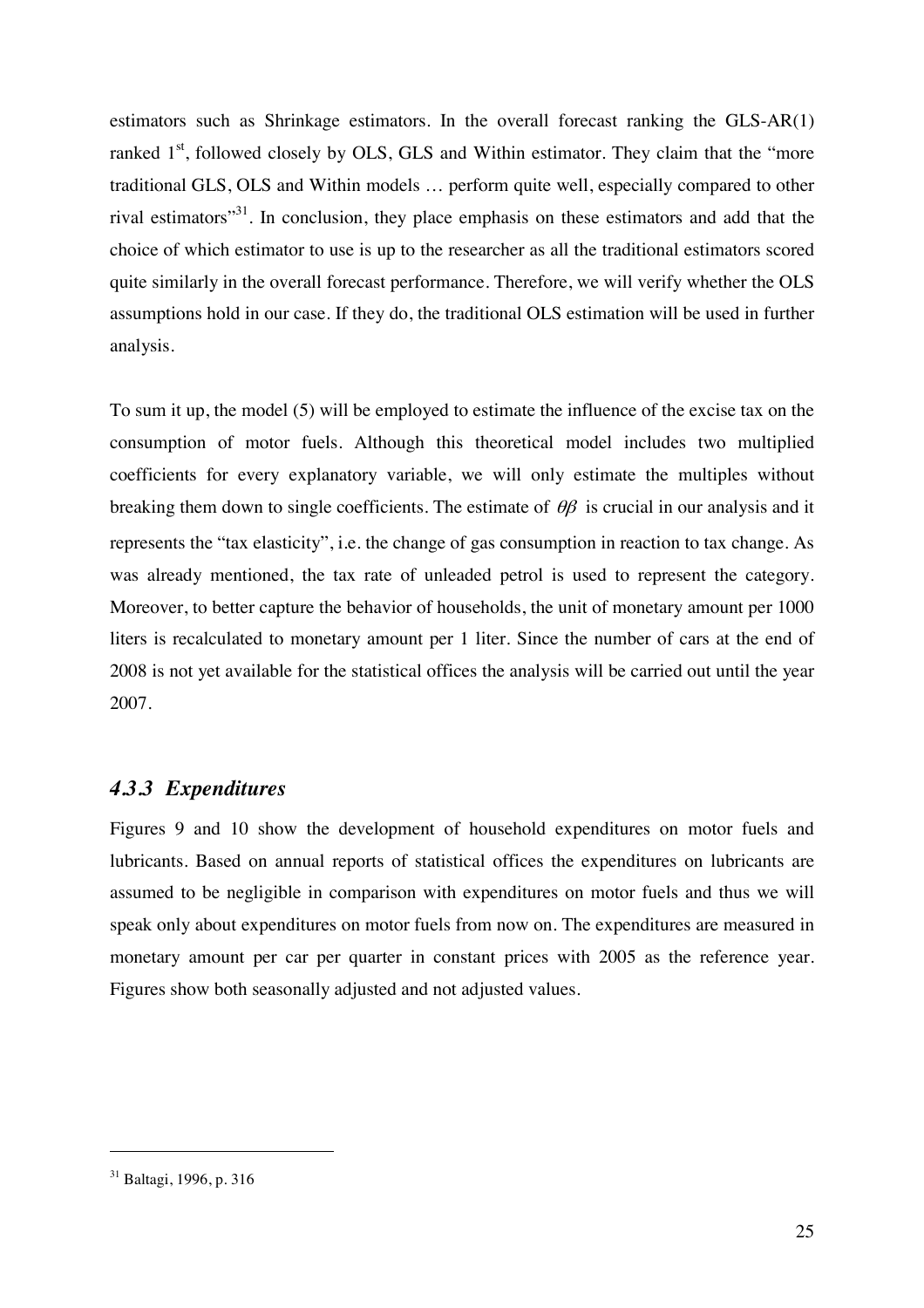estimators such as Shrinkage estimators. In the overall forecast ranking the GLS-AR(1) ranked 1st, followed closely by OLS, GLS and Within estimator. They claim that the "more traditional GLS, OLS and Within models … perform quite well, especially compared to other rival estimators"[31]. In conclusion, they place emphasis on these estimators and add that the choice of which estimator to use is up to the researcher as all the traditional estimators scored quite similarly in the overall forecast performance. Therefore, we will verify whether the OLS assumptions hold in our case. If they do, the traditional OLS estimation will be used in further analysis.

To sum it up, the model (5) will be employed to estimate the influence of the excise tax on the consumption of motor fuels. Although this theoretical model includes two multiplied coefficients for every explanatory variable, we will only estimate the multiples without breaking them down to single coefficients. The estimate of $\theta\beta$ is crucial in our analysis and it represents the "tax elasticity", i.e. the change of gas consumption in reaction to tax change. As was already mentioned, the tax rate of unleaded petrol is used to represent the category. Moreover, to better capture the behavior of households, the unit of monetary amount per 1000 liters is recalculated to monetary amount per 1 liter. Since the number of cars at the end of 2008 is not yet available for the statistical offices the analysis will be carried out until the year 2007.

### *4.3.3 Expenditures*

Figures 9 and 10 show the development of household expenditures on motor fuels and lubricants. Based on annual reports of statistical offices the expenditures on lubricants are assumed to be negligible in comparison with expenditures on motor fuels and thus we will speak only about expenditures on motor fuels from now on. The expenditures are measured in monetary amount per car per quarter in constant prices with 2005 as the reference year. Figures show both seasonally adjusted and not adjusted values.

---

[31] Baltagi, 1996, p. 316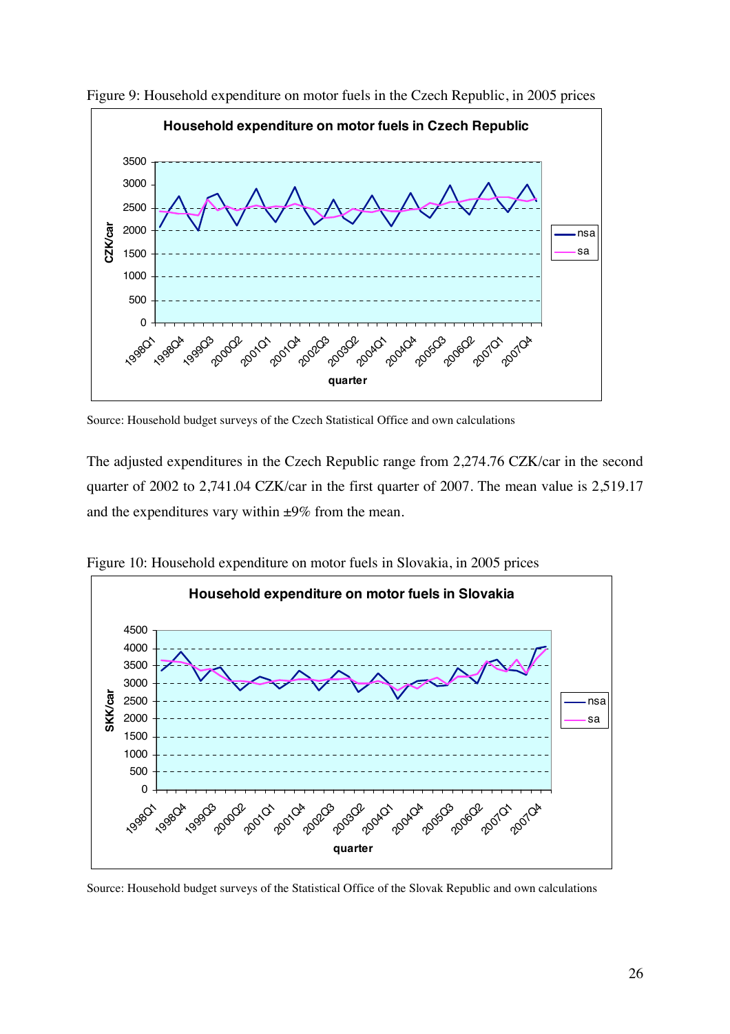Figure 9: Household expenditure on motor fuels in the Czech Republic, in 2005 prices

Source: Household budget surveys of the Czech Statistical Office and own calculations

The adjusted expenditures in the Czech Republic range from 2,274.76 CZK/car in the second quarter of 2002 to 2,741.04 CZK/car in the first quarter of 2007. The mean value is 2,519.17 and the expenditures vary within ±9% from the mean.

Figure 10: Household expenditure on motor fuels in Slovakia, in 2005 prices

Source: Household budget surveys of the Statistical Office of the Slovak Republic and own calculations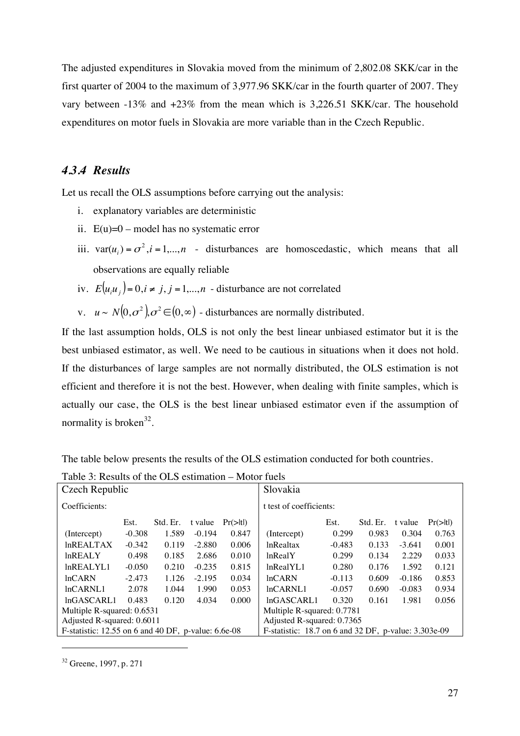The adjusted expenditures in Slovakia moved from the minimum of 2,802.08 SKK/car in the first quarter of 2004 to the maximum of 3,977.96 SKK/car in the fourth quarter of 2007. They vary between -13% and +23% from the mean which is 3,226.51 SKK/car. The household expenditures on motor fuels in Slovakia are more variable than in the Czech Republic.

### *4.3.4 Results*

Let us recall the OLS assumptions before carrying out the analysis:

i. explanatory variables are deterministic
ii. E(u)=0 – model has no systematic error
iii. $\text{var}(u_i) = \sigma^2, i = 1,...,n$ - disturbances are homoscedastic, which means that all observations are equally reliable
iv. $E(u_i u_j) = 0, i \neq j, j = 1,...,n$ - disturbance are not correlated
v. $u \sim N(0,\sigma^2), \sigma^2 \in (0,\infty)$ - disturbances are normally distributed.

If the last assumption holds, OLS is not only the best linear unbiased estimator but it is the best unbiased estimator, as well. We need to be cautious in situations when it does not hold. If the disturbances of large samples are not normally distributed, the OLS estimation is not efficient and therefore it is not the best. However, when dealing with finite samples, which is actually our case, the OLS is the best linear unbiased estimator even if the assumption of normality is broken[32].

The table below presents the results of the OLS estimation conducted for both countries.

Table 3: Results of the OLS estimation – Motor fuels

| Czech Republic | | | | | Slovakia | | | | |
|---|---|---|---|---|---|---|---|---|---|
| Coefficients: | | | | | t test of coefficients: | | | | |
| | Est. | Std. Er. | t value | Pr(>\|t\|) | | Est. | Std. Er. | t value | Pr(>\|t\|) |
| (Intercept) | -0.308 | 1.589 | -0.194 | 0.847 | (Intercept) | 0.299 | 0.983 | 0.304 | 0.763 |
| lnREALTAX | -0.342 | 0.119 | -2.880 | 0.006 | lnRealtax | -0.483 | 0.133 | -3.641 | 0.001 |
| lnREALY | 0.498 | 0.185 | 2.686 | 0.010 | lnRealY | 0.299 | 0.134 | 2.229 | 0.033 |
| lnREALYL1 | -0.050 | 0.210 | -0.235 | 0.815 | lnRealYL1 | 0.280 | 0.176 | 1.592 | 0.121 |
| lnCARN | -2.473 | 1.126 | -2.195 | 0.034 | lnCARN | -0.113 | 0.609 | -0.186 | 0.853 |
| lnCARNL1 | 2.078 | 1.044 | 1.990 | 0.053 | lnCARNL1 | -0.057 | 0.690 | -0.083 | 0.934 |
| lnGASCARL1 | 0.483 | 0.120 | 4.034 | 0.000 | lnGASCARL1 | 0.320 | 0.161 | 1.981 | 0.056 |
| Multiple R-squared: 0.6531 | | | | | Multiple R-squared: 0.7781 | | | | |
| Adjusted R-squared: 0.6011 | | | | | Adjusted R-squared: 0.7365 | | | | |
| F-statistic: 12.55 on 6 and 40 DF, p-value: 6.6e-08 | | | | | F-statistic: 18.7 on 6 and 32 DF, p-value: 3.303e-09 | | | | |

---

[32] Greene, 1997, p. 271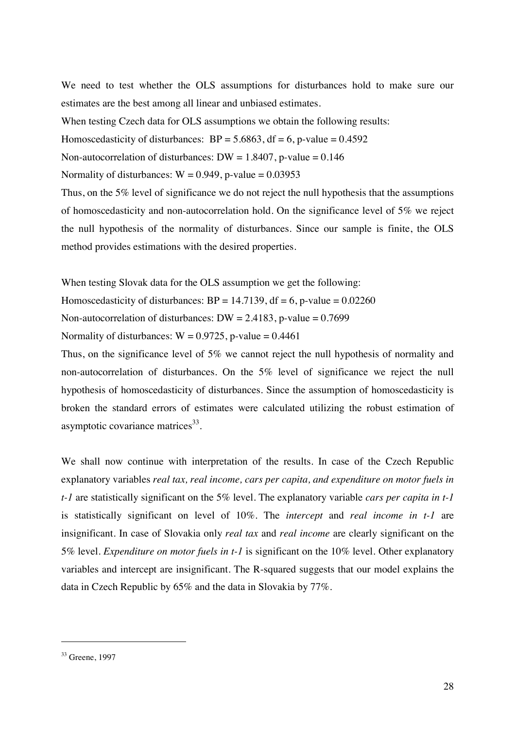We need to test whether the OLS assumptions for disturbances hold to make sure our estimates are the best among all linear and unbiased estimates.

When testing Czech data for OLS assumptions we obtain the following results:

Homoscedasticity of disturbances: BP = 5.6863, df = 6, p-value = 0.4592

Non-autocorrelation of disturbances: DW = 1.8407, p-value = 0.146

Normality of disturbances: W = 0.949, p-value = 0.03953

Thus, on the 5% level of significance we do not reject the null hypothesis that the assumptions of homoscedasticity and non-autocorrelation hold. On the significance level of 5% we reject the null hypothesis of the normality of disturbances. Since our sample is finite, the OLS method provides estimations with the desired properties.

When testing Slovak data for the OLS assumption we get the following:

Homoscedasticity of disturbances: BP = 14.7139, df = 6, p-value = 0.02260

Non-autocorrelation of disturbances: DW = 2.4183, p-value = 0.7699

Normality of disturbances: W = 0.9725, p-value = 0.4461

Thus, on the significance level of 5% we cannot reject the null hypothesis of normality and non-autocorrelation of disturbances. On the 5% level of significance we reject the null hypothesis of homoscedasticity of disturbances. Since the assumption of homoscedasticity is broken the standard errors of estimates were calculated utilizing the robust estimation of asymptotic covariance matrices[33].

We shall now continue with interpretation of the results. In case of the Czech Republic explanatory variables *real tax, real income, cars per capita, and expenditure on motor fuels in t-1* are statistically significant on the 5% level. The explanatory variable *cars per capita in t-1* is statistically significant on level of 10%. The *intercept* and *real income in t-1* are insignificant. In case of Slovakia only *real tax* and *real income* are clearly significant on the 5% level. *Expenditure on motor fuels in t-1* is significant on the 10% level. Other explanatory variables and intercept are insignificant. The R-squared suggests that our model explains the data in Czech Republic by 65% and the data in Slovakia by 77%.

---

[33] Greene, 1997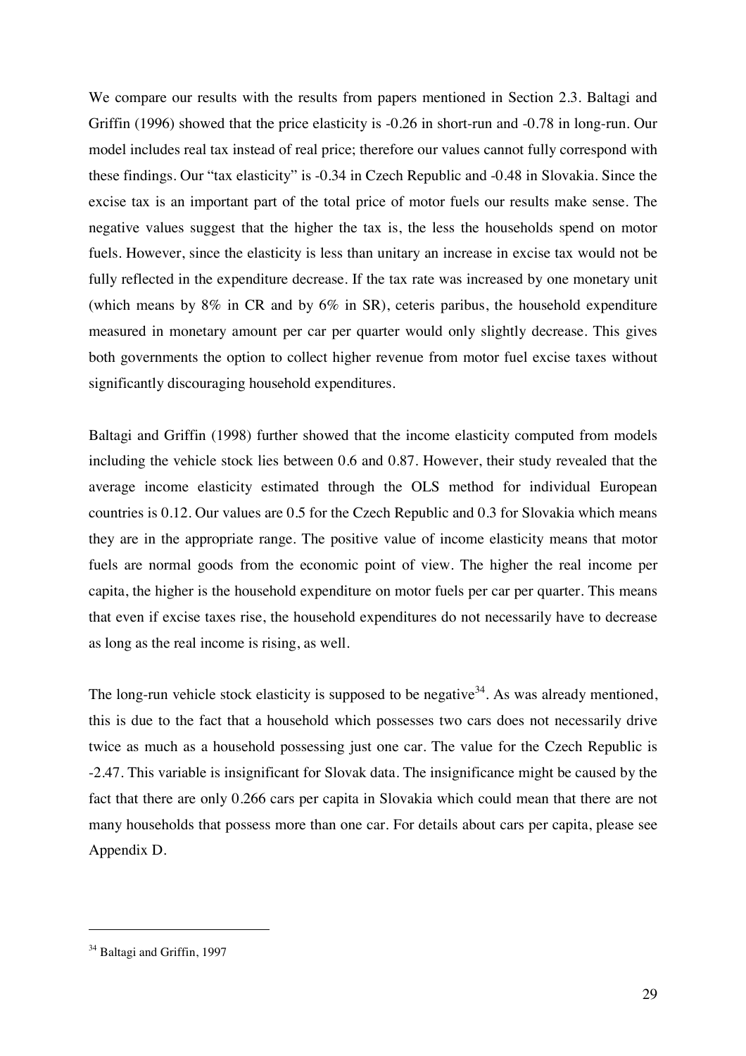We compare our results with the results from papers mentioned in Section 2.3. Baltagi and Griffin (1996) showed that the price elasticity is -0.26 in short-run and -0.78 in long-run. Our model includes real tax instead of real price; therefore our values cannot fully correspond with these findings. Our "tax elasticity" is -0.34 in Czech Republic and -0.48 in Slovakia. Since the excise tax is an important part of the total price of motor fuels our results make sense. The negative values suggest that the higher the tax is, the less the households spend on motor fuels. However, since the elasticity is less than unitary an increase in excise tax would not be fully reflected in the expenditure decrease. If the tax rate was increased by one monetary unit (which means by 8% in CR and by 6% in SR), ceteris paribus, the household expenditure measured in monetary amount per car per quarter would only slightly decrease. This gives both governments the option to collect higher revenue from motor fuel excise taxes without significantly discouraging household expenditures.

Baltagi and Griffin (1998) further showed that the income elasticity computed from models including the vehicle stock lies between 0.6 and 0.87. However, their study revealed that the average income elasticity estimated through the OLS method for individual European countries is 0.12. Our values are 0.5 for the Czech Republic and 0.3 for Slovakia which means they are in the appropriate range. The positive value of income elasticity means that motor fuels are normal goods from the economic point of view. The higher the real income per capita, the higher is the household expenditure on motor fuels per car per quarter. This means that even if excise taxes rise, the household expenditures do not necessarily have to decrease as long as the real income is rising, as well.

The long-run vehicle stock elasticity is supposed to be negative[34]. As was already mentioned, this is due to the fact that a household which possesses two cars does not necessarily drive twice as much as a household possessing just one car. The value for the Czech Republic is -2.47. This variable is insignificant for Slovak data. The insignificance might be caused by the fact that there are only 0.266 cars per capita in Slovakia which could mean that there are not many households that possess more than one car. For details about cars per capita, please see Appendix D.

[34] Baltagi and Griffin, 1997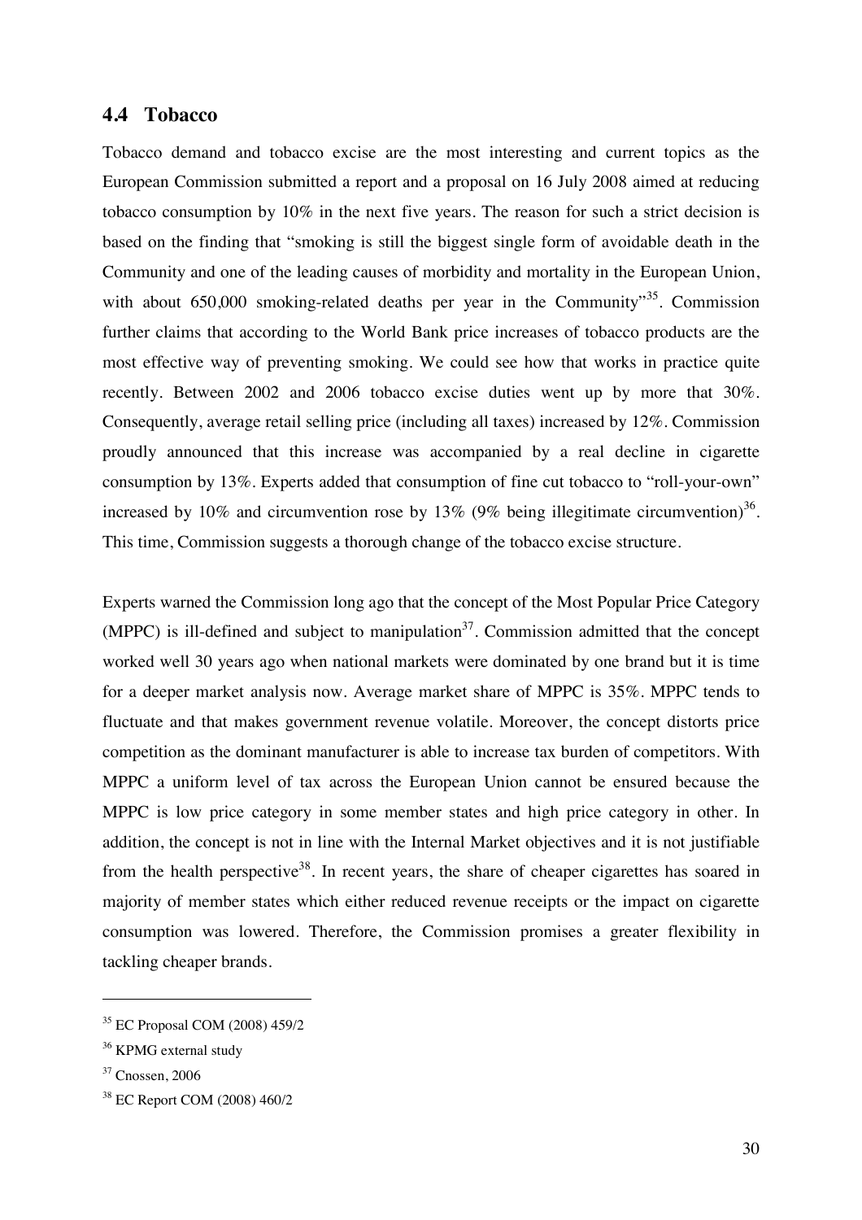## 4.4 Tobacco

Tobacco demand and tobacco excise are the most interesting and current topics as the European Commission submitted a report and a proposal on 16 July 2008 aimed at reducing tobacco consumption by 10% in the next five years. The reason for such a strict decision is based on the finding that "smoking is still the biggest single form of avoidable death in the Community and one of the leading causes of morbidity and mortality in the European Union, with about 650,000 smoking-related deaths per year in the Community"[35]. Commission further claims that according to the World Bank price increases of tobacco products are the most effective way of preventing smoking. We could see how that works in practice quite recently. Between 2002 and 2006 tobacco excise duties went up by more that 30%. Consequently, average retail selling price (including all taxes) increased by 12%. Commission proudly announced that this increase was accompanied by a real decline in cigarette consumption by 13%. Experts added that consumption of fine cut tobacco to "roll-your-own" increased by 10% and circumvention rose by 13% (9% being illegitimate circumvention)[36]. This time, Commission suggests a thorough change of the tobacco excise structure.

Experts warned the Commission long ago that the concept of the Most Popular Price Category (MPPC) is ill-defined and subject to manipulation[37]. Commission admitted that the concept worked well 30 years ago when national markets were dominated by one brand but it is time for a deeper market analysis now. Average market share of MPPC is 35%. MPPC tends to fluctuate and that makes government revenue volatile. Moreover, the concept distorts price competition as the dominant manufacturer is able to increase tax burden of competitors. With MPPC a uniform level of tax across the European Union cannot be ensured because the MPPC is low price category in some member states and high price category in other. In addition, the concept is not in line with the Internal Market objectives and it is not justifiable from the health perspective[38]. In recent years, the share of cheaper cigarettes has soared in majority of member states which either reduced revenue receipts or the impact on cigarette consumption was lowered. Therefore, the Commission promises a greater flexibility in tackling cheaper brands.

---

[35] EC Proposal COM (2008) 459/2

[36] KPMG external study

[37] Cnossen, 2006

[38] EC Report COM (2008) 460/2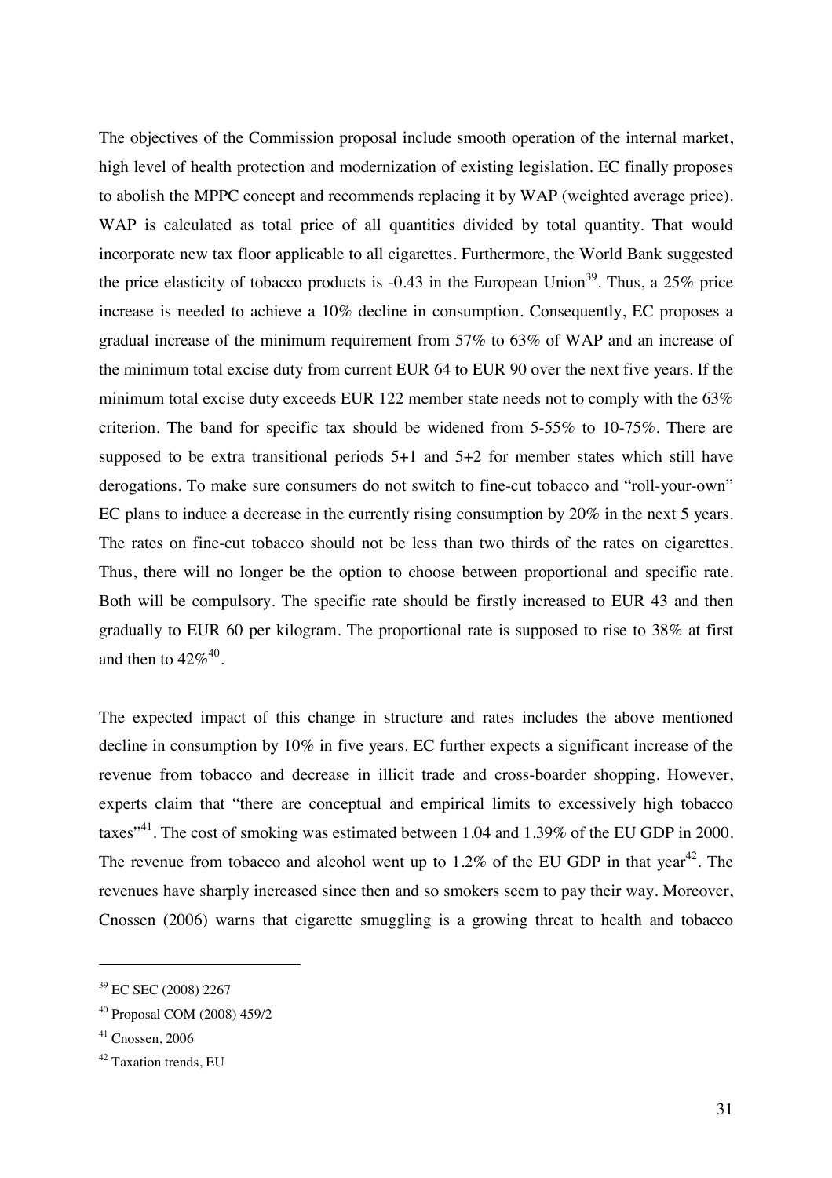The objectives of the Commission proposal include smooth operation of the internal market, high level of health protection and modernization of existing legislation. EC finally proposes to abolish the MPPC concept and recommends replacing it by WAP (weighted average price). WAP is calculated as total price of all quantities divided by total quantity. That would incorporate new tax floor applicable to all cigarettes. Furthermore, the World Bank suggested the price elasticity of tobacco products is -0.43 in the European Union[39]. Thus, a 25% price increase is needed to achieve a 10% decline in consumption. Consequently, EC proposes a gradual increase of the minimum requirement from 57% to 63% of WAP and an increase of the minimum total excise duty from current EUR 64 to EUR 90 over the next five years. If the minimum total excise duty exceeds EUR 122 member state needs not to comply with the 63% criterion. The band for specific tax should be widened from 5-55% to 10-75%. There are supposed to be extra transitional periods 5+1 and 5+2 for member states which still have derogations. To make sure consumers do not switch to fine-cut tobacco and "roll-your-own" EC plans to induce a decrease in the currently rising consumption by 20% in the next 5 years. The rates on fine-cut tobacco should not be less than two thirds of the rates on cigarettes. Thus, there will no longer be the option to choose between proportional and specific rate. Both will be compulsory. The specific rate should be firstly increased to EUR 43 and then gradually to EUR 60 per kilogram. The proportional rate is supposed to rise to 38% at first and then to 42%[40].

The expected impact of this change in structure and rates includes the above mentioned decline in consumption by 10% in five years. EC further expects a significant increase of the revenue from tobacco and decrease in illicit trade and cross-boarder shopping. However, experts claim that "there are conceptual and empirical limits to excessively high tobacco taxes"[41]. The cost of smoking was estimated between 1.04 and 1.39% of the EU GDP in 2000. The revenue from tobacco and alcohol went up to 1.2% of the EU GDP in that year[42]. The revenues have sharply increased since then and so smokers seem to pay their way. Moreover, Cnossen (2006) warns that cigarette smuggling is a growing threat to health and tobacco

---

[39] EC SEC (2008) 2267

[40] Proposal COM (2008) 459/2

[41] Cnossen, 2006

[42] Taxation trends, EU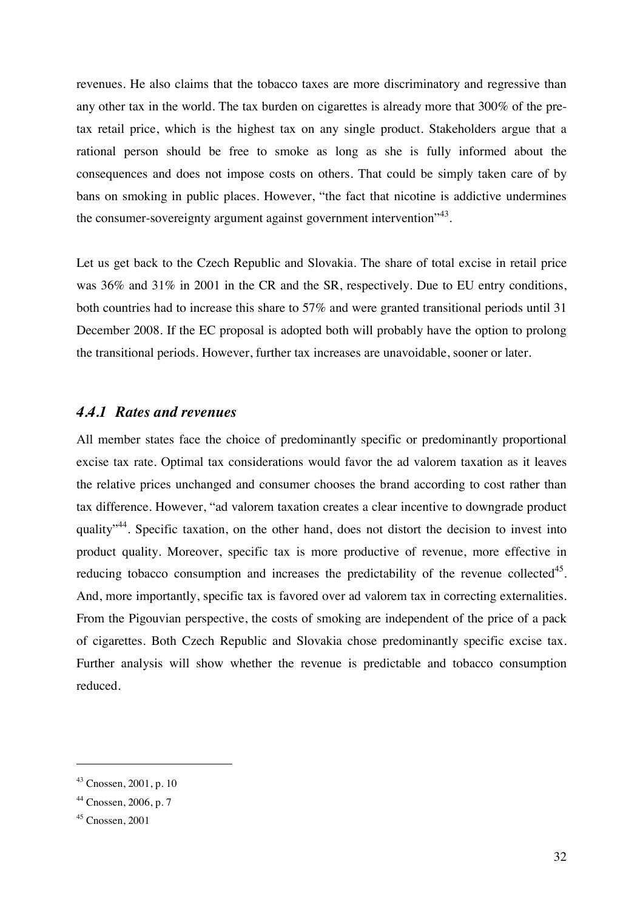revenues. He also claims that the tobacco taxes are more discriminatory and regressive than any other tax in the world. The tax burden on cigarettes is already more that 300% of the pre-tax retail price, which is the highest tax on any single product. Stakeholders argue that a rational person should be free to smoke as long as she is fully informed about the consequences and does not impose costs on others. That could be simply taken care of by bans on smoking in public places. However, "the fact that nicotine is addictive undermines the consumer-sovereignty argument against government intervention"[43].

Let us get back to the Czech Republic and Slovakia. The share of total excise in retail price was 36% and 31% in 2001 in the CR and the SR, respectively. Due to EU entry conditions, both countries had to increase this share to 57% and were granted transitional periods until 31 December 2008. If the EC proposal is adopted both will probably have the option to prolong the transitional periods. However, further tax increases are unavoidable, sooner or later.

### *4.4.1 Rates and revenues*

All member states face the choice of predominantly specific or predominantly proportional excise tax rate. Optimal tax considerations would favor the ad valorem taxation as it leaves the relative prices unchanged and consumer chooses the brand according to cost rather than tax difference. However, "ad valorem taxation creates a clear incentive to downgrade product quality"[44]. Specific taxation, on the other hand, does not distort the decision to invest into product quality. Moreover, specific tax is more productive of revenue, more effective in reducing tobacco consumption and increases the predictability of the revenue collected[45]. And, more importantly, specific tax is favored over ad valorem tax in correcting externalities. From the Pigouvian perspective, the costs of smoking are independent of the price of a pack of cigarettes. Both Czech Republic and Slovakia chose predominantly specific excise tax. Further analysis will show whether the revenue is predictable and tobacco consumption reduced.

---

[43] Cnossen, 2001, p. 10

[44] Cnossen, 2006, p. 7

[45] Cnossen, 2001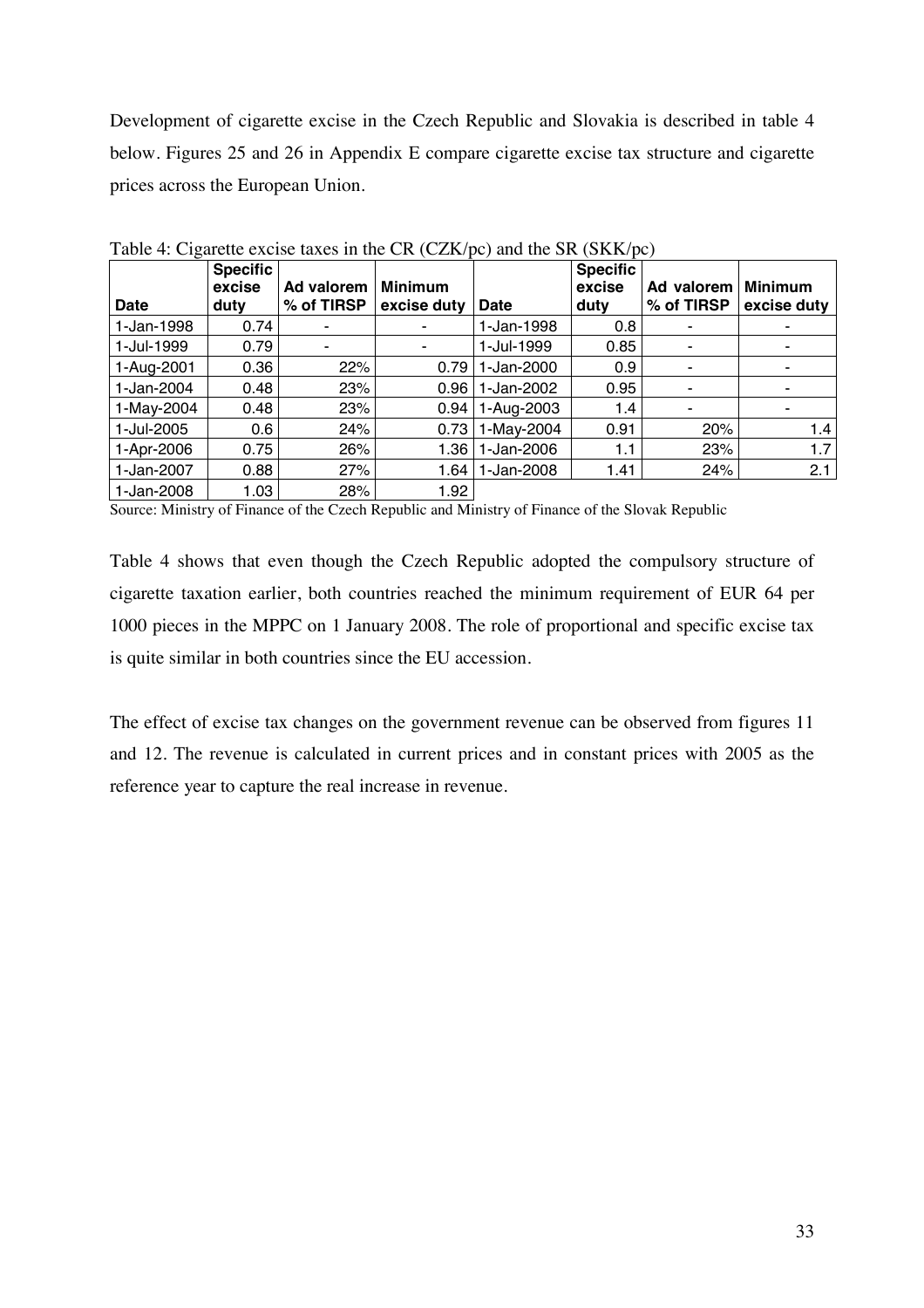Development of cigarette excise in the Czech Republic and Slovakia is described in table 4 below. Figures 25 and 26 in Appendix E compare cigarette excise tax structure and cigarette prices across the European Union.

Table 4: Cigarette excise taxes in the CR (CZK/pc) and the SR (SKK/pc)

| Date | Specific excise duty | Ad valorem % of TIRSP | Minimum excise duty | Date | Specific excise duty | Ad valorem % of TIRSP | Minimum excise duty |
|---|---|---|---|---|---|---|---|
| 1-Jan-1998 | 0.74 | - | - | 1-Jan-1998 | 0.8 | - | - |
| 1-Jul-1999 | 0.79 | - | - | 1-Jul-1999 | 0.85 | - | - |
| 1-Aug-2001 | 0.36 | 22% | 0.79 | 1-Jan-2000 | 0.9 | - | - |
| 1-Jan-2004 | 0.48 | 23% | 0.96 | 1-Jan-2002 | 0.95 | - | - |
| 1-May-2004 | 0.48 | 23% | 0.94 | 1-Aug-2003 | 1.4 | - | - |
| 1-Jul-2005 | 0.6 | 24% | 0.73 | 1-May-2004 | 0.91 | 20% | 1.4 |
| 1-Apr-2006 | 0.75 | 26% | 1.36 | 1-Jan-2006 | 1.1 | 23% | 1.7 |
| 1-Jan-2007 | 0.88 | 27% | 1.64 | 1-Jan-2008 | 1.41 | 24% | 2.1 |
| 1-Jan-2008 | 1.03 | 28% | 1.92 | | | | |

Source: Ministry of Finance of the Czech Republic and Ministry of Finance of the Slovak Republic

Table 4 shows that even though the Czech Republic adopted the compulsory structure of cigarette taxation earlier, both countries reached the minimum requirement of EUR 64 per 1000 pieces in the MPPC on 1 January 2008. The role of proportional and specific excise tax is quite similar in both countries since the EU accession.

The effect of excise tax changes on the government revenue can be observed from figures 11 and 12. The revenue is calculated in current prices and in constant prices with 2005 as the reference year to capture the real increase in revenue.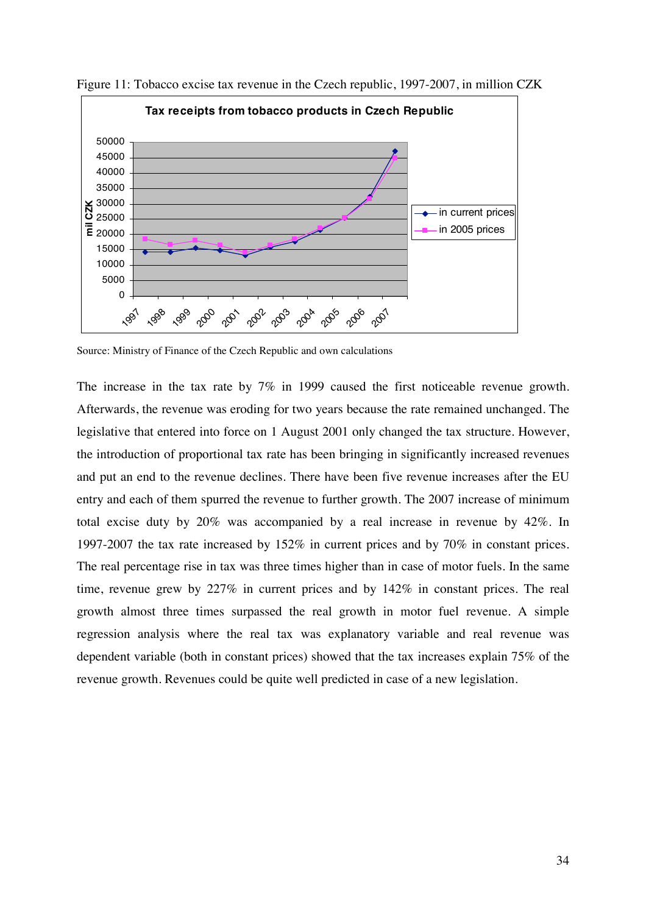Figure 11: Tobacco excise tax revenue in the Czech republic, 1997-2007, in million CZK

Source: Ministry of Finance of the Czech Republic and own calculations

The increase in the tax rate by 7% in 1999 caused the first noticeable revenue growth. Afterwards, the revenue was eroding for two years because the rate remained unchanged. The legislative that entered into force on 1 August 2001 only changed the tax structure. However, the introduction of proportional tax rate has been bringing in significantly increased revenues and put an end to the revenue declines. There have been five revenue increases after the EU entry and each of them spurred the revenue to further growth. The 2007 increase of minimum total excise duty by 20% was accompanied by a real increase in revenue by 42%. In 1997-2007 the tax rate increased by 152% in current prices and by 70% in constant prices. The real percentage rise in tax was three times higher than in case of motor fuels. In the same time, revenue grew by 227% in current prices and by 142% in constant prices. The real growth almost three times surpassed the real growth in motor fuel revenue. A simple regression analysis where the real tax was explanatory variable and real revenue was dependent variable (both in constant prices) showed that the tax increases explain 75% of the revenue growth. Revenues could be quite well predicted in case of a new legislation.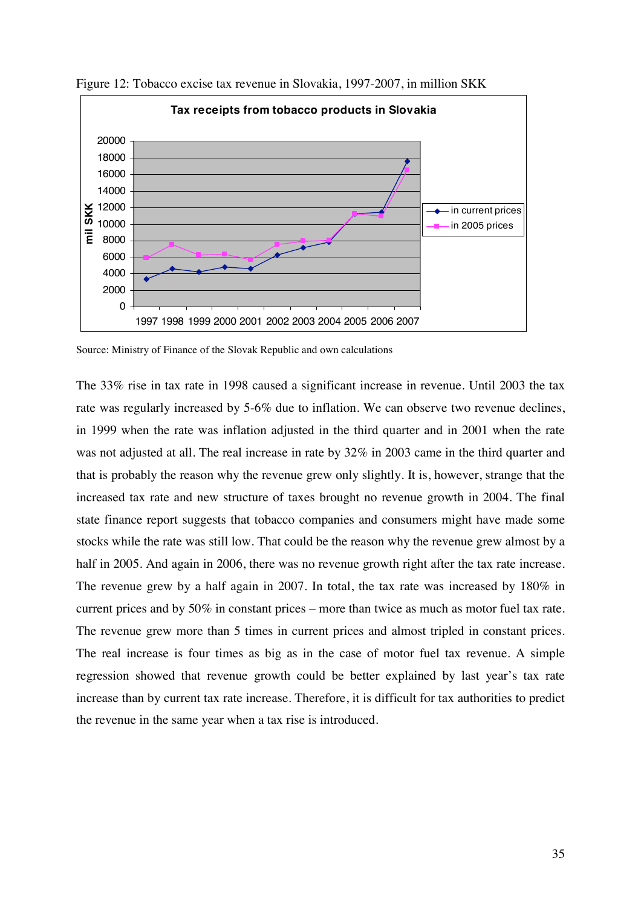Figure 12: Tobacco excise tax revenue in Slovakia, 1997-2007, in million SKK

Source: Ministry of Finance of the Slovak Republic and own calculations

The 33% rise in tax rate in 1998 caused a significant increase in revenue. Until 2003 the tax rate was regularly increased by 5-6% due to inflation. We can observe two revenue declines, in 1999 when the rate was inflation adjusted in the third quarter and in 2001 when the rate was not adjusted at all. The real increase in rate by 32% in 2003 came in the third quarter and that is probably the reason why the revenue grew only slightly. It is, however, strange that the increased tax rate and new structure of taxes brought no revenue growth in 2004. The final state finance report suggests that tobacco companies and consumers might have made some stocks while the rate was still low. That could be the reason why the revenue grew almost by a half in 2005. And again in 2006, there was no revenue growth right after the tax rate increase. The revenue grew by a half again in 2007. In total, the tax rate was increased by 180% in current prices and by 50% in constant prices – more than twice as much as motor fuel tax rate. The revenue grew more than 5 times in current prices and almost tripled in constant prices. The real increase is four times as big as in the case of motor fuel tax revenue. A simple regression showed that revenue growth could be better explained by last year's tax rate increase than by current tax rate increase. Therefore, it is difficult for tax authorities to predict the revenue in the same year when a tax rise is introduced.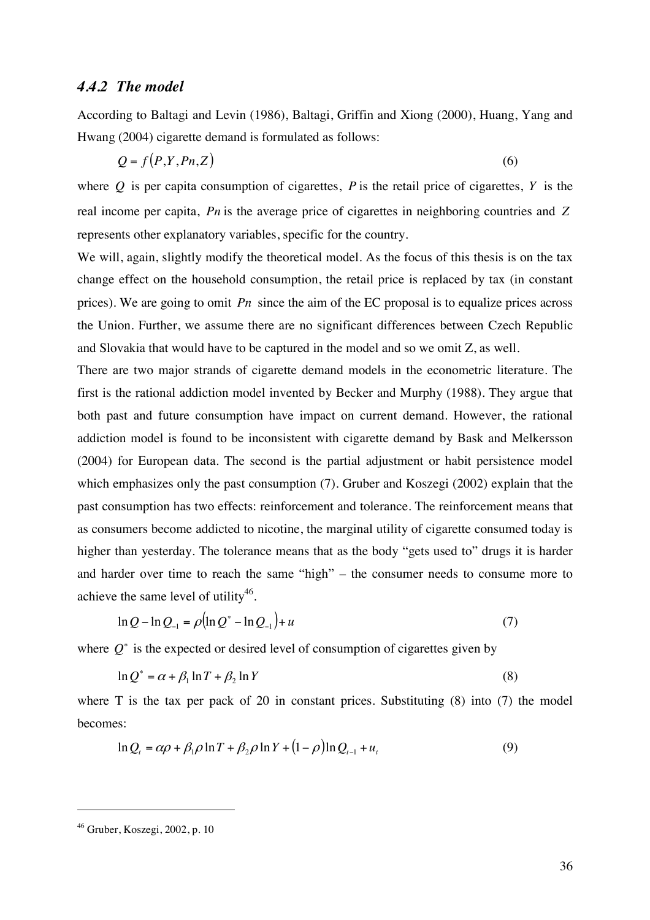### *4.4.2 The model*

According to Baltagi and Levin (1986), Baltagi, Griffin and Xiong (2000), Huang, Yang and Hwang (2004) cigarette demand is formulated as follows:

$$Q = f(P, Y, Pn, Z) \tag{6}$$

where $Q$ is per capita consumption of cigarettes, $P$ is the retail price of cigarettes, $Y$ is the real income per capita, $Pn$ is the average price of cigarettes in neighboring countries and $Z$ represents other explanatory variables, specific for the country.

We will, again, slightly modify the theoretical model. As the focus of this thesis is on the tax change effect on the household consumption, the retail price is replaced by tax (in constant prices). We are going to omit $Pn$ since the aim of the EC proposal is to equalize prices across the Union. Further, we assume there are no significant differences between Czech Republic and Slovakia that would have to be captured in the model and so we omit Z, as well.

There are two major strands of cigarette demand models in the econometric literature. The first is the rational addiction model invented by Becker and Murphy (1988). They argue that both past and future consumption have impact on current demand. However, the rational addiction model is found to be inconsistent with cigarette demand by Bask and Melkersson (2004) for European data. The second is the partial adjustment or habit persistence model which emphasizes only the past consumption (7). Gruber and Koszegi (2002) explain that the past consumption has two effects: reinforcement and tolerance. The reinforcement means that as consumers become addicted to nicotine, the marginal utility of cigarette consumed today is higher than yesterday. The tolerance means that as the body "gets used to" drugs it is harder and harder over time to reach the same "high" – the consumer needs to consume more to achieve the same level of utility[46].

$$\ln Q - \ln Q_{-1} = \rho\left(\ln Q^* - \ln Q_{-1}\right) + u \tag{7}$$

where $Q^*$ is the expected or desired level of consumption of cigarettes given by

$$\ln Q^* = \alpha + \beta_1 \ln T + \beta_2 \ln Y \tag{8}$$

where T is the tax per pack of 20 in constant prices. Substituting (8) into (7) the model becomes:

$$\ln Q_t = \alpha\rho + \beta_1 \rho \ln T + \beta_2 \rho \ln Y + (1 - \rho)\ln Q_{t-1} + u_t \tag{9}$$

---

[46] Gruber, Koszegi, 2002, p. 10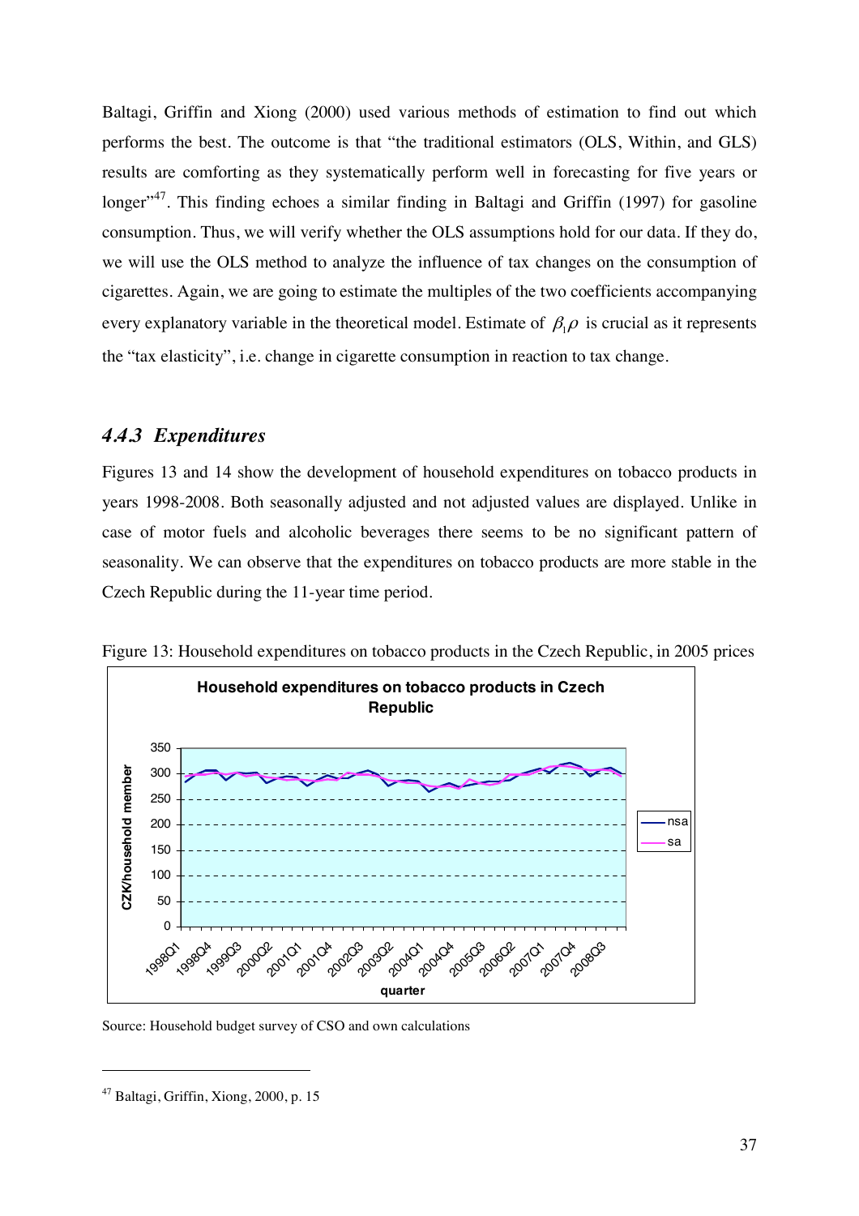Baltagi, Griffin and Xiong (2000) used various methods of estimation to find out which performs the best. The outcome is that "the traditional estimators (OLS, Within, and GLS) results are comforting as they systematically perform well in forecasting for five years or longer"[47]. This finding echoes a similar finding in Baltagi and Griffin (1997) for gasoline consumption. Thus, we will verify whether the OLS assumptions hold for our data. If they do, we will use the OLS method to analyze the influence of tax changes on the consumption of cigarettes. Again, we are going to estimate the multiples of the two coefficients accompanying every explanatory variable in the theoretical model. Estimate of $\beta_1\rho$ is crucial as it represents the "tax elasticity", i.e. change in cigarette consumption in reaction to tax change.

### *4.4.3 Expenditures*

Figures 13 and 14 show the development of household expenditures on tobacco products in years 1998-2008. Both seasonally adjusted and not adjusted values are displayed. Unlike in case of motor fuels and alcoholic beverages there seems to be no significant pattern of seasonality. We can observe that the expenditures on tobacco products are more stable in the Czech Republic during the 11-year time period.

Figure 13: Household expenditures on tobacco products in the Czech Republic, in 2005 prices

Source: Household budget survey of CSO and own calculations

[47] Baltagi, Griffin, Xiong, 2000, p. 15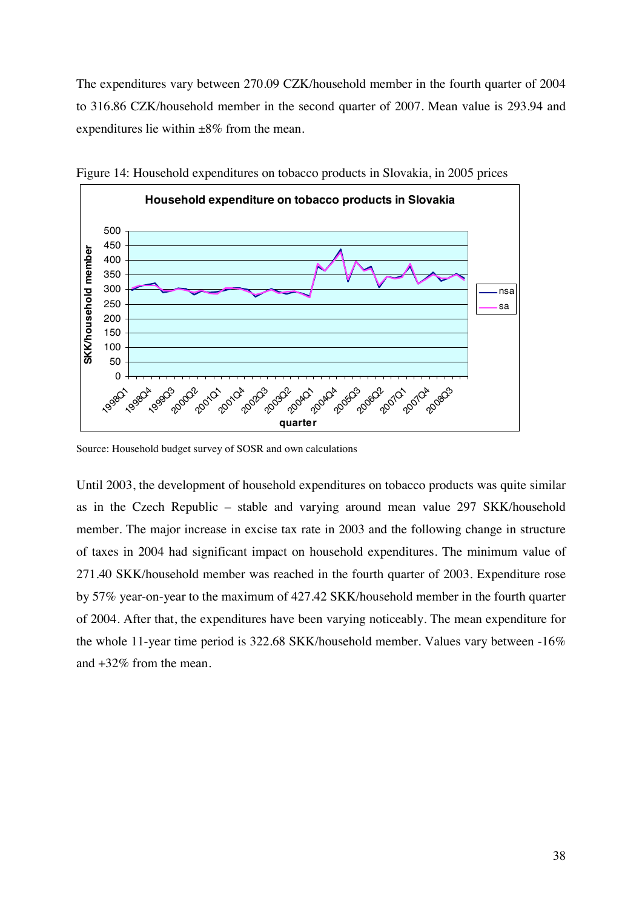The expenditures vary between 270.09 CZK/household member in the fourth quarter of 2004 to 316.86 CZK/household member in the second quarter of 2007. Mean value is 293.94 and expenditures lie within ±8% from the mean.

Figure 14: Household expenditures on tobacco products in Slovakia, in 2005 prices

Source: Household budget survey of SOSR and own calculations

Until 2003, the development of household expenditures on tobacco products was quite similar as in the Czech Republic – stable and varying around mean value 297 SKK/household member. The major increase in excise tax rate in 2003 and the following change in structure of taxes in 2004 had significant impact on household expenditures. The minimum value of 271.40 SKK/household member was reached in the fourth quarter of 2003. Expenditure rose by 57% year-on-year to the maximum of 427.42 SKK/household member in the fourth quarter of 2004. After that, the expenditures have been varying noticeably. The mean expenditure for the whole 11-year time period is 322.68 SKK/household member. Values vary between -16% and +32% from the mean.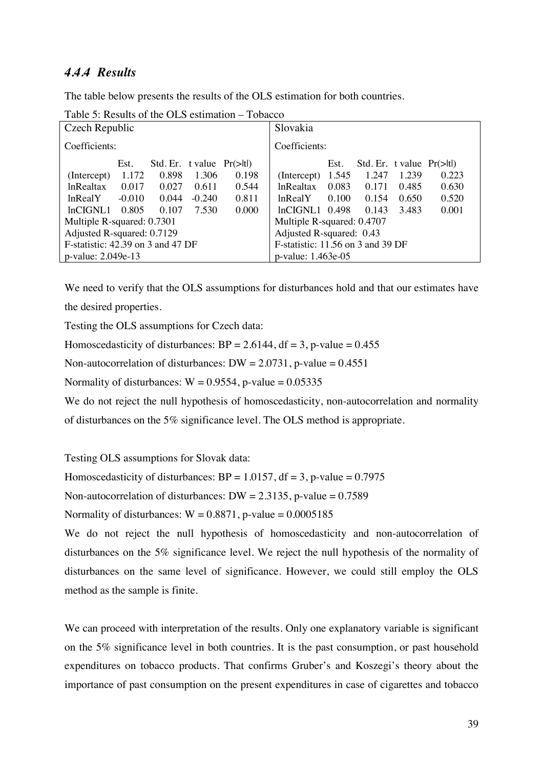### *4.4.4 Results*

The table below presents the results of the OLS estimation for both countries.

Table 5: Results of the OLS estimation – Tobacco

| Czech Republic | | | | | Slovakia | | | | |
|---|---|---|---|---|---|---|---|---|---|
| Coefficients: | | | | | Coefficients: | | | | |
| | Est. | Std. Er. | t value | Pr(>\|t\|) | | Est. | Std. Er. | t value | Pr(>\|t\|) |
| (Intercept) | 1.172 | 0.898 | 1.306 | 0.198 | (Intercept) | 1.545 | 1.247 | 1.239 | 0.223 |
| lnRealtax | 0.017 | 0.027 | 0.611 | 0.544 | lnRealtax | 0.083 | 0.171 | 0.485 | 0.630 |
| lnRealY | -0.010 | 0.044 | -0.240 | 0.811 | lnRealY | 0.100 | 0.154 | 0.650 | 0.520 |
| lnCIGNL1 | 0.805 | 0.107 | 7.530 | 0.000 | lnCIGNL1 | 0.498 | 0.143 | 3.483 | 0.001 |
| Multiple R-squared: 0.7301 | | | | | Multiple R-squared: 0.4707 | | | | |
| Adjusted R-squared: 0.7129 | | | | | Adjusted R-squared: 0.43 | | | | |
| F-statistic: 42.39 on 3 and 47 DF | | | | | F-statistic: 11.56 on 3 and 39 DF | | | | |
| p-value: 2.049e-13 | | | | | p-value: 1.463e-05 | | | | |

We need to verify that the OLS assumptions for disturbances hold and that our estimates have the desired properties.

Testing the OLS assumptions for Czech data:

Homoscedasticity of disturbances: BP = 2.6144, df = 3, p-value = 0.455

Non-autocorrelation of disturbances: DW = 2.0731, p-value = 0.4551

Normality of disturbances: W = 0.9554, p-value = 0.05335

We do not reject the null hypothesis of homoscedasticity, non-autocorrelation and normality of disturbances on the 5% significance level. The OLS method is appropriate.

Testing OLS assumptions for Slovak data:

Homoscedasticity of disturbances: BP = 1.0157, df = 3, p-value = 0.7975

Non-autocorrelation of disturbances: DW = 2.3135, p-value = 0.7589

Normality of disturbances: W = 0.8871, p-value = 0.0005185

We do not reject the null hypothesis of homoscedasticity and non-autocorrelation of disturbances on the 5% significance level. We reject the null hypothesis of the normality of disturbances on the same level of significance. However, we could still employ the OLS method as the sample is finite.

We can proceed with interpretation of the results. Only one explanatory variable is significant on the 5% significance level in both countries. It is the past consumption, or past household expenditures on tobacco products. That confirms Gruber's and Koszegi's theory about the importance of past consumption on the present expenditures in case of cigarettes and tobacco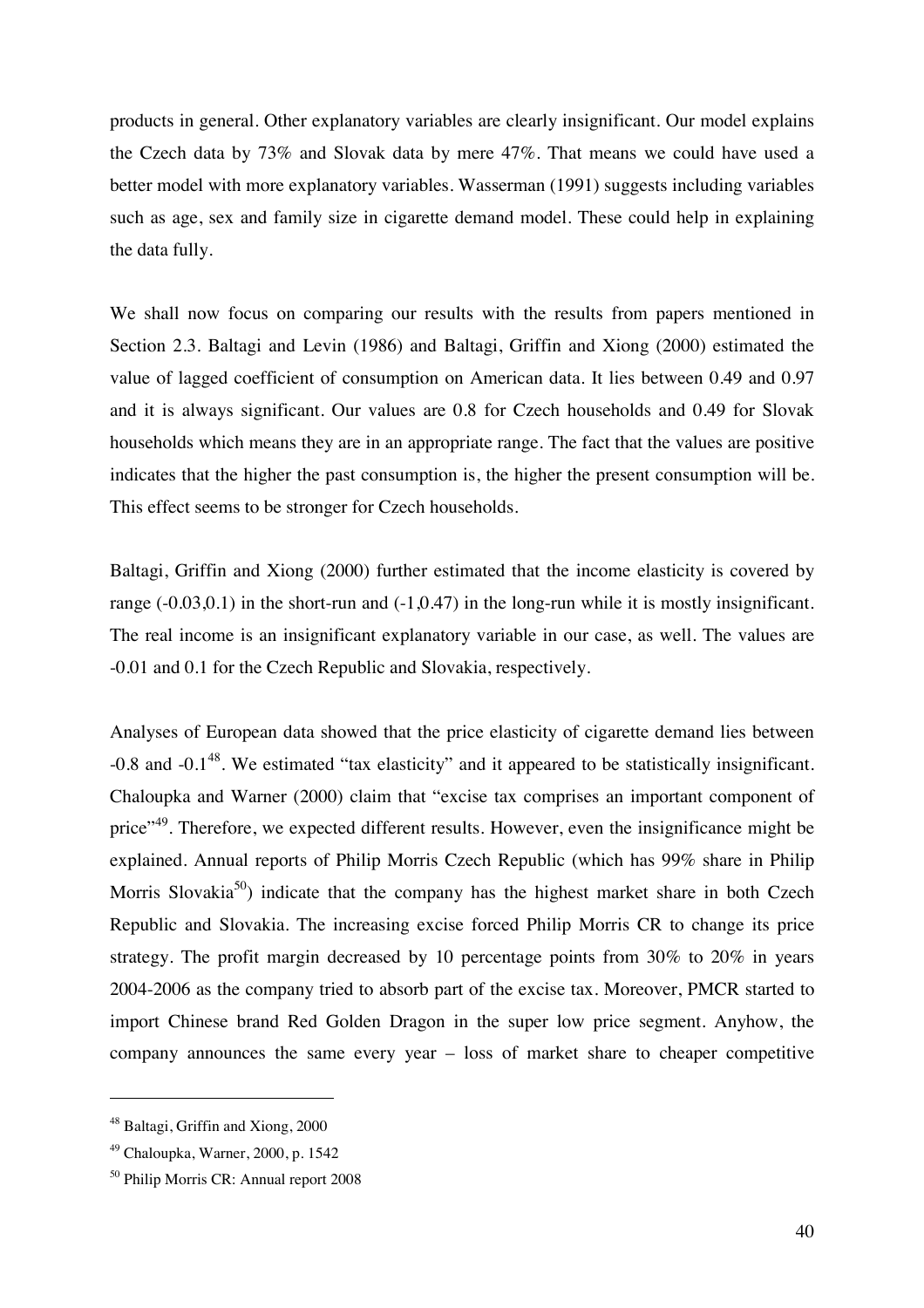products in general. Other explanatory variables are clearly insignificant. Our model explains the Czech data by 73% and Slovak data by mere 47%. That means we could have used a better model with more explanatory variables. Wasserman (1991) suggests including variables such as age, sex and family size in cigarette demand model. These could help in explaining the data fully.

We shall now focus on comparing our results with the results from papers mentioned in Section 2.3. Baltagi and Levin (1986) and Baltagi, Griffin and Xiong (2000) estimated the value of lagged coefficient of consumption on American data. It lies between 0.49 and 0.97 and it is always significant. Our values are 0.8 for Czech households and 0.49 for Slovak households which means they are in an appropriate range. The fact that the values are positive indicates that the higher the past consumption is, the higher the present consumption will be. This effect seems to be stronger for Czech households.

Baltagi, Griffin and Xiong (2000) further estimated that the income elasticity is covered by range (-0.03,0.1) in the short-run and (-1,0.47) in the long-run while it is mostly insignificant. The real income is an insignificant explanatory variable in our case, as well. The values are -0.01 and 0.1 for the Czech Republic and Slovakia, respectively.

Analyses of European data showed that the price elasticity of cigarette demand lies between -0.8 and -0.1[48]. We estimated "tax elasticity" and it appeared to be statistically insignificant. Chaloupka and Warner (2000) claim that "excise tax comprises an important component of price"[49]. Therefore, we expected different results. However, even the insignificance might be explained. Annual reports of Philip Morris Czech Republic (which has 99% share in Philip Morris Slovakia[50]) indicate that the company has the highest market share in both Czech Republic and Slovakia. The increasing excise forced Philip Morris CR to change its price strategy. The profit margin decreased by 10 percentage points from 30% to 20% in years 2004-2006 as the company tried to absorb part of the excise tax. Moreover, PMCR started to import Chinese brand Red Golden Dragon in the super low price segment. Anyhow, the company announces the same every year – loss of market share to cheaper competitive

---

[48] Baltagi, Griffin and Xiong, 2000

[49] Chaloupka, Warner, 2000, p. 1542

[50] Philip Morris CR: Annual report 2008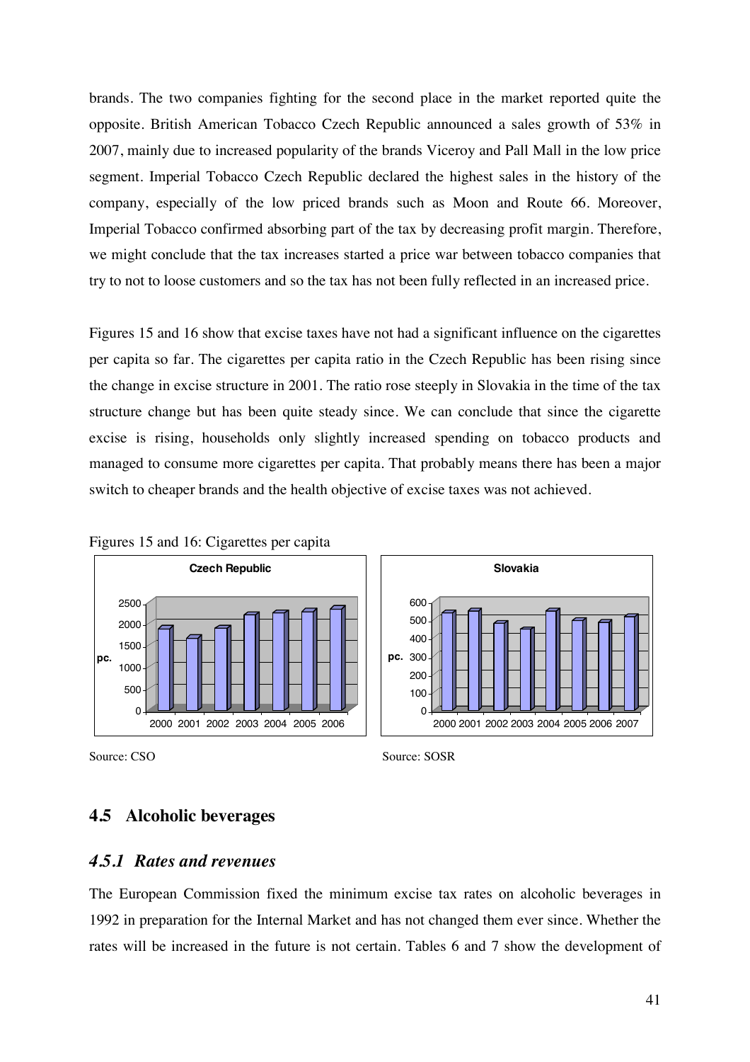brands. The two companies fighting for the second place in the market reported quite the opposite. British American Tobacco Czech Republic announced a sales growth of 53% in 2007, mainly due to increased popularity of the brands Viceroy and Pall Mall in the low price segment. Imperial Tobacco Czech Republic declared the highest sales in the history of the company, especially of the low priced brands such as Moon and Route 66. Moreover, Imperial Tobacco confirmed absorbing part of the tax by decreasing profit margin. Therefore, we might conclude that the tax increases started a price war between tobacco companies that try to not to loose customers and so the tax has not been fully reflected in an increased price.

Figures 15 and 16 show that excise taxes have not had a significant influence on the cigarettes per capita so far. The cigarettes per capita ratio in the Czech Republic has been rising since the change in excise structure in 2001. The ratio rose steeply in Slovakia in the time of the tax structure change but has been quite steady since. We can conclude that since the cigarette excise is rising, households only slightly increased spending on tobacco products and managed to consume more cigarettes per capita. That probably means there has been a major switch to cheaper brands and the health objective of excise taxes was not achieved.

Figures 15 and 16: Cigarettes per capita

Source: CSO

Source: SOSR

## 4.5 Alcoholic beverages

### *4.5.1 Rates and revenues*

The European Commission fixed the minimum excise tax rates on alcoholic beverages in 1992 in preparation for the Internal Market and has not changed them ever since. Whether the rates will be increased in the future is not certain. Tables 6 and 7 show the development of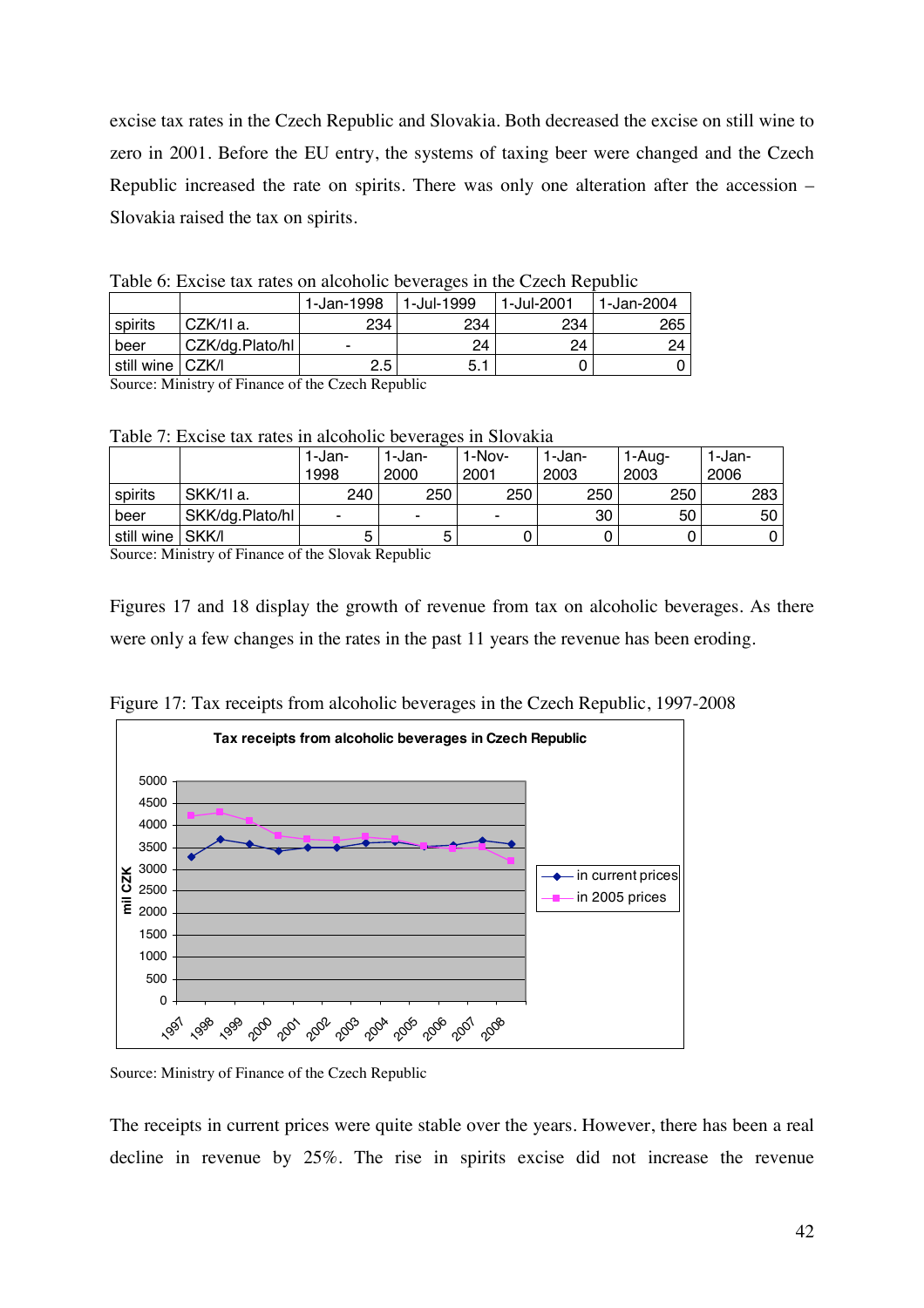excise tax rates in the Czech Republic and Slovakia. Both decreased the excise on still wine to zero in 2001. Before the EU entry, the systems of taxing beer were changed and the Czech Republic increased the rate on spirits. There was only one alteration after the accession – Slovakia raised the tax on spirits.

Table 6: Excise tax rates on alcoholic beverages in the Czech Republic

| | | 1-Jan-1998 | 1-Jul-1999 | 1-Jul-2001 | 1-Jan-2004 |
|---|---|---|---|---|---|
| spirits | CZK/1l a. | 234 | 234 | 234 | 265 |
| beer | CZK/dg.Plato/hl | - | 24 | 24 | 24 |
| still wine | CZK/l | 2.5 | 5.1 | 0 | 0 |

Source: Ministry of Finance of the Czech Republic

Table 7: Excise tax rates in alcoholic beverages in Slovakia

| | | 1-Jan-1998 | 1-Jan-2000 | 1-Nov-2001 | 1-Jan-2003 | 1-Aug-2003 | 1-Jan-2006 |
|---|---|---|---|---|---|---|---|
| spirits | SKK/1l a. | 240 | 250 | 250 | 250 | 250 | 283 |
| beer | SKK/dg.Plato/hl | - | - | - | 30 | 50 | 50 |
| still wine | SKK/l | 5 | 5 | 0 | 0 | 0 | 0 |

Source: Ministry of Finance of the Slovak Republic

Figures 17 and 18 display the growth of revenue from tax on alcoholic beverages. As there were only a few changes in the rates in the past 11 years the revenue has been eroding.

Figure 17: Tax receipts from alcoholic beverages in the Czech Republic, 1997-2008

Source: Ministry of Finance of the Czech Republic

The receipts in current prices were quite stable over the years. However, there has been a real decline in revenue by 25%. The rise in spirits excise did not increase the revenue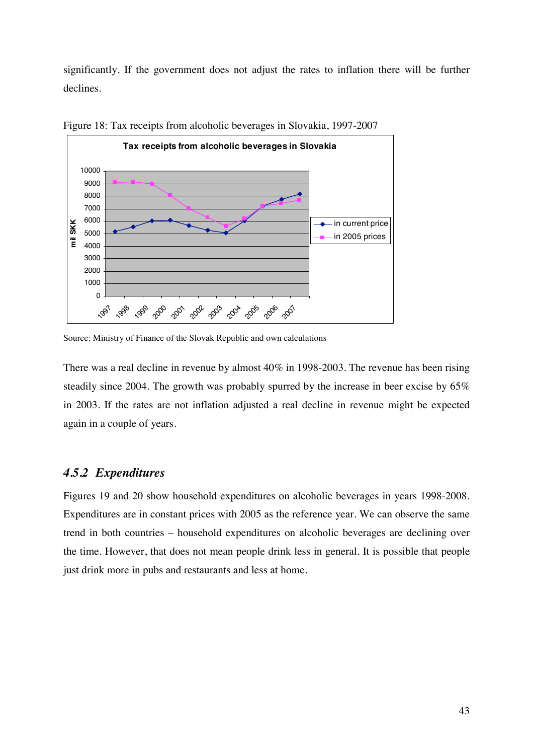significantly. If the government does not adjust the rates to inflation there will be further declines.

Figure 18: Tax receipts from alcoholic beverages in Slovakia, 1997-2007

Source: Ministry of Finance of the Slovak Republic and own calculations

There was a real decline in revenue by almost 40% in 1998-2003. The revenue has been rising steadily since 2004. The growth was probably spurred by the increase in beer excise by 65% in 2003. If the rates are not inflation adjusted a real decline in revenue might be expected again in a couple of years.

### *4.5.2 Expenditures*

Figures 19 and 20 show household expenditures on alcoholic beverages in years 1998-2008. Expenditures are in constant prices with 2005 as the reference year. We can observe the same trend in both countries – household expenditures on alcoholic beverages are declining over the time. However, that does not mean people drink less in general. It is possible that people just drink more in pubs and restaurants and less at home.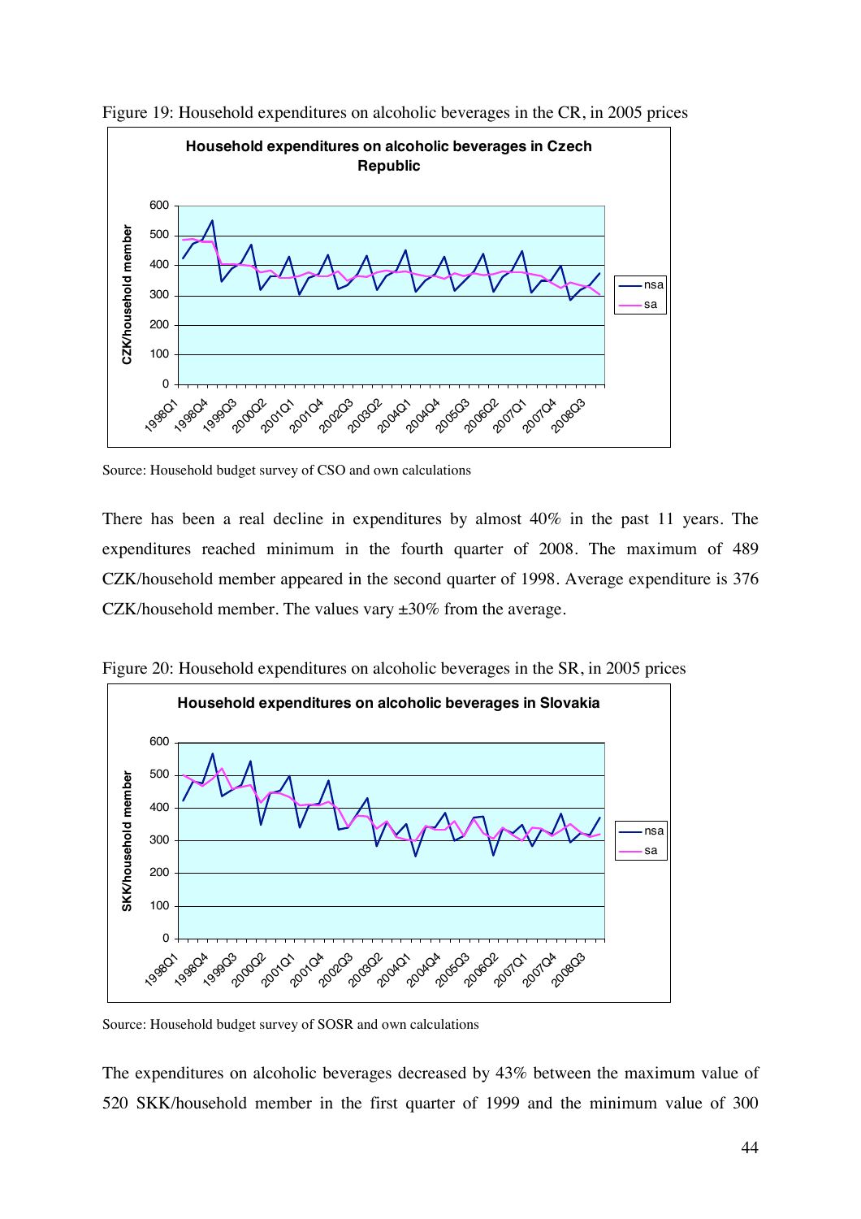Figure 19: Household expenditures on alcoholic beverages in the CR, in 2005 prices

Source: Household budget survey of CSO and own calculations

There has been a real decline in expenditures by almost 40% in the past 11 years. The expenditures reached minimum in the fourth quarter of 2008. The maximum of 489 CZK/household member appeared in the second quarter of 1998. Average expenditure is 376 CZK/household member. The values vary ±30% from the average.

Figure 20: Household expenditures on alcoholic beverages in the SR, in 2005 prices

Source: Household budget survey of SOSR and own calculations

The expenditures on alcoholic beverages decreased by 43% between the maximum value of 520 SKK/household member in the first quarter of 1999 and the minimum value of 300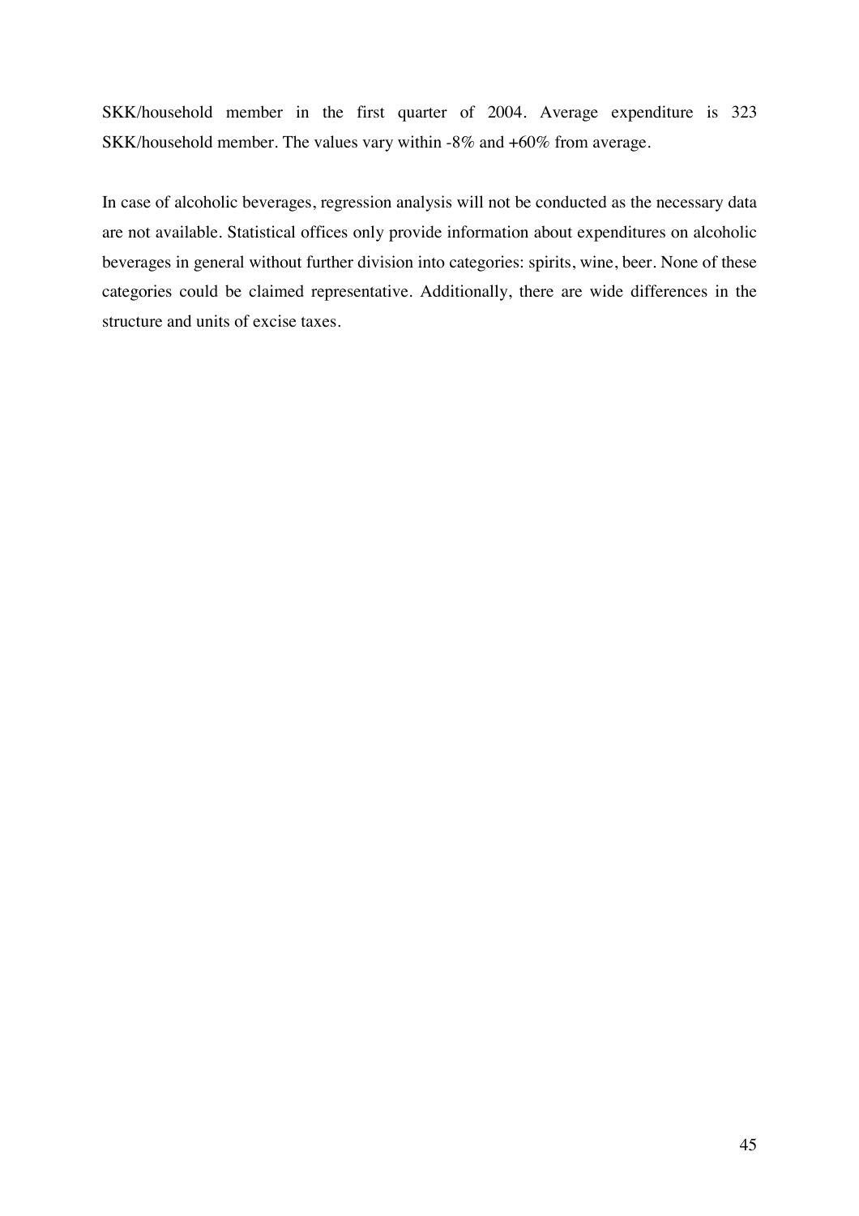SKK/household member in the first quarter of 2004. Average expenditure is 323 SKK/household member. The values vary within -8% and +60% from average.

In case of alcoholic beverages, regression analysis will not be conducted as the necessary data are not available. Statistical offices only provide information about expenditures on alcoholic beverages in general without further division into categories: spirits, wine, beer. None of these categories could be claimed representative. Additionally, there are wide differences in the structure and units of excise taxes.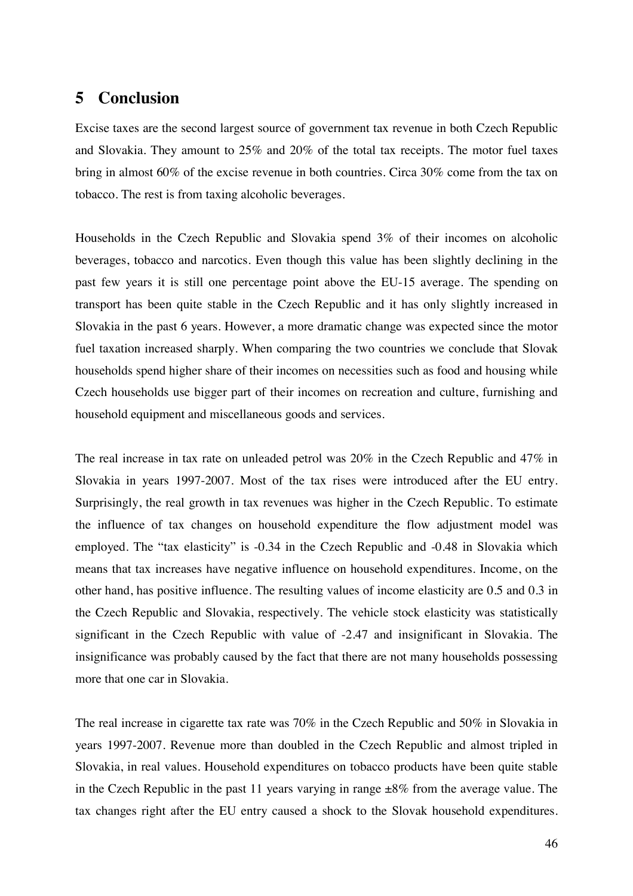# 5 Conclusion

Excise taxes are the second largest source of government tax revenue in both Czech Republic and Slovakia. They amount to 25% and 20% of the total tax receipts. The motor fuel taxes bring in almost 60% of the excise revenue in both countries. Circa 30% come from the tax on tobacco. The rest is from taxing alcoholic beverages.

Households in the Czech Republic and Slovakia spend 3% of their incomes on alcoholic beverages, tobacco and narcotics. Even though this value has been slightly declining in the past few years it is still one percentage point above the EU-15 average. The spending on transport has been quite stable in the Czech Republic and it has only slightly increased in Slovakia in the past 6 years. However, a more dramatic change was expected since the motor fuel taxation increased sharply. When comparing the two countries we conclude that Slovak households spend higher share of their incomes on necessities such as food and housing while Czech households use bigger part of their incomes on recreation and culture, furnishing and household equipment and miscellaneous goods and services.

The real increase in tax rate on unleaded petrol was 20% in the Czech Republic and 47% in Slovakia in years 1997-2007. Most of the tax rises were introduced after the EU entry. Surprisingly, the real growth in tax revenues was higher in the Czech Republic. To estimate the influence of tax changes on household expenditure the flow adjustment model was employed. The "tax elasticity" is -0.34 in the Czech Republic and -0.48 in Slovakia which means that tax increases have negative influence on household expenditures. Income, on the other hand, has positive influence. The resulting values of income elasticity are 0.5 and 0.3 in the Czech Republic and Slovakia, respectively. The vehicle stock elasticity was statistically significant in the Czech Republic with value of -2.47 and insignificant in Slovakia. The insignificance was probably caused by the fact that there are not many households possessing more that one car in Slovakia.

The real increase in cigarette tax rate was 70% in the Czech Republic and 50% in Slovakia in years 1997-2007. Revenue more than doubled in the Czech Republic and almost tripled in Slovakia, in real values. Household expenditures on tobacco products have been quite stable in the Czech Republic in the past 11 years varying in range ±8% from the average value. The tax changes right after the EU entry caused a shock to the Slovak household expenditures.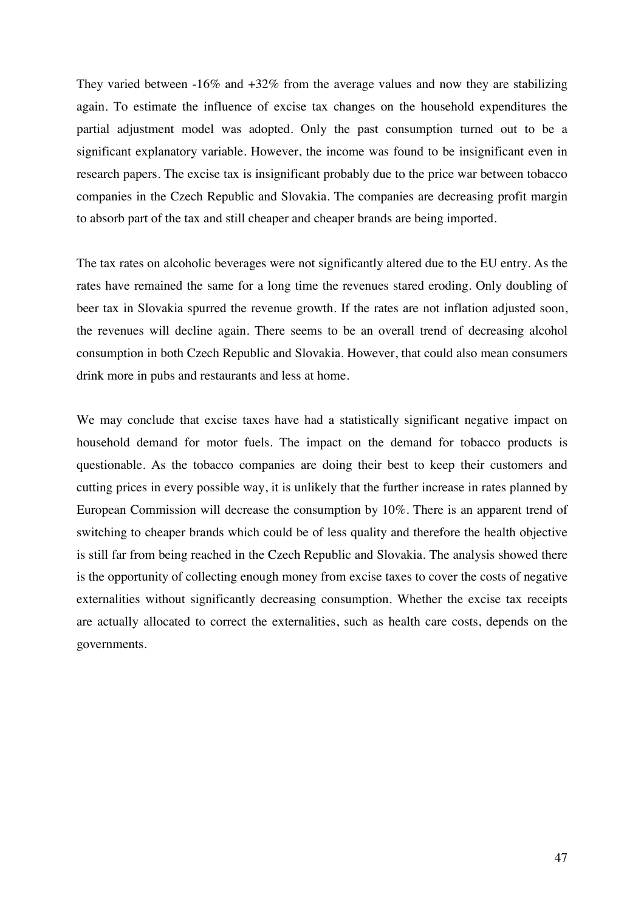They varied between -16% and +32% from the average values and now they are stabilizing again. To estimate the influence of excise tax changes on the household expenditures the partial adjustment model was adopted. Only the past consumption turned out to be a significant explanatory variable. However, the income was found to be insignificant even in research papers. The excise tax is insignificant probably due to the price war between tobacco companies in the Czech Republic and Slovakia. The companies are decreasing profit margin to absorb part of the tax and still cheaper and cheaper brands are being imported.

The tax rates on alcoholic beverages were not significantly altered due to the EU entry. As the rates have remained the same for a long time the revenues stared eroding. Only doubling of beer tax in Slovakia spurred the revenue growth. If the rates are not inflation adjusted soon, the revenues will decline again. There seems to be an overall trend of decreasing alcohol consumption in both Czech Republic and Slovakia. However, that could also mean consumers drink more in pubs and restaurants and less at home.

We may conclude that excise taxes have had a statistically significant negative impact on household demand for motor fuels. The impact on the demand for tobacco products is questionable. As the tobacco companies are doing their best to keep their customers and cutting prices in every possible way, it is unlikely that the further increase in rates planned by European Commission will decrease the consumption by 10%. There is an apparent trend of switching to cheaper brands which could be of less quality and therefore the health objective is still far from being reached in the Czech Republic and Slovakia. The analysis showed there is the opportunity of collecting enough money from excise taxes to cover the costs of negative externalities without significantly decreasing consumption. Whether the excise tax receipts are actually allocated to correct the externalities, such as health care costs, depends on the governments.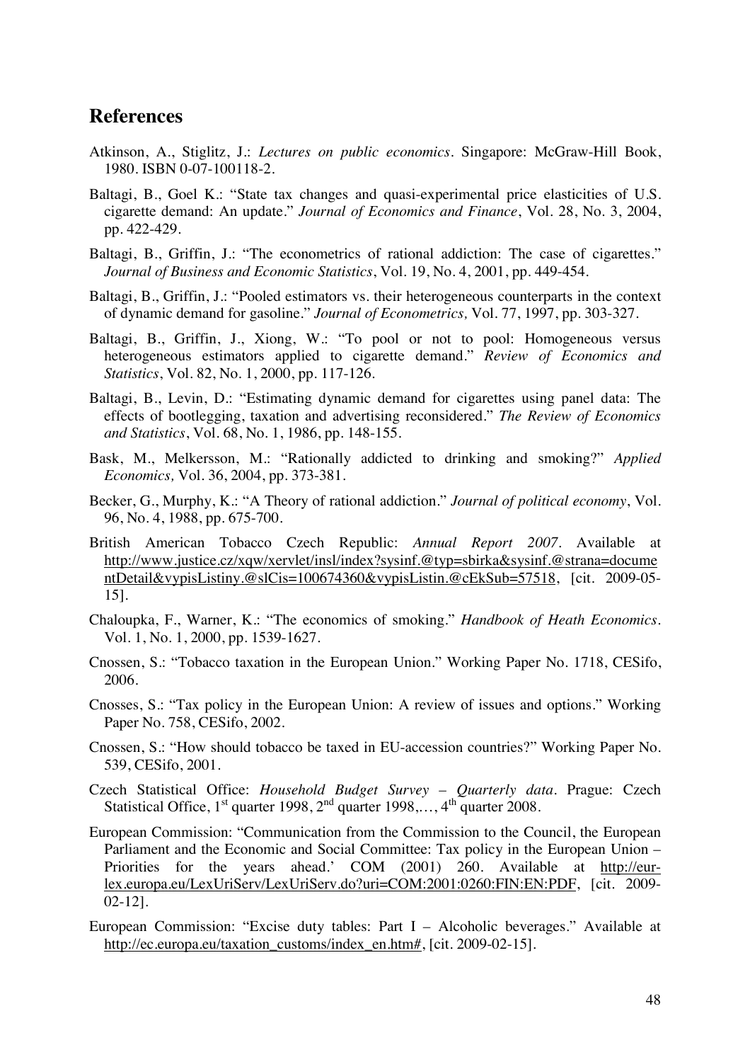## References

Atkinson, A., Stiglitz, J.: *Lectures on public economics*. Singapore: McGraw-Hill Book, 1980. ISBN 0-07-100118-2.

Baltagi, B., Goel K.: "State tax changes and quasi-experimental price elasticities of U.S. cigarette demand: An update." *Journal of Economics and Finance*, Vol. 28, No. 3, 2004, pp. 422-429.

Baltagi, B., Griffin, J.: "The econometrics of rational addiction: The case of cigarettes." *Journal of Business and Economic Statistics*, Vol. 19, No. 4, 2001, pp. 449-454.

Baltagi, B., Griffin, J.: "Pooled estimators vs. their heterogeneous counterparts in the context of dynamic demand for gasoline." *Journal of Econometrics,* Vol. 77, 1997, pp. 303-327.

Baltagi, B., Griffin, J., Xiong, W.: "To pool or not to pool: Homogeneous versus heterogeneous estimators applied to cigarette demand." *Review of Economics and Statistics*, Vol. 82, No. 1, 2000, pp. 117-126.

Baltagi, B., Levin, D.: "Estimating dynamic demand for cigarettes using panel data: The effects of bootlegging, taxation and advertising reconsidered." *The Review of Economics and Statistics*, Vol. 68, No. 1, 1986, pp. 148-155.

Bask, M., Melkersson, M.: "Rationally addicted to drinking and smoking?" *Applied Economics,* Vol. 36, 2004, pp. 373-381.

Becker, G., Murphy, K.: "A Theory of rational addiction." *Journal of political economy*, Vol. 96, No. 4, 1988, pp. 675-700.

British American Tobacco Czech Republic: *Annual Report 2007*. Available at http://www.justice.cz/xqw/xervlet/insl/index?sysinf.@typ=sbirka&sysinf.@strana=documentDetail&vypisListiny.@slCis=100674360&vypisListin.@cEkSub=57518, [cit. 2009-05-15].

Chaloupka, F., Warner, K.: "The economics of smoking." *Handbook of Heath Economics*. Vol. 1, No. 1, 2000, pp. 1539-1627.

Cnossen, S.: "Tobacco taxation in the European Union." Working Paper No. 1718, CESifo, 2006.

Cnosses, S.: "Tax policy in the European Union: A review of issues and options." Working Paper No. 758, CESifo, 2002.

Cnossen, S.: "How should tobacco be taxed in EU-accession countries?" Working Paper No. 539, CESifo, 2001.

Czech Statistical Office: *Household Budget Survey – Quarterly data*. Prague: Czech Statistical Office, 1st quarter 1998, 2nd quarter 1998,…, 4th quarter 2008.

European Commission: "Communication from the Commission to the Council, the European Parliament and the Economic and Social Committee: Tax policy in the European Union – Priorities for the years ahead.' COM (2001) 260. Available at http://eur-lex.europa.eu/LexUriServ/LexUriServ.do?uri=COM:2001:0260:FIN:EN:PDF, [cit. 2009-02-12].

European Commission: "Excise duty tables: Part I – Alcoholic beverages." Available at http://ec.europa.eu/taxation_customs/index_en.htm#, [cit. 2009-02-15].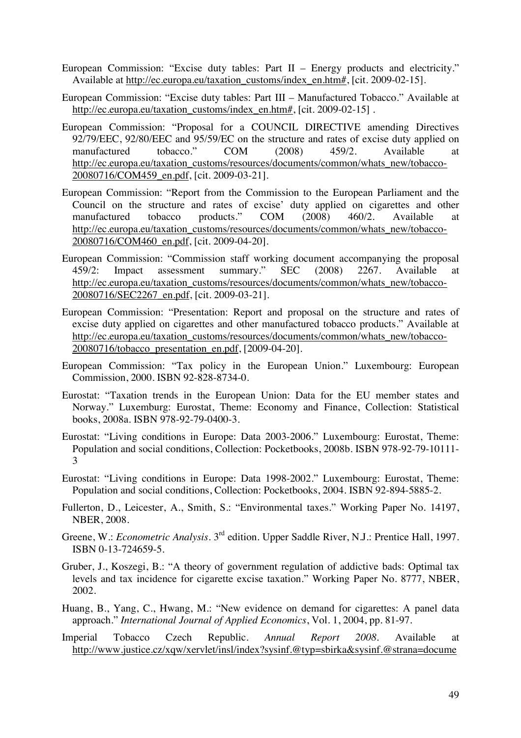European Commission: "Excise duty tables: Part II – Energy products and electricity." Available at http://ec.europa.eu/taxation_customs/index_en.htm#, [cit. 2009-02-15].

European Commission: "Excise duty tables: Part III – Manufactured Tobacco." Available at http://ec.europa.eu/taxation_customs/index_en.htm#, [cit. 2009-02-15] .

European Commission: "Proposal for a COUNCIL DIRECTIVE amending Directives 92/79/EEC, 92/80/EEC and 95/59/EC on the structure and rates of excise duty applied on manufactured tobacco." COM (2008) 459/2. Available at http://ec.europa.eu/taxation_customs/resources/documents/common/whats_new/tobacco-20080716/COM459_en.pdf, [cit. 2009-03-21].

European Commission: "Report from the Commission to the European Parliament and the Council on the structure and rates of excise' duty applied on cigarettes and other manufactured tobacco products." COM (2008) 460/2. Available at http://ec.europa.eu/taxation_customs/resources/documents/common/whats_new/tobacco-20080716/COM460_en.pdf, [cit. 2009-04-20].

European Commission: "Commission staff working document accompanying the proposal 459/2: Impact assessment summary." SEC (2008) 2267. Available at http://ec.europa.eu/taxation_customs/resources/documents/common/whats_new/tobacco-20080716/SEC2267_en.pdf, [cit. 2009-03-21].

European Commission: "Presentation: Report and proposal on the structure and rates of excise duty applied on cigarettes and other manufactured tobacco products." Available at http://ec.europa.eu/taxation_customs/resources/documents/common/whats_new/tobacco-20080716/tobacco_presentation_en.pdf, [2009-04-20].

European Commission: "Tax policy in the European Union." Luxembourg: European Commission, 2000. ISBN 92-828-8734-0.

Eurostat: "Taxation trends in the European Union: Data for the EU member states and Norway." Luxemburg: Eurostat, Theme: Economy and Finance, Collection: Statistical books, 2008a. ISBN 978-92-79-0400-3.

Eurostat: "Living conditions in Europe: Data 2003-2006." Luxembourg: Eurostat, Theme: Population and social conditions, Collection: Pocketbooks, 2008b. ISBN 978-92-79-10111-3

Eurostat: "Living conditions in Europe: Data 1998-2002." Luxembourg: Eurostat, Theme: Population and social conditions, Collection: Pocketbooks, 2004. ISBN 92-894-5885-2.

Fullerton, D., Leicester, A., Smith, S.: "Environmental taxes." Working Paper No. 14197, NBER, 2008.

Greene, W.: *Econometric Analysis*. 3rd edition. Upper Saddle River, N.J.: Prentice Hall, 1997. ISBN 0-13-724659-5.

Gruber, J., Koszegi, B.: "A theory of government regulation of addictive bads: Optimal tax levels and tax incidence for cigarette excise taxation." Working Paper No. 8777, NBER, 2002.

Huang, B., Yang, C., Hwang, M.: "New evidence on demand for cigarettes: A panel data approach." *International Journal of Applied Economics*, Vol. 1, 2004, pp. 81-97.

Imperial Tobacco Czech Republic. *Annual Report 2008*. Available at http://www.justice.cz/xqw/xervlet/insl/index?sysinf.@typ=sbirka&sysinf.@strana=docume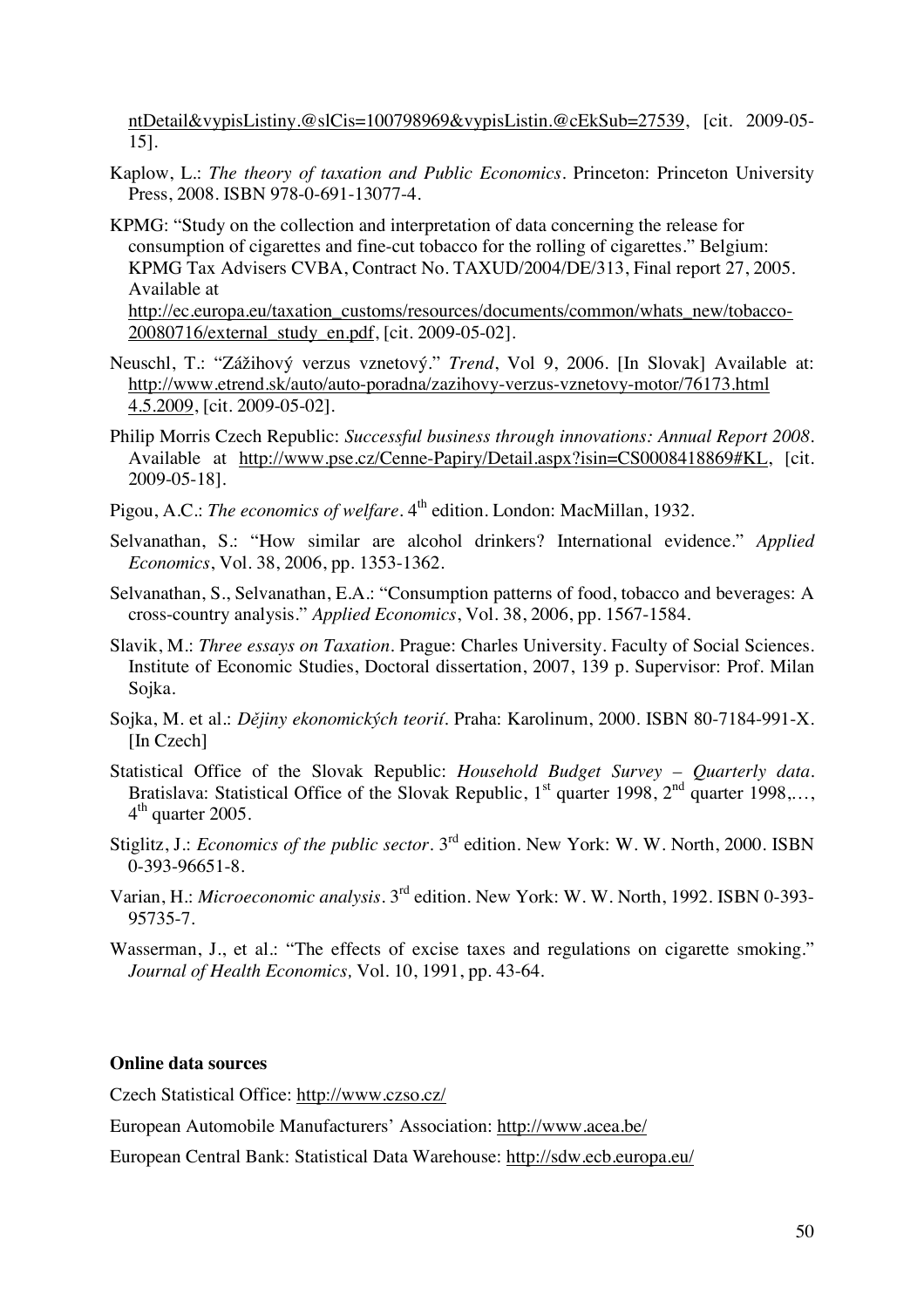ntDetail&vypisListiny.@slCis=100798969&vypisListin.@cEkSub=27539, [cit. 2009-05-15].

Kaplow, L.: *The theory of taxation and Public Economics*. Princeton: Princeton University Press, 2008. ISBN 978-0-691-13077-4.

KPMG: "Study on the collection and interpretation of data concerning the release for consumption of cigarettes and fine-cut tobacco for the rolling of cigarettes." Belgium: KPMG Tax Advisers CVBA, Contract No. TAXUD/2004/DE/313, Final report 27, 2005. Available at http://ec.europa.eu/taxation_customs/resources/documents/common/whats_new/tobacco-20080716/external_study_en.pdf, [cit. 2009-05-02].

Neuschl, T.: "Zážihový verzus vznetový." *Trend*, Vol 9, 2006. [In Slovak] Available at: http://www.etrend.sk/auto/auto-poradna/zazihovy-verzus-vznetovy-motor/76173.html 4.5.2009, [cit. 2009-05-02].

Philip Morris Czech Republic: *Successful business through innovations: Annual Report 2008*. Available at http://www.pse.cz/Cenne-Papiry/Detail.aspx?isin=CS0008418869#KL, [cit. 2009-05-18].

Pigou, A.C.: *The economics of welfare*. 4th edition. London: MacMillan, 1932.

Selvanathan, S.: "How similar are alcohol drinkers? International evidence." *Applied Economics*, Vol. 38, 2006, pp. 1353-1362.

Selvanathan, S., Selvanathan, E.A.: "Consumption patterns of food, tobacco and beverages: A cross-country analysis." *Applied Economics*, Vol. 38, 2006, pp. 1567-1584.

Slavik, M.: *Three essays on Taxation*. Prague: Charles University. Faculty of Social Sciences. Institute of Economic Studies, Doctoral dissertation, 2007, 139 p. Supervisor: Prof. Milan Sojka.

Sojka, M. et al.: *Dějiny ekonomických teorií*. Praha: Karolinum, 2000. ISBN 80-7184-991-X. [In Czech]

Statistical Office of the Slovak Republic: *Household Budget Survey – Quarterly data*. Bratislava: Statistical Office of the Slovak Republic, 1st quarter 1998, 2nd quarter 1998,…, 4th quarter 2005.

Stiglitz, J.: *Economics of the public sector*. 3rd edition. New York: W. W. North, 2000. ISBN 0-393-96651-8.

Varian, H.: *Microeconomic analysis*. 3rd edition. New York: W. W. North, 1992. ISBN 0-393-95735-7.

Wasserman, J., et al.: "The effects of excise taxes and regulations on cigarette smoking." *Journal of Health Economics,* Vol. 10, 1991, pp. 43-64.

**Online data sources**

Czech Statistical Office: http://www.czso.cz/

European Automobile Manufacturers' Association: http://www.acea.be/

European Central Bank: Statistical Data Warehouse: http://sdw.ecb.europa.eu/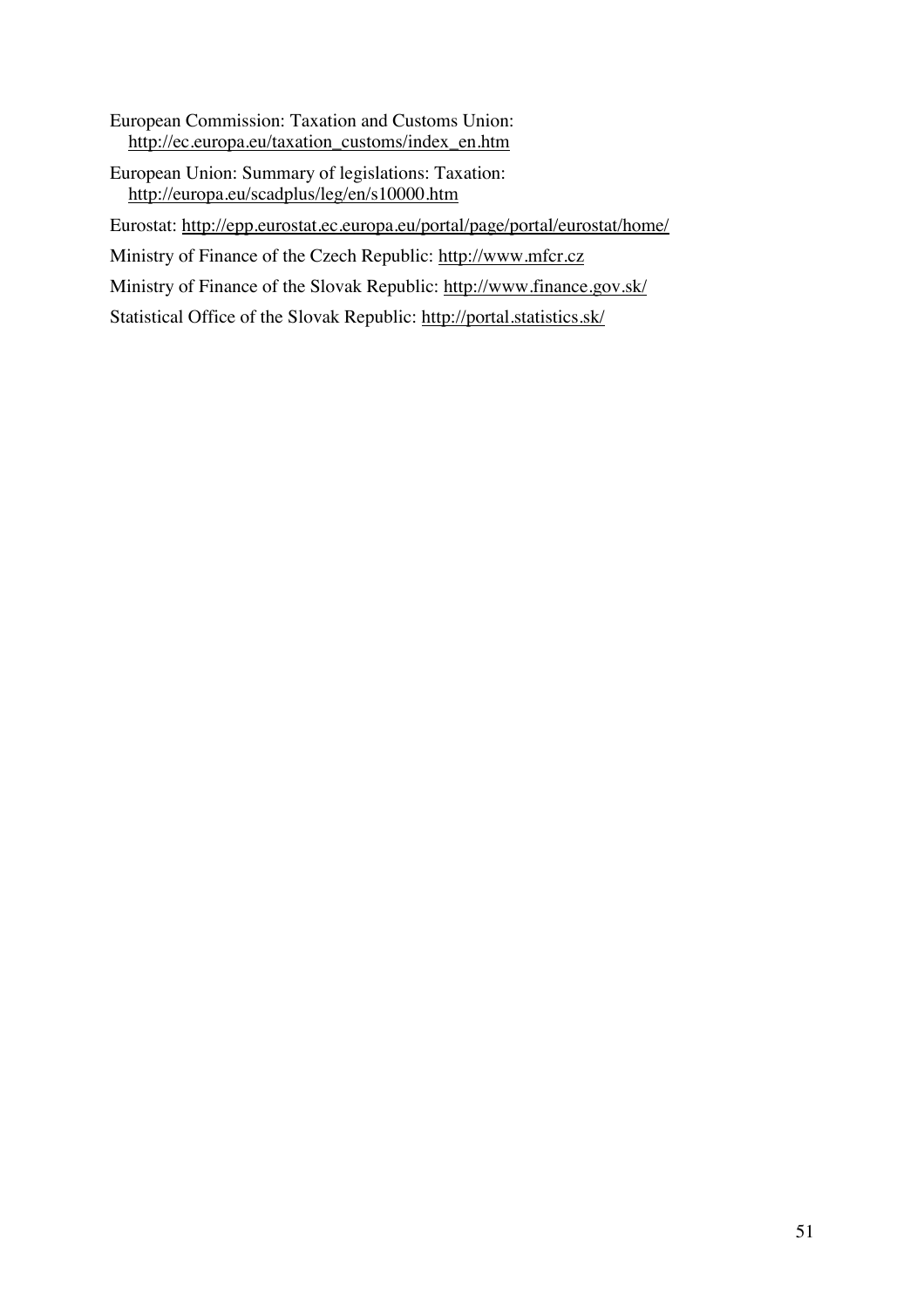European Commission: Taxation and Customs Union: http://ec.europa.eu/taxation_customs/index_en.htm

European Union: Summary of legislations: Taxation: http://europa.eu/scadplus/leg/en/s10000.htm

Eurostat: http://epp.eurostat.ec.europa.eu/portal/page/portal/eurostat/home/

Ministry of Finance of the Czech Republic: http://www.mfcr.cz

Ministry of Finance of the Slovak Republic: http://www.finance.gov.sk/

Statistical Office of the Slovak Republic: http://portal.statistics.sk/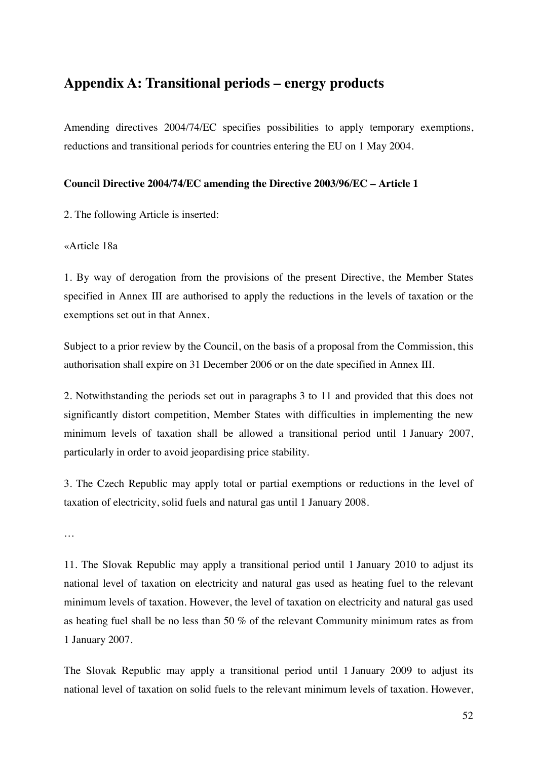## Appendix A: Transitional periods – energy products

Amending directives 2004/74/EC specifies possibilities to apply temporary exemptions, reductions and transitional periods for countries entering the EU on 1 May 2004.

**Council Directive 2004/74/EC amending the Directive 2003/96/EC – Article 1**

2. The following Article is inserted:

«Article 18a

1. By way of derogation from the provisions of the present Directive, the Member States specified in Annex III are authorised to apply the reductions in the levels of taxation or the exemptions set out in that Annex.

Subject to a prior review by the Council, on the basis of a proposal from the Commission, this authorisation shall expire on 31 December 2006 or on the date specified in Annex III.

2. Notwithstanding the periods set out in paragraphs 3 to 11 and provided that this does not significantly distort competition, Member States with difficulties in implementing the new minimum levels of taxation shall be allowed a transitional period until 1 January 2007, particularly in order to avoid jeopardising price stability.

3. The Czech Republic may apply total or partial exemptions or reductions in the level of taxation of electricity, solid fuels and natural gas until 1 January 2008.

…

11. The Slovak Republic may apply a transitional period until 1 January 2010 to adjust its national level of taxation on electricity and natural gas used as heating fuel to the relevant minimum levels of taxation. However, the level of taxation on electricity and natural gas used as heating fuel shall be no less than 50 % of the relevant Community minimum rates as from 1 January 2007.

The Slovak Republic may apply a transitional period until 1 January 2009 to adjust its national level of taxation on solid fuels to the relevant minimum levels of taxation. However,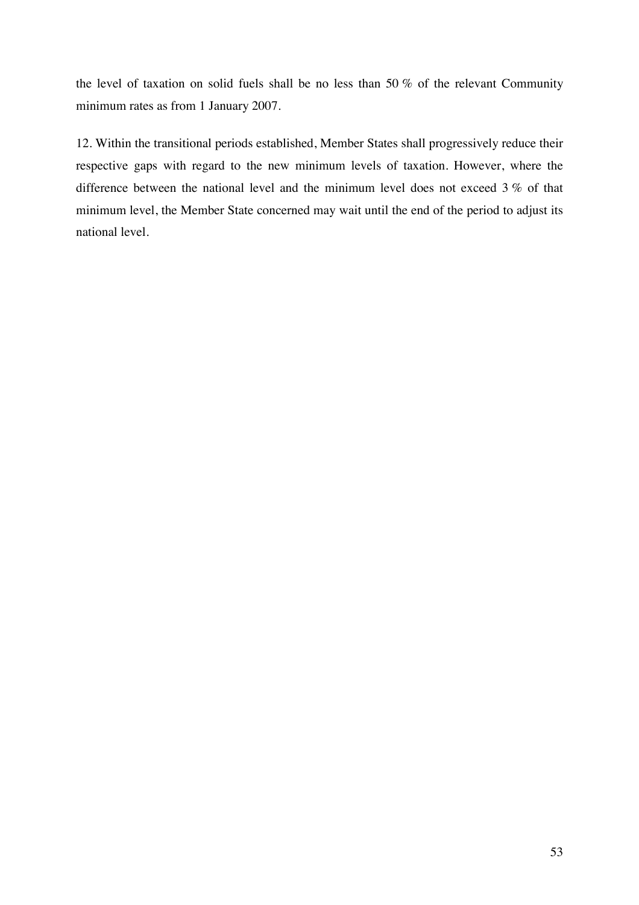the level of taxation on solid fuels shall be no less than 50 % of the relevant Community minimum rates as from 1 January 2007.

12. Within the transitional periods established, Member States shall progressively reduce their respective gaps with regard to the new minimum levels of taxation. However, where the difference between the national level and the minimum level does not exceed 3 % of that minimum level, the Member State concerned may wait until the end of the period to adjust its national level.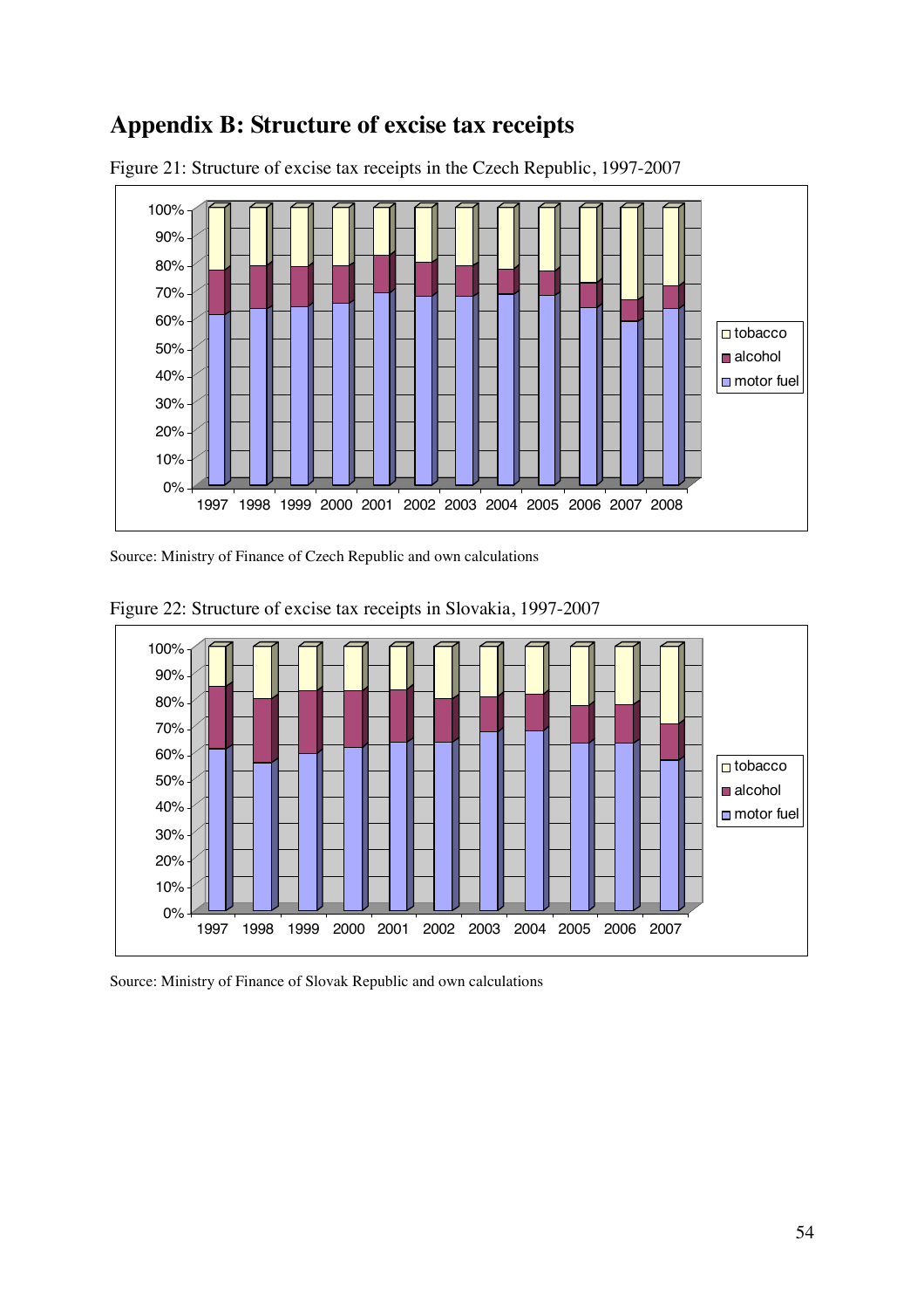## Appendix B: Structure of excise tax receipts

Figure 21: Structure of excise tax receipts in the Czech Republic, 1997-2007

Source: Ministry of Finance of Czech Republic and own calculations

Figure 22: Structure of excise tax receipts in Slovakia, 1997-2007

Source: Ministry of Finance of Slovak Republic and own calculations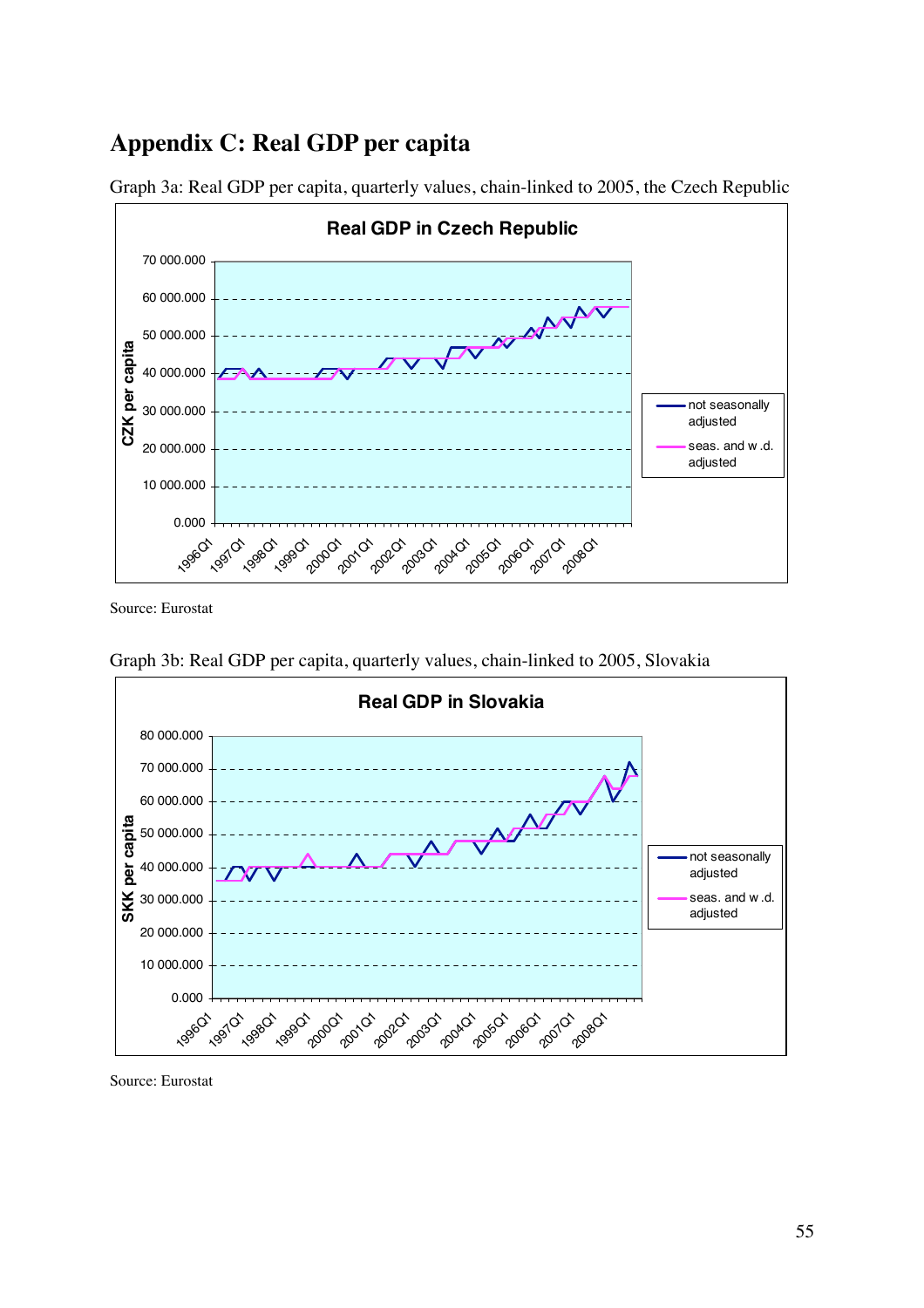# Appendix C: Real GDP per capita

Graph 3a: Real GDP per capita, quarterly values, chain-linked to 2005, the Czech Republic

Source: Eurostat

Graph 3b: Real GDP per capita, quarterly values, chain-linked to 2005, Slovakia

Source: Eurostat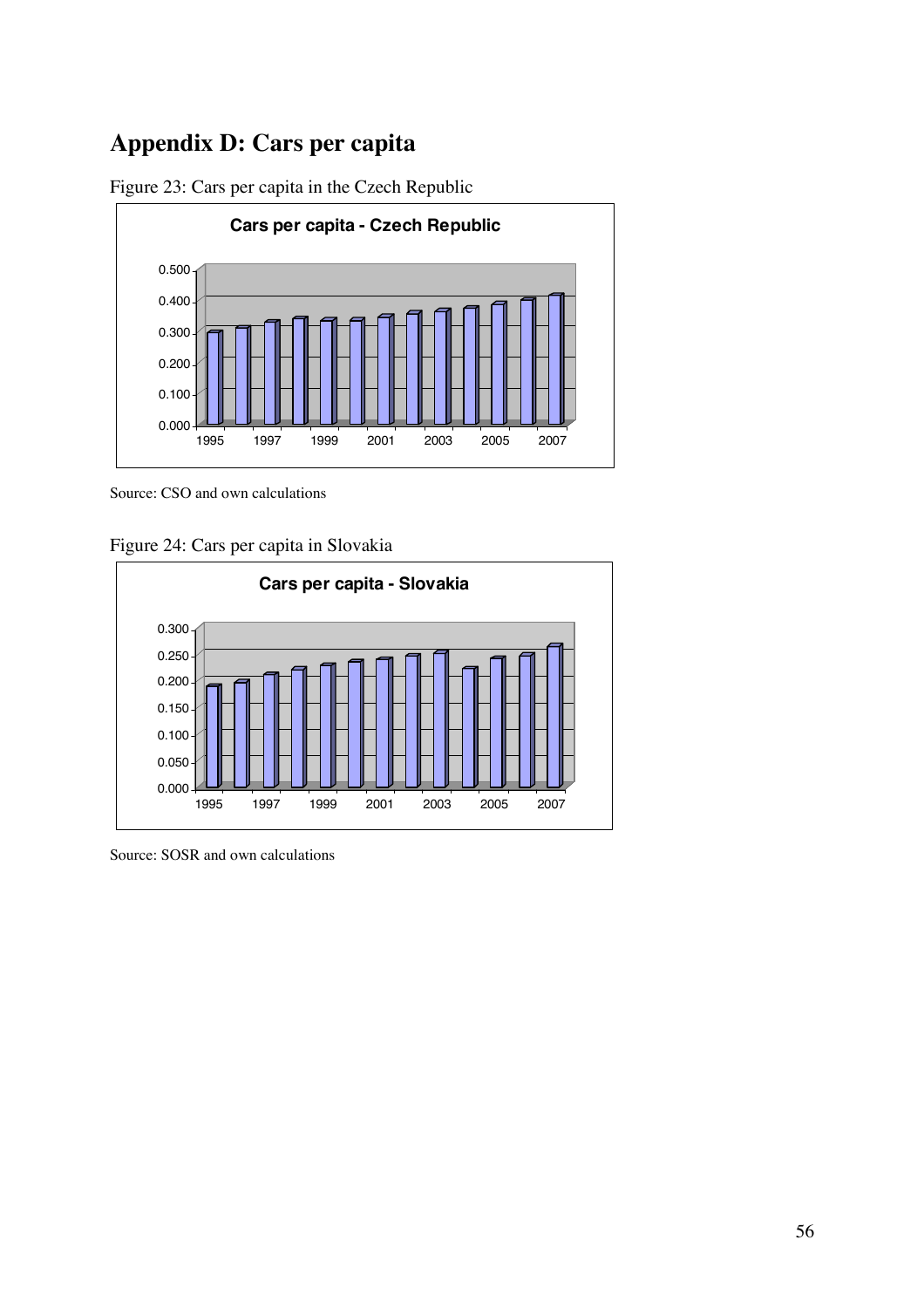# Appendix D: Cars per capita

Figure 23: Cars per capita in the Czech Republic

Source: CSO and own calculations

Figure 24: Cars per capita in Slovakia

Source: SOSR and own calculations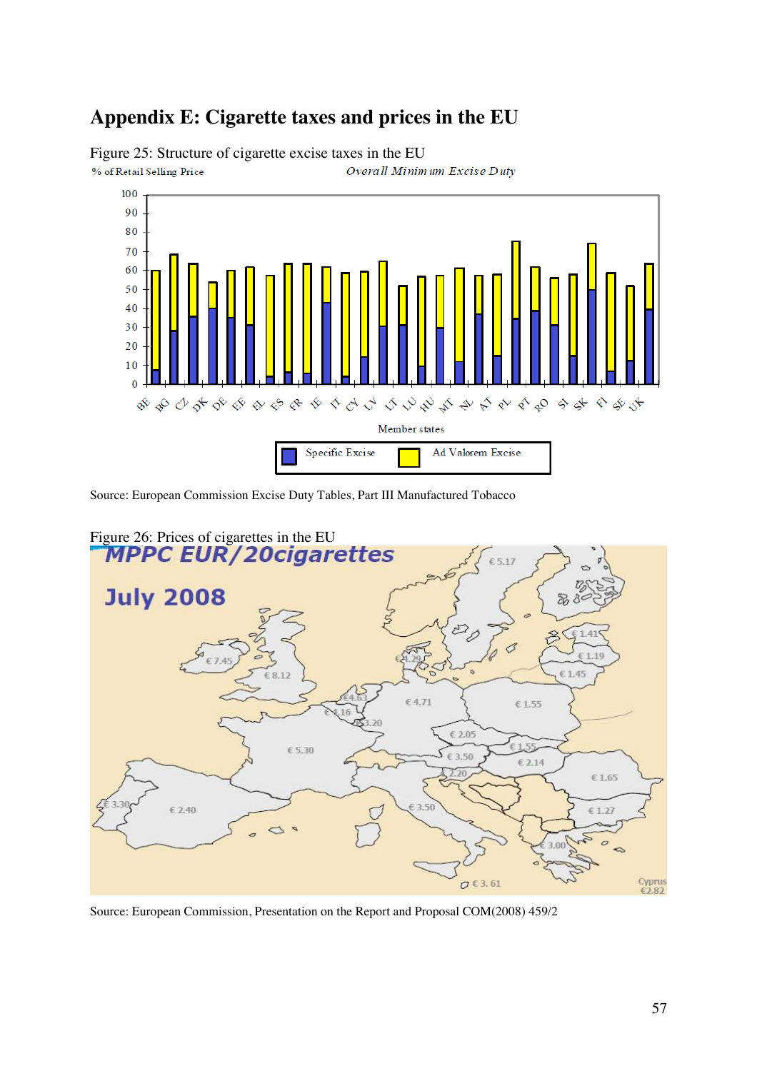# Appendix E: Cigarette taxes and prices in the EU

Figure 25: Structure of cigarette excise taxes in the EU

Source: European Commission Excise Duty Tables, Part III Manufactured Tobacco

Figure 26: Prices of cigarettes in the EU

Source: European Commission, Presentation on the Report and Proposal COM(2008) 459/2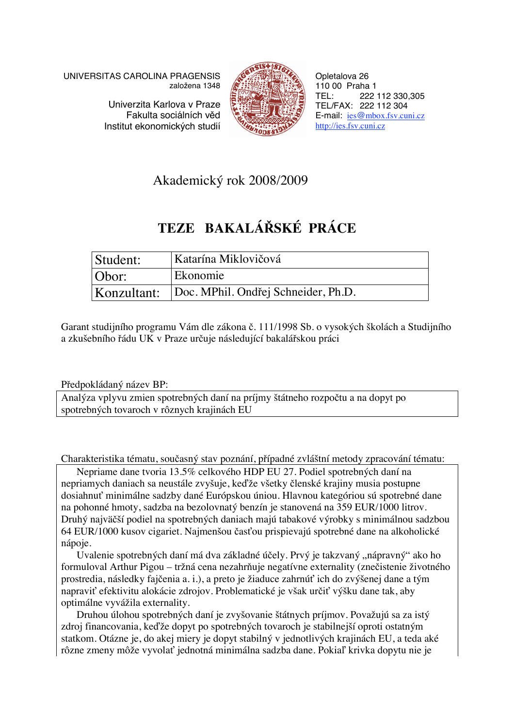UNIVERSITAS CAROLINA PRAGENSIS
založena 1348

Univerzita Karlova v Praze
Fakulta sociálních věd
Institut ekonomických studií

Opletalova 26
110 00 Praha 1
TEL: 222 112 330,305
TEL/FAX: 222 112 304
E-mail: ies@mbox.fsv.cuni.cz
http://ies.fsv.cuni.cz

Akademický rok 2008/2009

# TEZE BAKALÁŘSKÉ PRÁCE

| Student: | Katarína Miklovičová |
|---|---|
| Obor: | Ekonomie |
| Konzultant: | Doc. MPhil. Ondřej Schneider, Ph.D. |

Garant studijního programu Vám dle zákona č. 111/1998 Sb. o vysokých školách a Studijního a zkušebního řádu UK v Praze určuje následující bakalářskou práci

Předpokládaný název BP:

Analýza vplyvu zmien spotrebných daní na príjmy štátneho rozpočtu a na dopyt po spotrebných tovaroch v rôznych krajinách EU

Charakteristika tématu, současný stav poznání, případné zvláštní metody zpracování tématu:

Nepriame dane tvoria 13.5% celkového HDP EU 27. Podiel spotrebných daní na nepriamych daniach sa neustále zvyšuje, keďže všetky členské krajiny musia postupne dosiahnuť minimálne sadzby dané Európskou úniou. Hlavnou kategóriou sú spotrebné dane na pohonné hmoty, sadzba na bezolovnatý benzín je stanovená na 359 EUR/1000 litrov. Druhý najväčší podiel na spotrebných daniach majú tabakové výrobky s minimálnou sadzbou 64 EUR/1000 kusov cigariet. Najmenšou časťou prispievajú spotrebné dane na alkoholické nápoje.

Uvalenie spotrebných daní má dva základné účely. Prvý je takzvaný „nápravný" ako ho formuloval Arthur Pigou – tržná cena nezahrňuje negatívne externality (znečistenie životného prostredia, následky fajčenia a. i.), a preto je žiaduce zahrnúť ich do zvýšenej dane a tým napraviť efektivitu alokácie zdrojov. Problematické je však určiť výšku dane tak, aby optimálne vyvážila externality.

Druhou úlohou spotrebných daní je zvyšovanie štátnych príjmov. Považujú sa za istý zdroj financovania, keďže dopyt po spotrebných tovaroch je stabilnejší oproti ostatným statkom. Otázne je, do akej miery je dopyt stabilný v jednotlivých krajinách EU, a teda aké rôzne zmeny môže vyvolať jednotná minimálna sadzba dane. Pokiaľ krivka dopytu nie je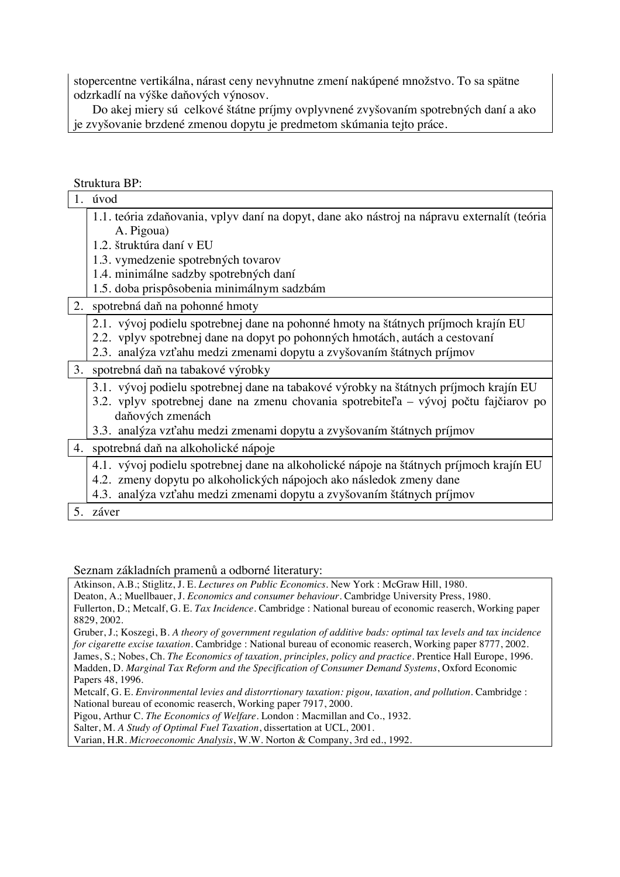stopercentne vertikálna, nárast ceny nevyhnutne zmení nakúpené množstvo. To sa spätne odzrkadlí na výške daňových výnosov.

Do akej miery sú celkové štátne príjmy ovplyvnené zvyšovaním spotrebných daní a ako je zvyšovanie brzdené zmenou dopytu je predmetom skúmania tejto práce.

Struktura BP:

1. úvod
   - 1.1. teória zdaňovania, vplyv daní na dopyt, dane ako nástroj na nápravu externalít (teória A. Pigoua)
   - 1.2. štruktúra daní v EU
   - 1.3. vymedzenie spotrebných tovarov
   - 1.4. minimálne sadzby spotrebných daní
   - 1.5. doba prispôsobenia minimálnym sadzbám
2. spotrebná daň na pohonné hmoty
   - 2.1. vývoj podielu spotrebnej dane na pohonné hmoty na štátnych príjmoch krajín EU
   - 2.2. vplyv spotrebnej dane na dopyt po pohonných hmotách, autách a cestovaní
   - 2.3. analýza vzťahu medzi zmenami dopytu a zvyšovaním štátnych príjmov
3. spotrebná daň na tabakové výrobky
   - 3.1. vývoj podielu spotrebnej dane na tabakové výrobky na štátnych príjmoch krajín EU
   - 3.2. vplyv spotrebnej dane na zmenu chovania spotrebiteľa – vývoj počtu fajčiarov po daňových zmenách
   - 3.3. analýza vzťahu medzi zmenami dopytu a zvyšovaním štátnych príjmov
4. spotrebná daň na alkoholické nápoje
   - 4.1. vývoj podielu spotrebnej dane na alkoholické nápoje na štátnych príjmoch krajín EU
   - 4.2. zmeny dopytu po alkoholických nápojoch ako následok zmeny dane
   - 4.3. analýza vzťahu medzi zmenami dopytu a zvyšovaním štátnych príjmov
5. záver

Seznam základních pramenů a odborné literatury:

Atkinson, A.B.; Stiglitz, J. E. *Lectures on Public Economics*. New York : McGraw Hill, 1980.
Deaton, A.; Muellbauer, J. *Economics and consumer behaviour*. Cambridge University Press, 1980.
Fullerton, D.; Metcalf, G. E. *Tax Incidence*. Cambridge : National bureau of economic reaserch, Working paper 8829, 2002.
Gruber, J.; Koszegi, B. *A theory of government regulation of additive bads: optimal tax levels and tax incidence for cigarette excise taxation*. Cambridge : National bureau of economic reaserch, Working paper 8777, 2002.
James, S.; Nobes, Ch. *The Economics of taxation, principles, policy and practice*. Prentice Hall Europe, 1996.
Madden, D. *Marginal Tax Reform and the Specification of Consumer Demand Systems*, Oxford Economic Papers 48, 1996.
Metcalf, G. E. *Environmental levies and distorrtionary taxation: pigou, taxation, and pollution*. Cambridge : National bureau of economic reaserch, Working paper 7917, 2000.
Pigou, Arthur C. *The Economics of Welfare*. London : Macmillan and Co., 1932.
Salter, M. *A Study of Optimal Fuel Taxation*, dissertation at UCL, 2001.
Varian, H.R. *Microeconomic Analysis*, W.W. Norton & Company, 3rd ed., 1992.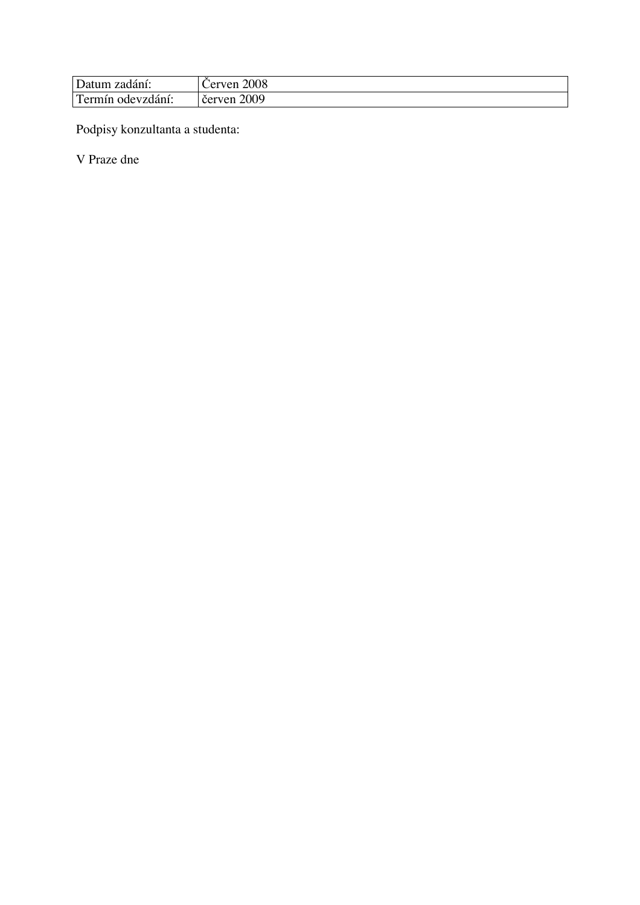| | |
|---|---|
| Datum zadání: | Červen 2008 |
| Termín odevzdání: | červen 2009 |

Podpisy konzultanta a studenta:

V Praze dne